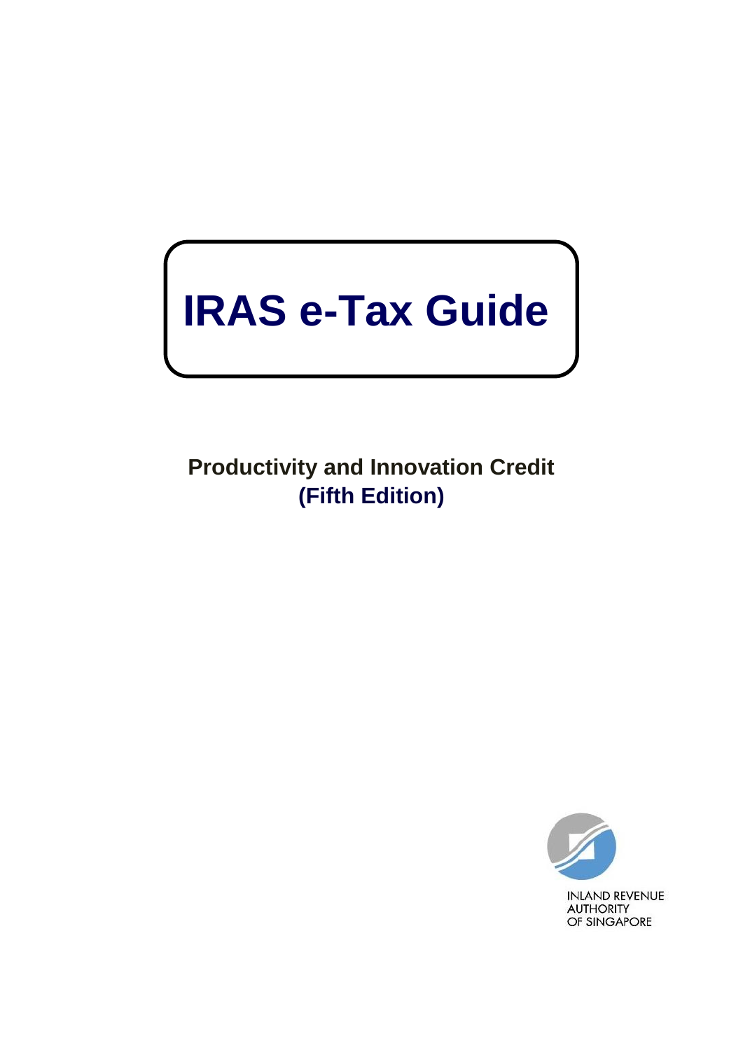# IRAS e-Tax Guide

**Productivity and Innovation Credit**
**(Fifth Edition)**

INLAND REVENUE
AUTHORITY
OF SINGAPORE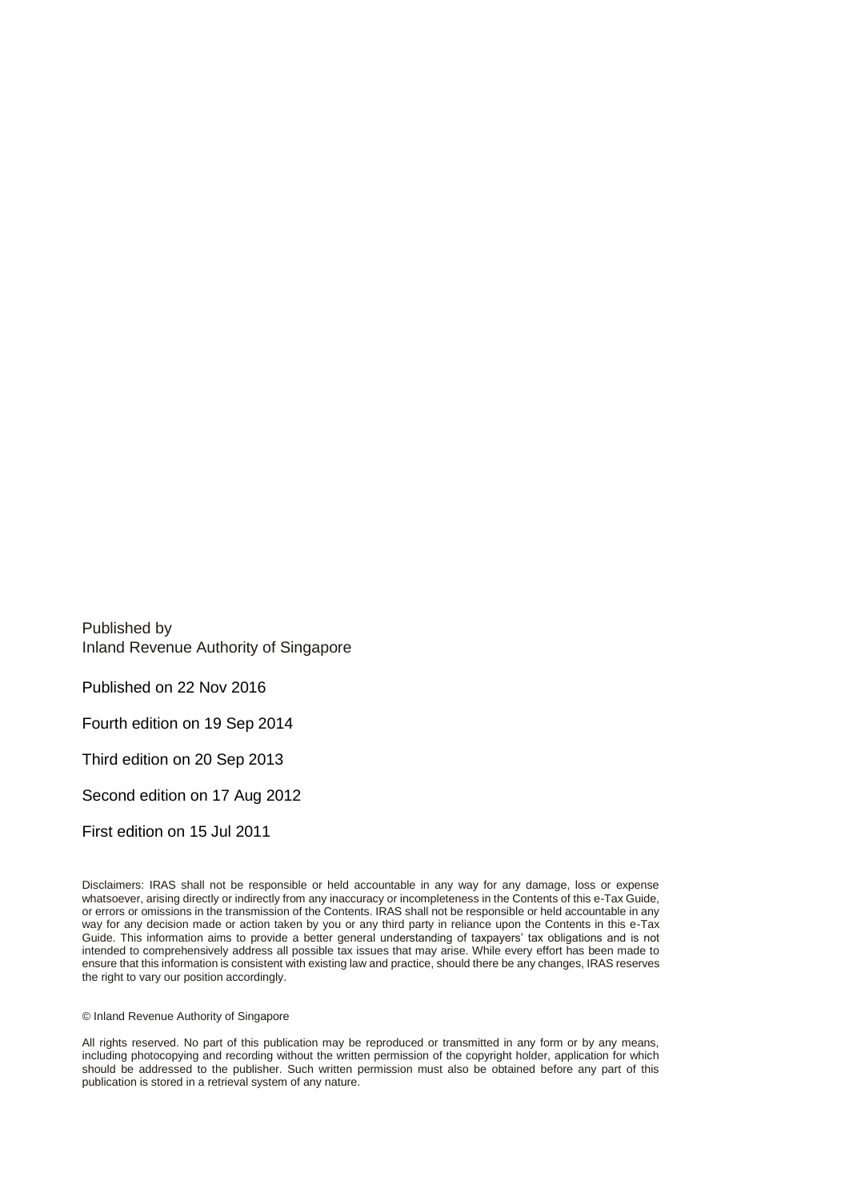Published by
Inland Revenue Authority of Singapore

Published on 22 Nov 2016

Fourth edition on 19 Sep 2014

Third edition on 20 Sep 2013

Second edition on 17 Aug 2012

First edition on 15 Jul 2011

Disclaimers: IRAS shall not be responsible or held accountable in any way for any damage, loss or expense whatsoever, arising directly or indirectly from any inaccuracy or incompleteness in the Contents of this e-Tax Guide, or errors or omissions in the transmission of the Contents. IRAS shall not be responsible or held accountable in any way for any decision made or action taken by you or any third party in reliance upon the Contents in this e-Tax Guide. This information aims to provide a better general understanding of taxpayers' tax obligations and is not intended to comprehensively address all possible tax issues that may arise. While every effort has been made to ensure that this information is consistent with existing law and practice, should there be any changes, IRAS reserves the right to vary our position accordingly.

© Inland Revenue Authority of Singapore

All rights reserved. No part of this publication may be reproduced or transmitted in any form or by any means, including photocopying and recording without the written permission of the copyright holder, application for which should be addressed to the publisher. Such written permission must also be obtained before any part of this publication is stored in a retrieval system of any nature.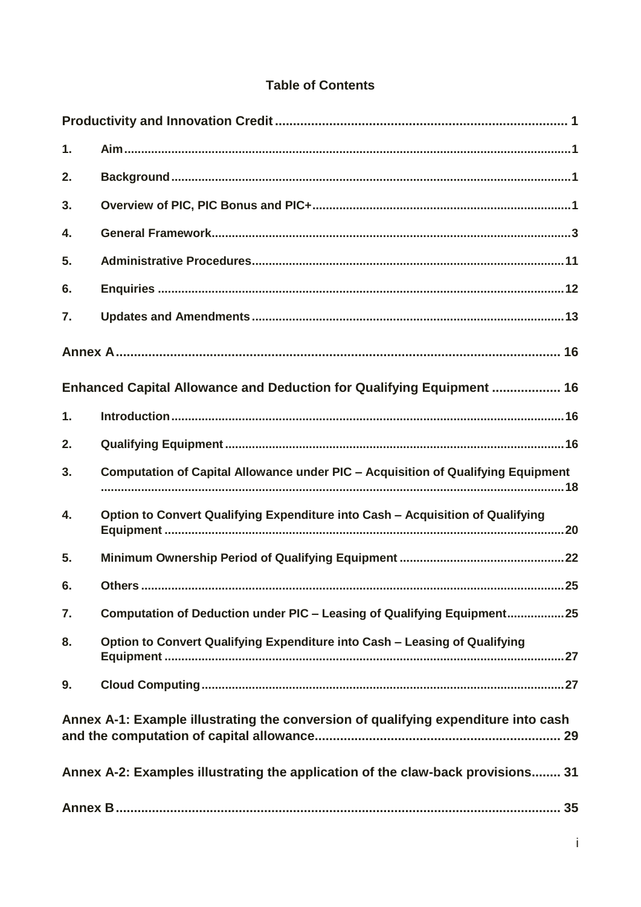# Table of Contents

**Productivity and Innovation Credit** ................................................................................. 1

1. **Aim** .................................................................................................................................... 1
2. **Background** ...................................................................................................................... 1
3. **Overview of PIC, PIC Bonus and PIC+** ............................................................................ 1
4. **General Framework** ......................................................................................................... 3
5. **Administrative Procedures** ............................................................................................ 11
6. **Enquiries** ....................................................................................................................... 12
7. **Updates and Amendments** ............................................................................................ 13

**Annex A** ................................................................................................................................ 16

**Enhanced Capital Allowance and Deduction for Qualifying Equipment** ................... 16

1. **Introduction** ................................................................................................................... 16
2. **Qualifying Equipment** .................................................................................................... 16
3. **Computation of Capital Allowance under PIC – Acquisition of Qualifying Equipment** ........................................................................................................................................ 18
4. **Option to Convert Qualifying Expenditure into Cash – Acquisition of Qualifying Equipment** ...................................................................................................................... 20
5. **Minimum Ownership Period of Qualifying Equipment** ................................................. 22
6. **Others** ............................................................................................................................ 25
7. **Computation of Deduction under PIC – Leasing of Qualifying Equipment** ................. 25
8. **Option to Convert Qualifying Expenditure into Cash – Leasing of Qualifying Equipment** ...................................................................................................................... 27
9. **Cloud Computing** .......................................................................................................... 27

**Annex A-1: Example illustrating the conversion of qualifying expenditure into cash and the computation of capital allowance** .................................................................... 29

**Annex A-2: Examples illustrating the application of the claw-back provisions** ........ 31

**Annex B** ................................................................................................................................ 35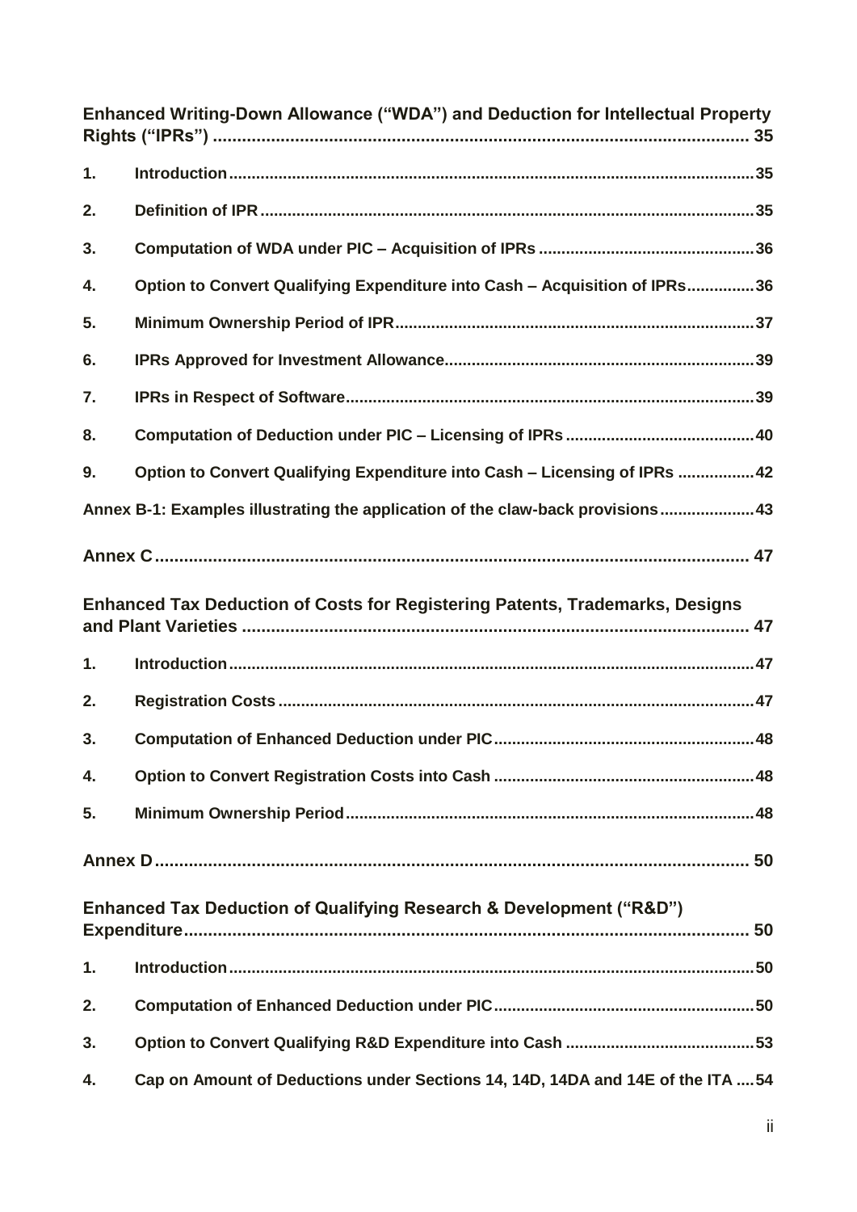**Enhanced Writing-Down Allowance ("WDA") and Deduction for Intellectual Property Rights ("IPRs")** ..... 35

1. Introduction ..... 35
2. Definition of IPR ..... 35
3. Computation of WDA under PIC – Acquisition of IPRs ..... 36
4. Option to Convert Qualifying Expenditure into Cash – Acquisition of IPRs ..... 36
5. Minimum Ownership Period of IPR ..... 37
6. IPRs Approved for Investment Allowance ..... 39
7. IPRs in Respect of Software ..... 39
8. Computation of Deduction under PIC – Licensing of IPRs ..... 40
9. Option to Convert Qualifying Expenditure into Cash – Licensing of IPRs ..... 42

Annex B-1: Examples illustrating the application of the claw-back provisions ..... 43

**Annex C** ..... 47

**Enhanced Tax Deduction of Costs for Registering Patents, Trademarks, Designs and Plant Varieties** ..... 47

1. Introduction ..... 47
2. Registration Costs ..... 47
3. Computation of Enhanced Deduction under PIC ..... 48
4. Option to Convert Registration Costs into Cash ..... 48
5. Minimum Ownership Period ..... 48

**Annex D** ..... 50

**Enhanced Tax Deduction of Qualifying Research & Development ("R&D") Expenditure** ..... 50

1. Introduction ..... 50
2. Computation of Enhanced Deduction under PIC ..... 50
3. Option to Convert Qualifying R&D Expenditure into Cash ..... 53
4. Cap on Amount of Deductions under Sections 14, 14D, 14DA and 14E of the ITA ..... 54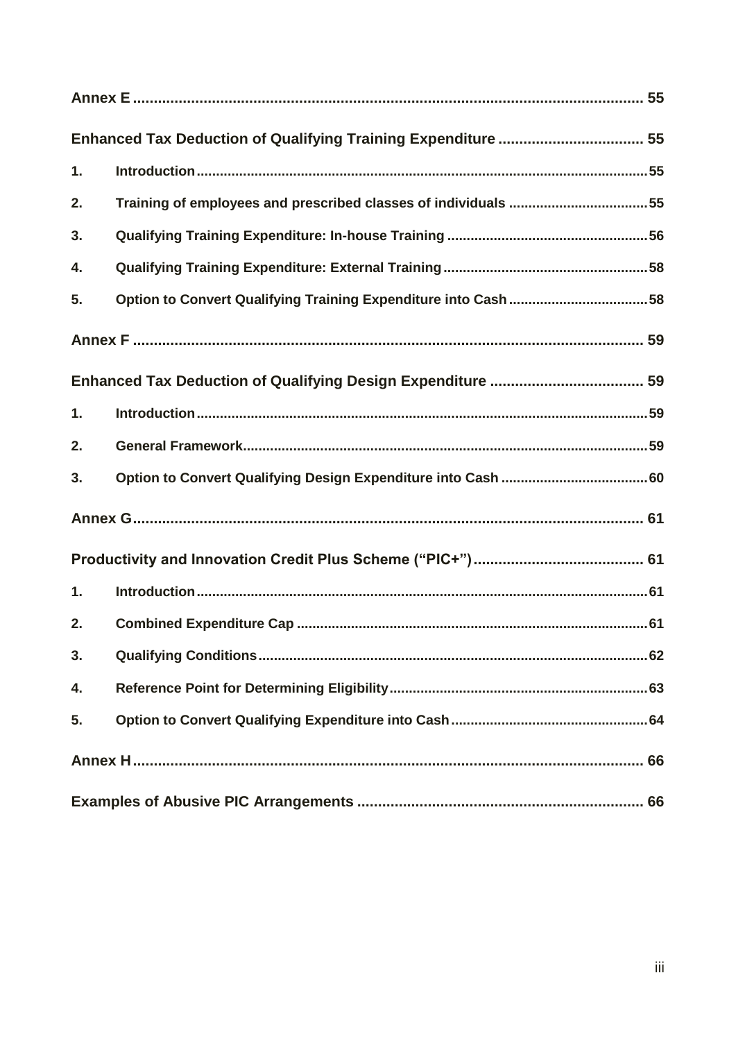**Annex E** ........................................................................................................................ 55

**Enhanced Tax Deduction of Qualifying Training Expenditure** .................................. 55

1. **Introduction** ........................................................................................................................ 55
2. **Training of employees and prescribed classes of individuals** .................................. 55
3. **Qualifying Training Expenditure: In-house Training** ...................................................... 56
4. **Qualifying Training Expenditure: External Training** ...................................................... 58
5. **Option to Convert Qualifying Training Expenditure into Cash** .................................. 58

**Annex F** ........................................................................................................................ 59

**Enhanced Tax Deduction of Qualifying Design Expenditure** .................................... 59

1. **Introduction** ........................................................................................................................ 59
2. **General Framework** ........................................................................................................... 59
3. **Option to Convert Qualifying Design Expenditure into Cash** ...................................... 60

**Annex G** ........................................................................................................................ 61

**Productivity and Innovation Credit Plus Scheme ("PIC+")** ........................................ 61

1. **Introduction** ........................................................................................................................ 61
2. **Combined Expenditure Cap** ............................................................................................. 61
3. **Qualifying Conditions** ....................................................................................................... 62
4. **Reference Point for Determining Eligibility** ................................................................... 63
5. **Option to Convert Qualifying Expenditure into Cash** ................................................... 64

**Annex H** ........................................................................................................................ 66

**Examples of Abusive PIC Arrangements** ..................................................................... 66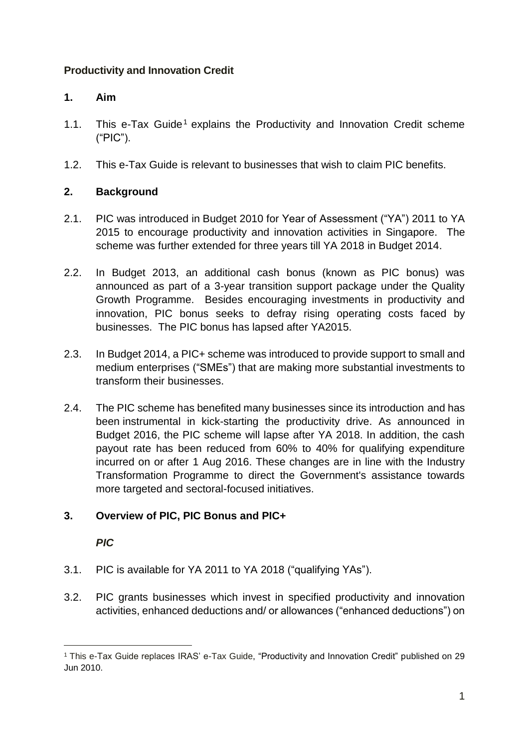**Productivity and Innovation Credit**

## 1. Aim

1.1. This e-Tax Guide[1] explains the Productivity and Innovation Credit scheme ("PIC").

1.2. This e-Tax Guide is relevant to businesses that wish to claim PIC benefits.

## 2. Background

2.1. PIC was introduced in Budget 2010 for Year of Assessment ("YA") 2011 to YA 2015 to encourage productivity and innovation activities in Singapore. The scheme was further extended for three years till YA 2018 in Budget 2014.

2.2. In Budget 2013, an additional cash bonus (known as PIC bonus) was announced as part of a 3-year transition support package under the Quality Growth Programme. Besides encouraging investments in productivity and innovation, PIC bonus seeks to defray rising operating costs faced by businesses. The PIC bonus has lapsed after YA2015.

2.3. In Budget 2014, a PIC+ scheme was introduced to provide support to small and medium enterprises ("SMEs") that are making more substantial investments to transform their businesses.

2.4. The PIC scheme has benefited many businesses since its introduction and has been instrumental in kick-starting the productivity drive. As announced in Budget 2016, the PIC scheme will lapse after YA 2018. In addition, the cash payout rate has been reduced from 60% to 40% for qualifying expenditure incurred on or after 1 Aug 2016. These changes are in line with the Industry Transformation Programme to direct the Government's assistance towards more targeted and sectoral-focused initiatives.

## 3. Overview of PIC, PIC Bonus and PIC+

### *PIC*

3.1. PIC is available for YA 2011 to YA 2018 ("qualifying YAs").

3.2. PIC grants businesses which invest in specified productivity and innovation activities, enhanced deductions and/ or allowances ("enhanced deductions") on

[1] This e-Tax Guide replaces IRAS' e-Tax Guide, "Productivity and Innovation Credit" published on 29 Jun 2010.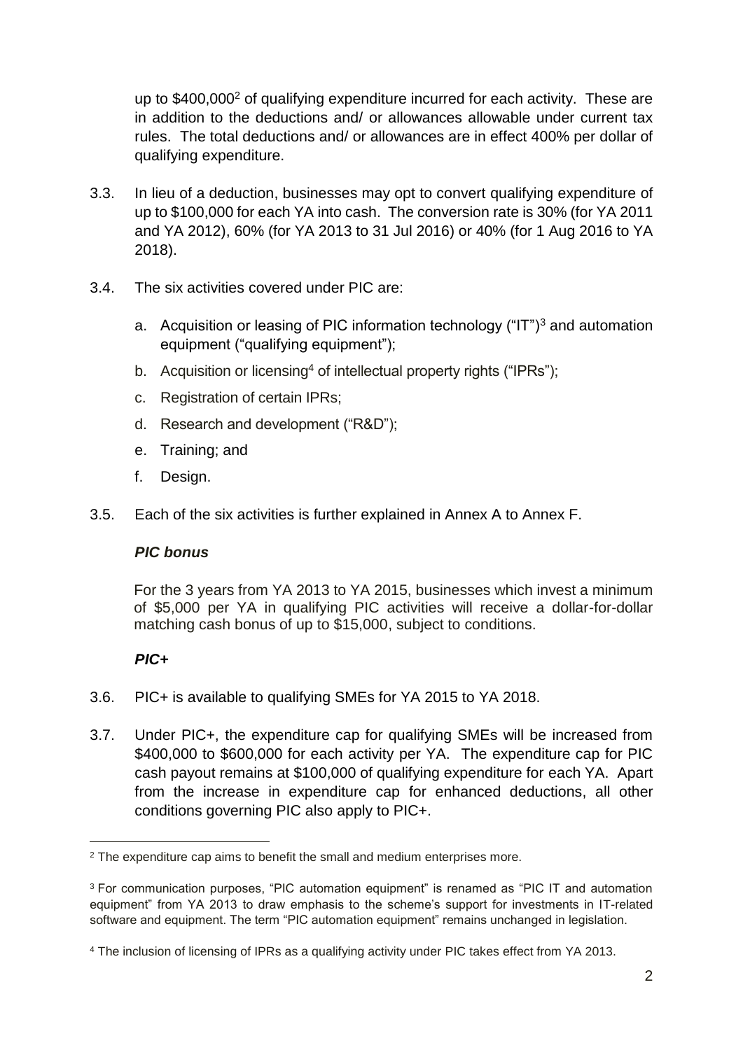up to $400,000[2] of qualifying expenditure incurred for each activity. These are in addition to the deductions and/ or allowances allowable under current tax rules. The total deductions and/ or allowances are in effect 400% per dollar of qualifying expenditure.

3.3. In lieu of a deduction, businesses may opt to convert qualifying expenditure of up to $100,000 for each YA into cash. The conversion rate is 30% (for YA 2011 and YA 2012), 60% (for YA 2013 to 31 Jul 2016) or 40% (for 1 Aug 2016 to YA 2018).

3.4. The six activities covered under PIC are:

a. Acquisition or leasing of PIC information technology ("IT")[3] and automation equipment ("qualifying equipment");

b. Acquisition or licensing[4] of intellectual property rights ("IPRs");

c. Registration of certain IPRs;

d. Research and development ("R&D");

e. Training; and

f. Design.

3.5. Each of the six activities is further explained in Annex A to Annex F.

***PIC bonus***

For the 3 years from YA 2013 to YA 2015, businesses which invest a minimum of $5,000 per YA in qualifying PIC activities will receive a dollar-for-dollar matching cash bonus of up to $15,000, subject to conditions.

***PIC+***

3.6. PIC+ is available to qualifying SMEs for YA 2015 to YA 2018.

3.7. Under PIC+, the expenditure cap for qualifying SMEs will be increased from $400,000 to $600,000 for each activity per YA. The expenditure cap for PIC cash payout remains at $100,000 of qualifying expenditure for each YA. Apart from the increase in expenditure cap for enhanced deductions, all other conditions governing PIC also apply to PIC+.

---

[2] The expenditure cap aims to benefit the small and medium enterprises more.

[3] For communication purposes, "PIC automation equipment" is renamed as "PIC IT and automation equipment" from YA 2013 to draw emphasis to the scheme's support for investments in IT-related software and equipment. The term "PIC automation equipment" remains unchanged in legislation.

[4] The inclusion of licensing of IPRs as a qualifying activity under PIC takes effect from YA 2013.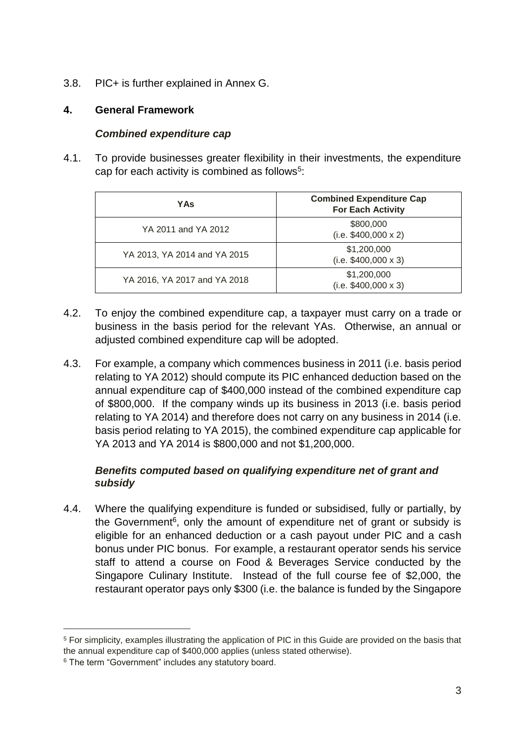3.8. PIC+ is further explained in Annex G.

## 4. General Framework

### *Combined expenditure cap*

4.1. To provide businesses greater flexibility in their investments, the expenditure cap for each activity is combined as follows[5]:

| YAs | Combined Expenditure Cap For Each Activity |
|---|---|
| YA 2011 and YA 2012 | \$800,000 (i.e. \$400,000 x 2) |
| YA 2013, YA 2014 and YA 2015 | \$1,200,000 (i.e. \$400,000 x 3) |
| YA 2016, YA 2017 and YA 2018 | \$1,200,000 (i.e. \$400,000 x 3) |

4.2. To enjoy the combined expenditure cap, a taxpayer must carry on a trade or business in the basis period for the relevant YAs. Otherwise, an annual or adjusted combined expenditure cap will be adopted.

4.3. For example, a company which commences business in 2011 (i.e. basis period relating to YA 2012) should compute its PIC enhanced deduction based on the annual expenditure cap of \$400,000 instead of the combined expenditure cap of \$800,000. If the company winds up its business in 2013 (i.e. basis period relating to YA 2014) and therefore does not carry on any business in 2014 (i.e. basis period relating to YA 2015), the combined expenditure cap applicable for YA 2013 and YA 2014 is \$800,000 and not \$1,200,000.

### *Benefits computed based on qualifying expenditure net of grant and subsidy*

4.4. Where the qualifying expenditure is funded or subsidised, fully or partially, by the Government[6], only the amount of expenditure net of grant or subsidy is eligible for an enhanced deduction or a cash payout under PIC and a cash bonus under PIC bonus. For example, a restaurant operator sends his service staff to attend a course on Food & Beverages Service conducted by the Singapore Culinary Institute. Instead of the full course fee of \$2,000, the restaurant operator pays only \$300 (i.e. the balance is funded by the Singapore

---

[5] For simplicity, examples illustrating the application of PIC in this Guide are provided on the basis that the annual expenditure cap of \$400,000 applies (unless stated otherwise).

[6] The term "Government" includes any statutory board.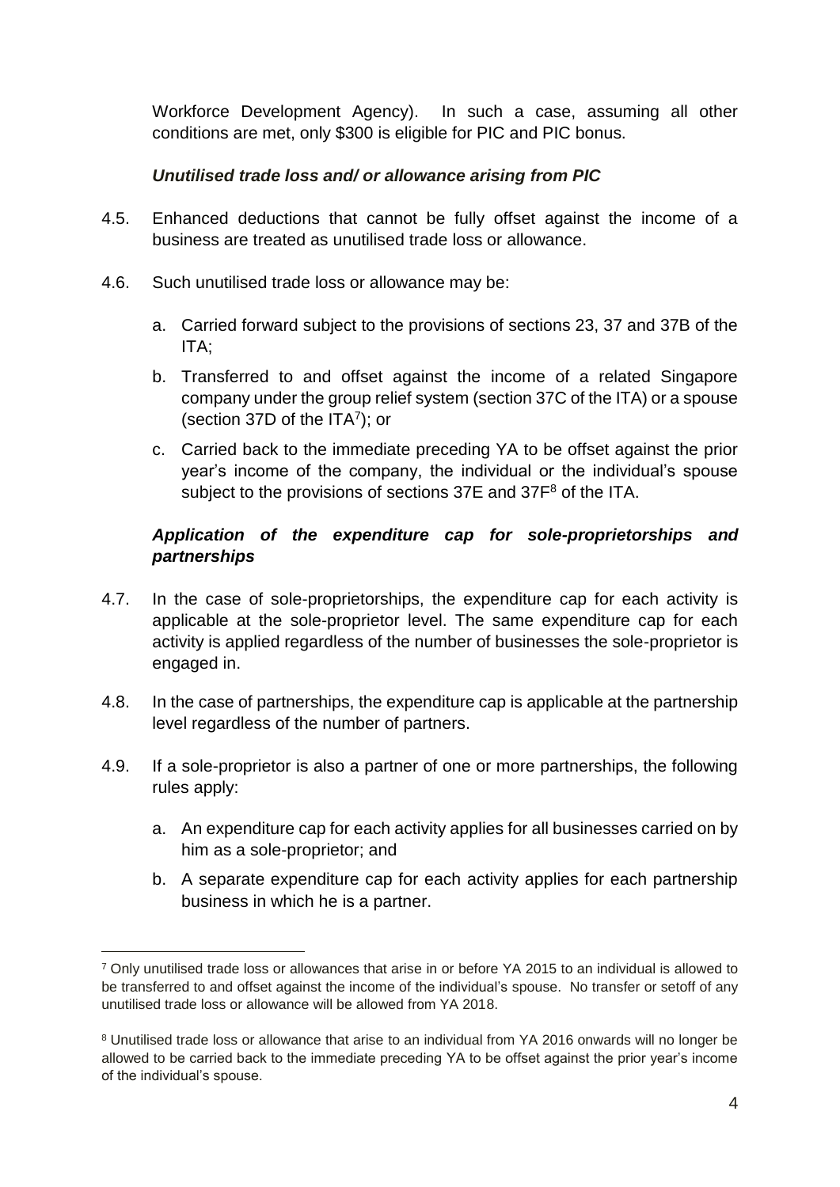Workforce Development Agency). In such a case, assuming all other conditions are met, only $300 is eligible for PIC and PIC bonus.

### *Unutilised trade loss and/ or allowance arising from PIC*

4.5. Enhanced deductions that cannot be fully offset against the income of a business are treated as unutilised trade loss or allowance.

4.6. Such unutilised trade loss or allowance may be:

a. Carried forward subject to the provisions of sections 23, 37 and 37B of the ITA;

b. Transferred to and offset against the income of a related Singapore company under the group relief system (section 37C of the ITA) or a spouse (section 37D of the ITA[7]); or

c. Carried back to the immediate preceding YA to be offset against the prior year's income of the company, the individual or the individual's spouse subject to the provisions of sections 37E and 37F[8] of the ITA.

### *Application of the expenditure cap for sole-proprietorships and partnerships*

4.7. In the case of sole-proprietorships, the expenditure cap for each activity is applicable at the sole-proprietor level. The same expenditure cap for each activity is applied regardless of the number of businesses the sole-proprietor is engaged in.

4.8. In the case of partnerships, the expenditure cap is applicable at the partnership level regardless of the number of partners.

4.9. If a sole-proprietor is also a partner of one or more partnerships, the following rules apply:

a. An expenditure cap for each activity applies for all businesses carried on by him as a sole-proprietor; and

b. A separate expenditure cap for each activity applies for each partnership business in which he is a partner.

---

[7] Only unutilised trade loss or allowances that arise in or before YA 2015 to an individual is allowed to be transferred to and offset against the income of the individual's spouse. No transfer or setoff of any unutilised trade loss or allowance will be allowed from YA 2018.

[8] Unutilised trade loss or allowance that arise to an individual from YA 2016 onwards will no longer be allowed to be carried back to the immediate preceding YA to be offset against the prior year's income of the individual's spouse.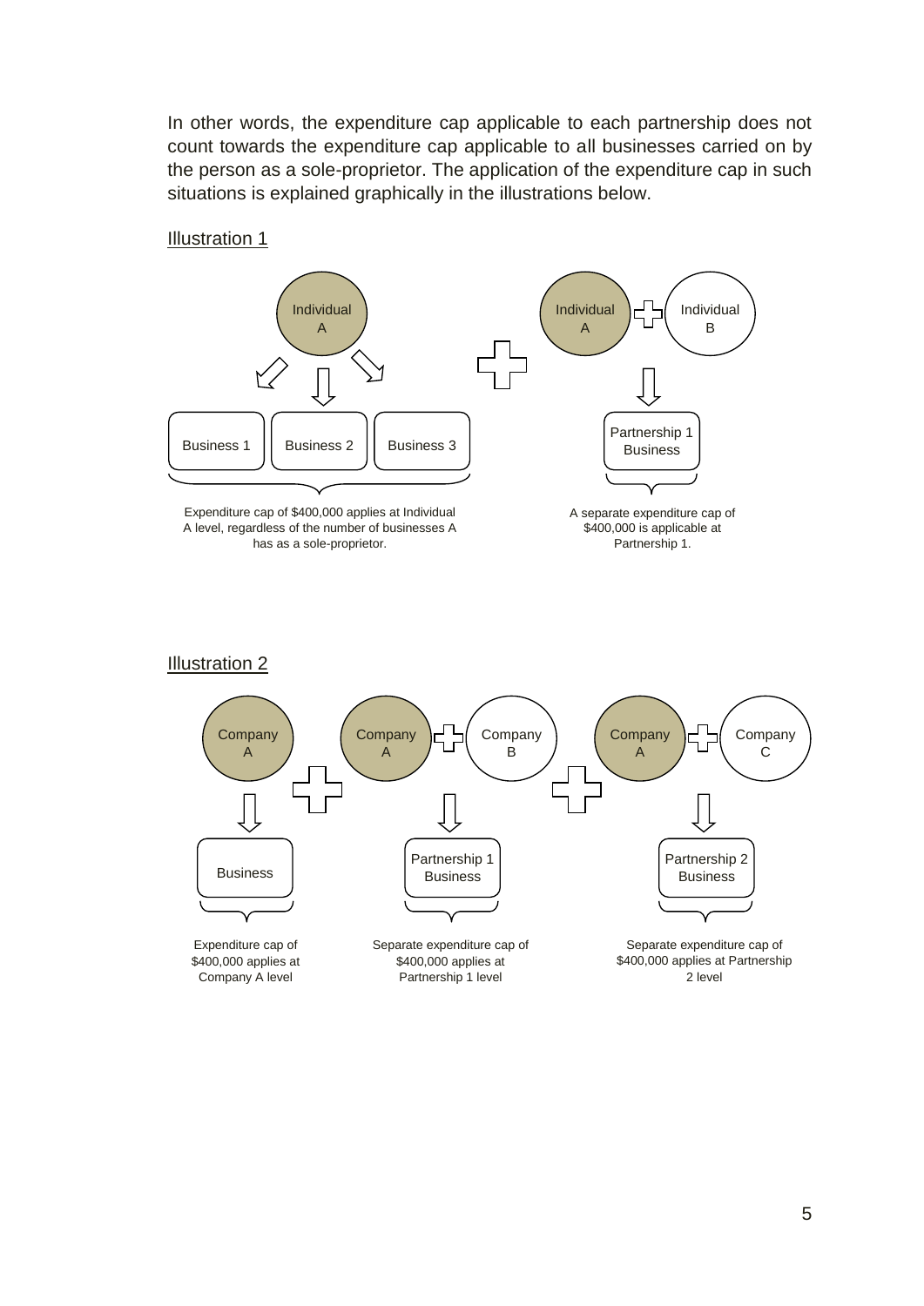In other words, the expenditure cap applicable to each partnership does not count towards the expenditure cap applicable to all businesses carried on by the person as a sole-proprietor. The application of the expenditure cap in such situations is explained graphically in the illustrations below.

Illustration 1

Individual A → Business 1, Business 2, Business 3

Expenditure cap of $400,000 applies at Individual A level, regardless of the number of businesses A has as a sole-proprietor.

\+

Individual A + Individual B → Partnership 1 Business

A separate expenditure cap of $400,000 is applicable at Partnership 1.

Illustration 2

Company A → Business

Expenditure cap of $400,000 applies at Company A level

\+

Company A + Company B → Partnership 1 Business

Separate expenditure cap of $400,000 applies at Partnership 1 level

\+

Company A + Company C → Partnership 2 Business

Separate expenditure cap of $400,000 applies at Partnership 2 level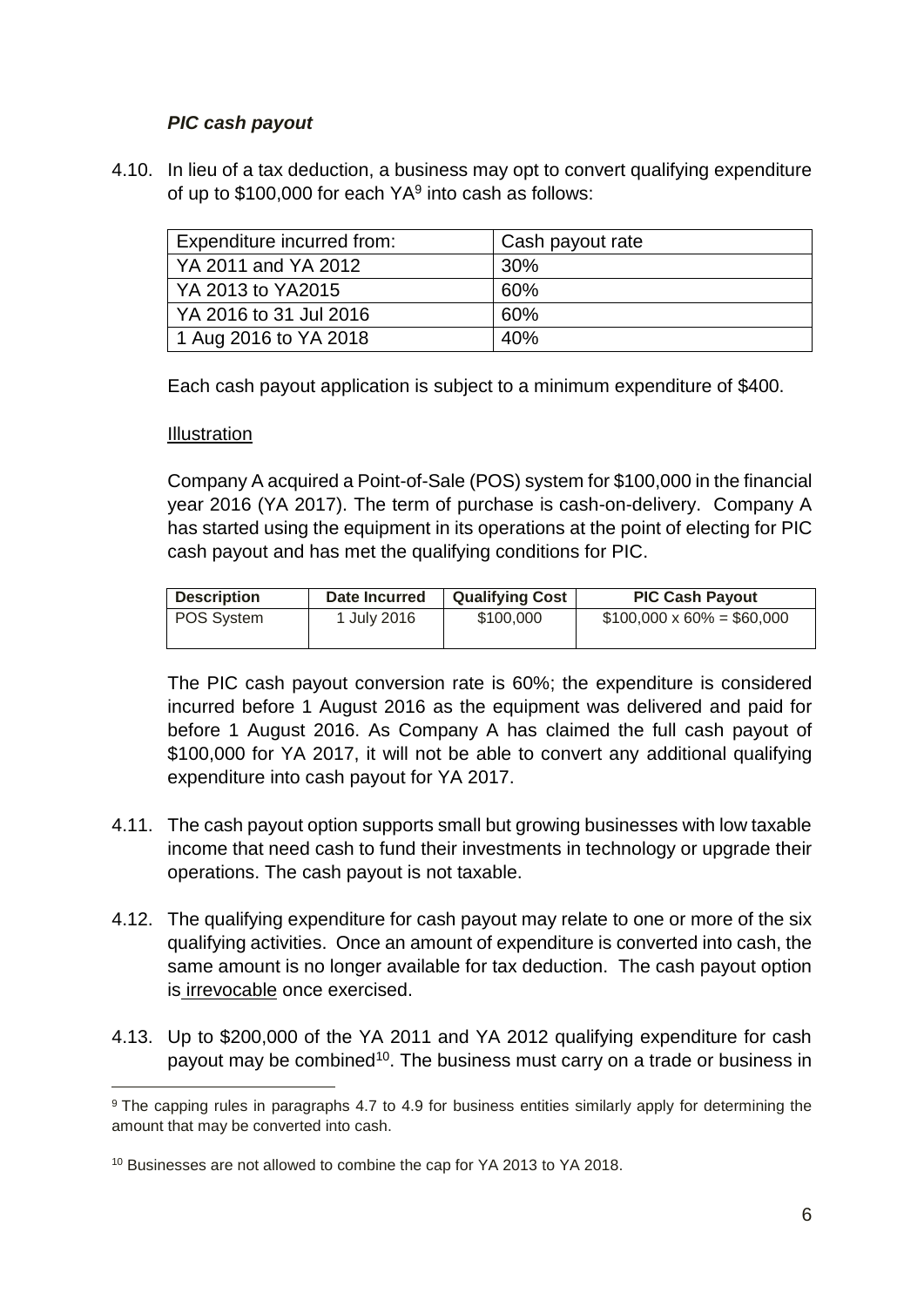***PIC cash payout***

4.10. In lieu of a tax deduction, a business may opt to convert qualifying expenditure of up to $100,000 for each YA[9] into cash as follows:

| Expenditure incurred from: | Cash payout rate |
|---|---|
| YA 2011 and YA 2012 | 30% |
| YA 2013 to YA2015 | 60% |
| YA 2016 to 31 Jul 2016 | 60% |
| 1 Aug 2016 to YA 2018 | 40% |

Each cash payout application is subject to a minimum expenditure of $400.

Illustration

Company A acquired a Point-of-Sale (POS) system for $100,000 in the financial year 2016 (YA 2017). The term of purchase is cash-on-delivery. Company A has started using the equipment in its operations at the point of electing for PIC cash payout and has met the qualifying conditions for PIC.

| **Description** | **Date Incurred** | **Qualifying Cost** | **PIC Cash Payout** |
|---|---|---|---|
| POS System | 1 July 2016 | $100,000 | $100,000 x 60% = $60,000 |

The PIC cash payout conversion rate is 60%; the expenditure is considered incurred before 1 August 2016 as the equipment was delivered and paid for before 1 August 2016. As Company A has claimed the full cash payout of $100,000 for YA 2017, it will not be able to convert any additional qualifying expenditure into cash payout for YA 2017.

4.11. The cash payout option supports small but growing businesses with low taxable income that need cash to fund their investments in technology or upgrade their operations. The cash payout is not taxable.

4.12. The qualifying expenditure for cash payout may relate to one or more of the six qualifying activities. Once an amount of expenditure is converted into cash, the same amount is no longer available for tax deduction. The cash payout option is irrevocable once exercised.

4.13. Up to $200,000 of the YA 2011 and YA 2012 qualifying expenditure for cash payout may be combined[10]. The business must carry on a trade or business in

[9] The capping rules in paragraphs 4.7 to 4.9 for business entities similarly apply for determining the amount that may be converted into cash.

[10] Businesses are not allowed to combine the cap for YA 2013 to YA 2018.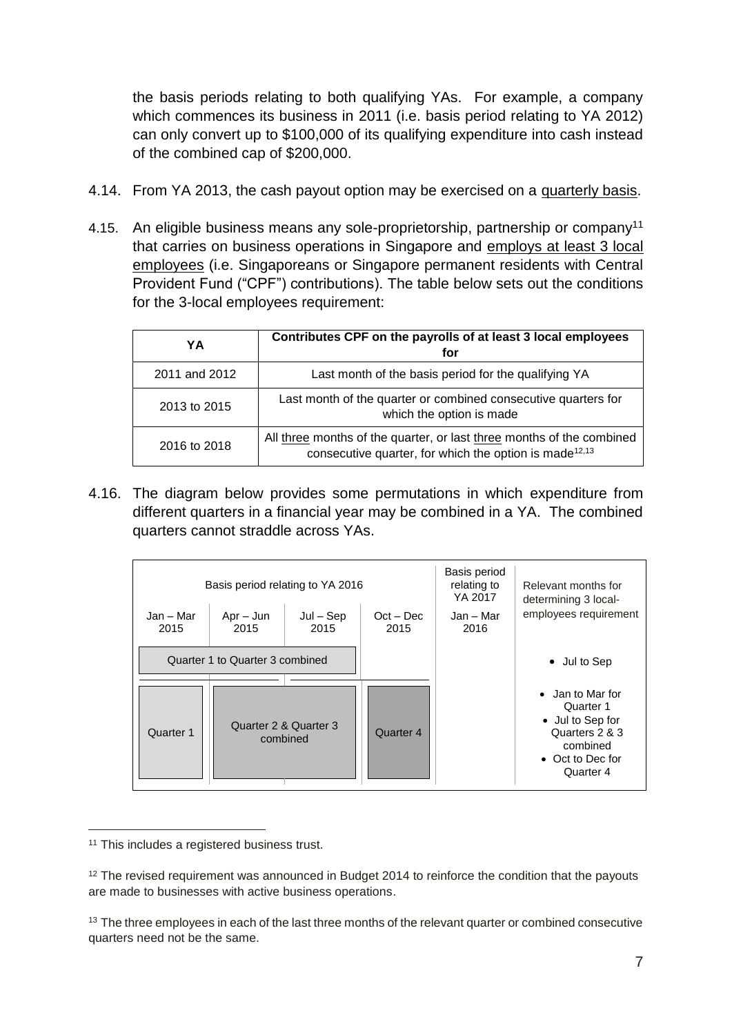the basis periods relating to both qualifying YAs. For example, a company which commences its business in 2011 (i.e. basis period relating to YA 2012) can only convert up to $100,000 of its qualifying expenditure into cash instead of the combined cap of $200,000.

4.14. From YA 2013, the cash payout option may be exercised on a quarterly basis.

4.15. An eligible business means any sole-proprietorship, partnership or company[11] that carries on business operations in Singapore and employs at least 3 local employees (i.e. Singaporeans or Singapore permanent residents with Central Provident Fund ("CPF") contributions). The table below sets out the conditions for the 3-local employees requirement:

| YA | Contributes CPF on the payrolls of at least 3 local employees for |
|---|---|
| 2011 and 2012 | Last month of the basis period for the qualifying YA |
| 2013 to 2015 | Last month of the quarter or combined consecutive quarters for which the option is made |
| 2016 to 2018 | All three months of the quarter, or last three months of the combined consecutive quarter, for which the option is made[12,13] |

4.16. The diagram below provides some permutations in which expenditure from different quarters in a financial year may be combined in a YA. The combined quarters cannot straddle across YAs.

| Basis period relating to YA 2016 | | | | Basis period relating to YA 2017 | Relevant months for determining 3 local-employees requirement |
|---|---|---|---|---|---|
| Jan – Mar 2015 | Apr – Jun 2015 | Jul – Sep 2015 | Oct – Dec 2015 | Jan – Mar 2016 | |
| Quarter 1 to Quarter 3 combined | | | | | • Jul to Sep |
| Quarter 1 | Quarter 2 & Quarter 3 combined | | Quarter 4 | | • Jan to Mar for Quarter 1<br>• Jul to Sep for Quarters 2 & 3 combined<br>• Oct to Dec for Quarter 4 |

[11] This includes a registered business trust.

[12] The revised requirement was announced in Budget 2014 to reinforce the condition that the payouts are made to businesses with active business operations.

[13] The three employees in each of the last three months of the relevant quarter or combined consecutive quarters need not be the same.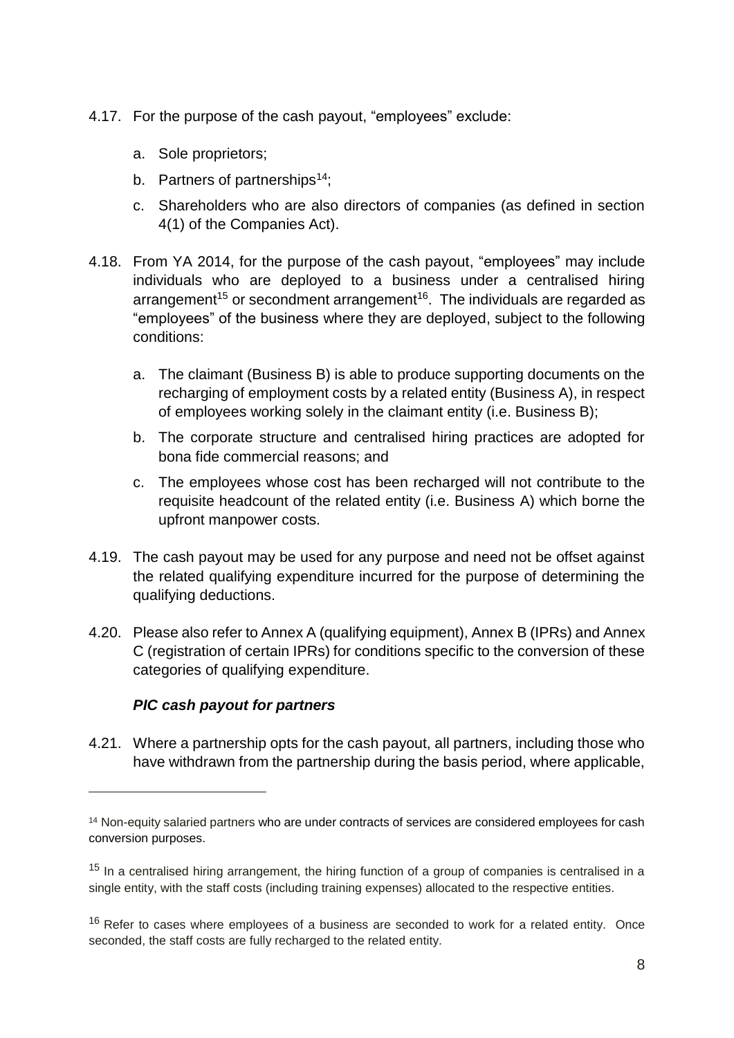4.17. For the purpose of the cash payout, “employees” exclude:

  a. Sole proprietors;

  b. Partners of partnerships[14];

  c. Shareholders who are also directors of companies (as defined in section 4(1) of the Companies Act).

4.18. From YA 2014, for the purpose of the cash payout, “employees” may include individuals who are deployed to a business under a centralised hiring arrangement[15] or secondment arrangement[16]. The individuals are regarded as “employees” of the business where they are deployed, subject to the following conditions:

  a. The claimant (Business B) is able to produce supporting documents on the recharging of employment costs by a related entity (Business A), in respect of employees working solely in the claimant entity (i.e. Business B);

  b. The corporate structure and centralised hiring practices are adopted for bona fide commercial reasons; and

  c. The employees whose cost has been recharged will not contribute to the requisite headcount of the related entity (i.e. Business A) which borne the upfront manpower costs.

4.19. The cash payout may be used for any purpose and need not be offset against the related qualifying expenditure incurred for the purpose of determining the qualifying deductions.

4.20. Please also refer to Annex A (qualifying equipment), Annex B (IPRs) and Annex C (registration of certain IPRs) for conditions specific to the conversion of these categories of qualifying expenditure.

***PIC cash payout for partners***

4.21. Where a partnership opts for the cash payout, all partners, including those who have withdrawn from the partnership during the basis period, where applicable,

---

[14] Non-equity salaried partners who are under contracts of services are considered employees for cash conversion purposes.

[15] In a centralised hiring arrangement, the hiring function of a group of companies is centralised in a single entity, with the staff costs (including training expenses) allocated to the respective entities.

[16] Refer to cases where employees of a business are seconded to work for a related entity. Once seconded, the staff costs are fully recharged to the related entity.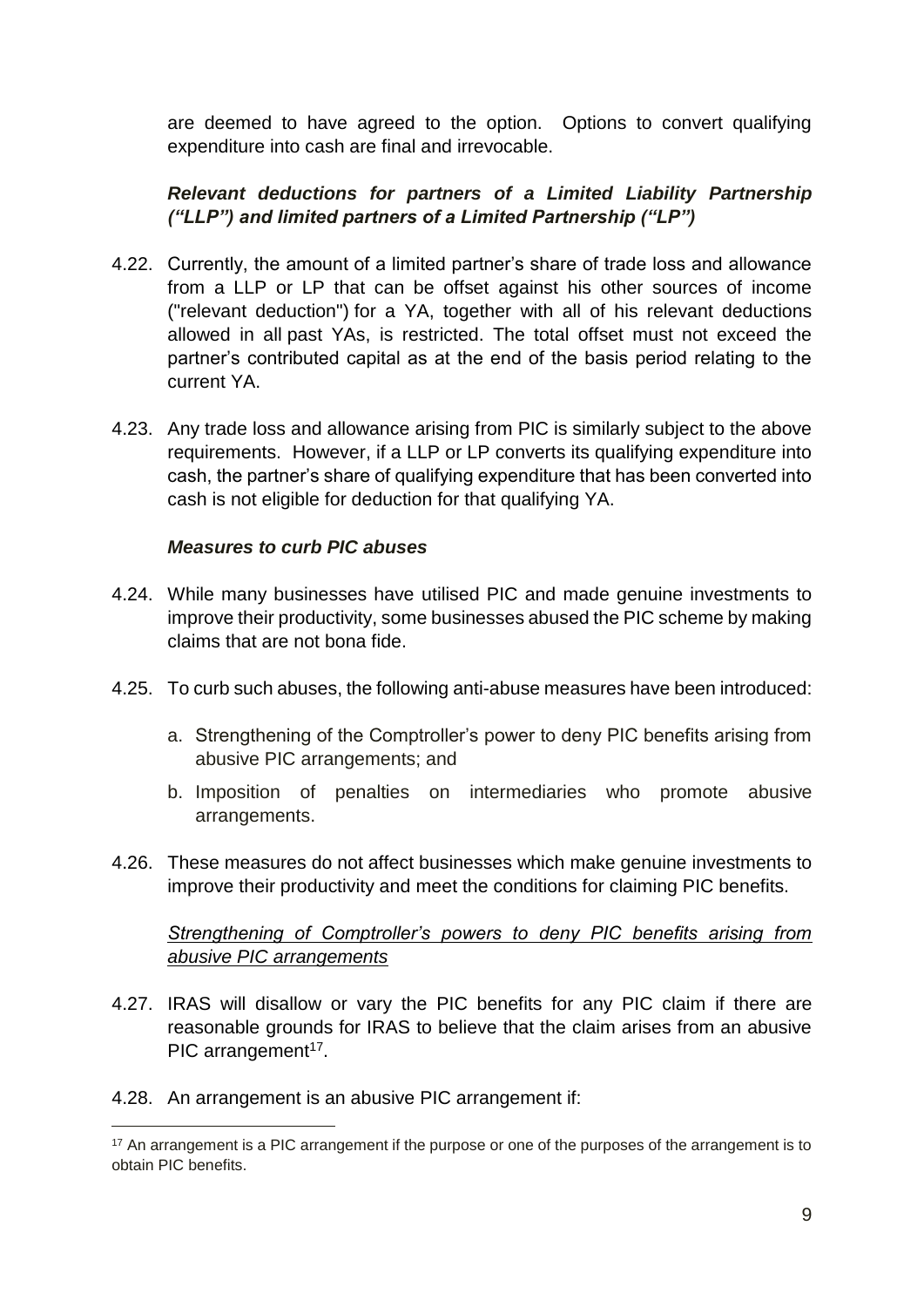are deemed to have agreed to the option. Options to convert qualifying expenditure into cash are final and irrevocable.

***Relevant deductions for partners of a Limited Liability Partnership ("LLP") and limited partners of a Limited Partnership ("LP")***

4.22. Currently, the amount of a limited partner's share of trade loss and allowance from a LLP or LP that can be offset against his other sources of income ("relevant deduction") for a YA, together with all of his relevant deductions allowed in all past YAs, is restricted. The total offset must not exceed the partner's contributed capital as at the end of the basis period relating to the current YA.

4.23. Any trade loss and allowance arising from PIC is similarly subject to the above requirements. However, if a LLP or LP converts its qualifying expenditure into cash, the partner's share of qualifying expenditure that has been converted into cash is not eligible for deduction for that qualifying YA.

***Measures to curb PIC abuses***

4.24. While many businesses have utilised PIC and made genuine investments to improve their productivity, some businesses abused the PIC scheme by making claims that are not bona fide.

4.25. To curb such abuses, the following anti-abuse measures have been introduced:

a. Strengthening of the Comptroller's power to deny PIC benefits arising from abusive PIC arrangements; and

b. Imposition of penalties on intermediaries who promote abusive arrangements.

4.26. These measures do not affect businesses which make genuine investments to improve their productivity and meet the conditions for claiming PIC benefits.

*Strengthening of Comptroller's powers to deny PIC benefits arising from abusive PIC arrangements*

4.27. IRAS will disallow or vary the PIC benefits for any PIC claim if there are reasonable grounds for IRAS to believe that the claim arises from an abusive PIC arrangement[17].

4.28. An arrangement is an abusive PIC arrangement if:

[17] An arrangement is a PIC arrangement if the purpose or one of the purposes of the arrangement is to obtain PIC benefits.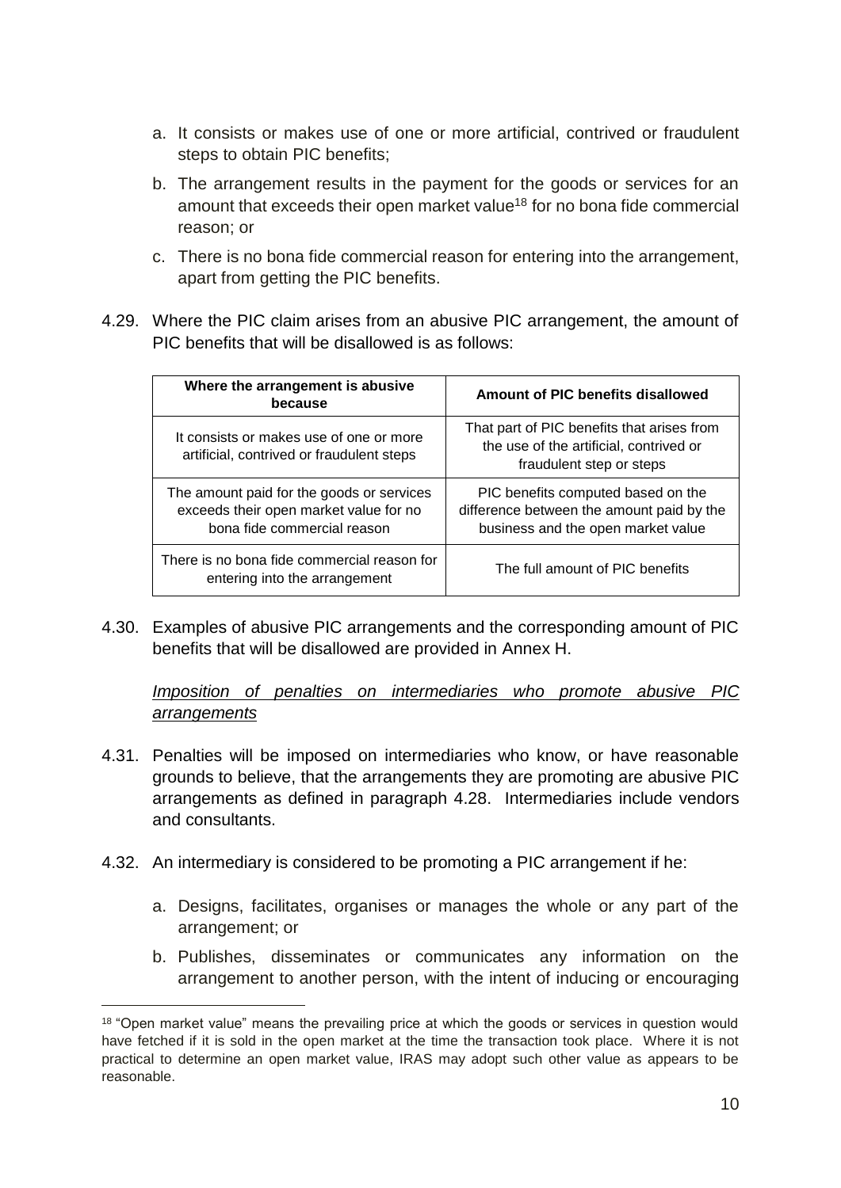a. It consists or makes use of one or more artificial, contrived or fraudulent steps to obtain PIC benefits;

b. The arrangement results in the payment for the goods or services for an amount that exceeds their open market value[18] for no bona fide commercial reason; or

c. There is no bona fide commercial reason for entering into the arrangement, apart from getting the PIC benefits.

4.29. Where the PIC claim arises from an abusive PIC arrangement, the amount of PIC benefits that will be disallowed is as follows:

| Where the arrangement is abusive because | Amount of PIC benefits disallowed |
|---|---|
| It consists or makes use of one or more artificial, contrived or fraudulent steps | That part of PIC benefits that arises from the use of the artificial, contrived or fraudulent step or steps |
| The amount paid for the goods or services exceeds their open market value for no bona fide commercial reason | PIC benefits computed based on the difference between the amount paid by the business and the open market value |
| There is no bona fide commercial reason for entering into the arrangement | The full amount of PIC benefits |

4.30. Examples of abusive PIC arrangements and the corresponding amount of PIC benefits that will be disallowed are provided in Annex H.

*Imposition of penalties on intermediaries who promote abusive PIC arrangements*

4.31. Penalties will be imposed on intermediaries who know, or have reasonable grounds to believe, that the arrangements they are promoting are abusive PIC arrangements as defined in paragraph 4.28. Intermediaries include vendors and consultants.

4.32. An intermediary is considered to be promoting a PIC arrangement if he:

a. Designs, facilitates, organises or manages the whole or any part of the arrangement; or

b. Publishes, disseminates or communicates any information on the arrangement to another person, with the intent of inducing or encouraging

[18] "Open market value" means the prevailing price at which the goods or services in question would have fetched if it is sold in the open market at the time the transaction took place. Where it is not practical to determine an open market value, IRAS may adopt such other value as appears to be reasonable.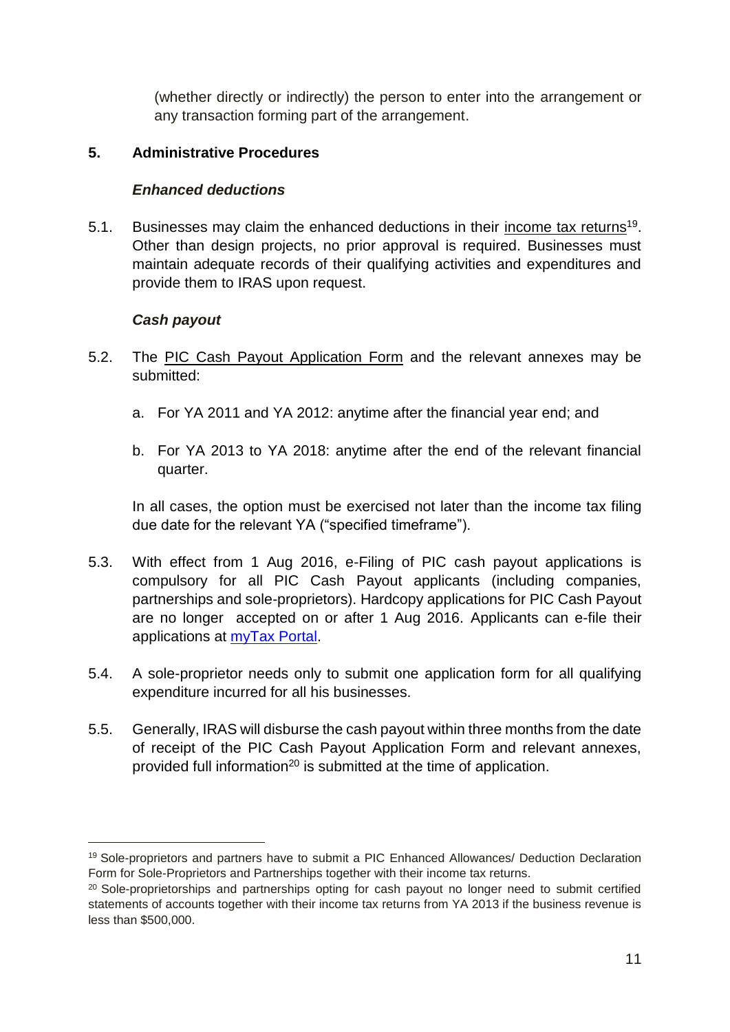(whether directly or indirectly) the person to enter into the arrangement or any transaction forming part of the arrangement.

## 5. Administrative Procedures

### *Enhanced deductions*

5.1. Businesses may claim the enhanced deductions in their income tax returns[19]. Other than design projects, no prior approval is required. Businesses must maintain adequate records of their qualifying activities and expenditures and provide them to IRAS upon request.

### *Cash payout*

5.2. The PIC Cash Payout Application Form and the relevant annexes may be submitted:

a. For YA 2011 and YA 2012: anytime after the financial year end; and

b. For YA 2013 to YA 2018: anytime after the end of the relevant financial quarter.

In all cases, the option must be exercised not later than the income tax filing due date for the relevant YA ("specified timeframe").

5.3. With effect from 1 Aug 2016, e-Filing of PIC cash payout applications is compulsory for all PIC Cash Payout applicants (including companies, partnerships and sole-proprietors). Hardcopy applications for PIC Cash Payout are no longer accepted on or after 1 Aug 2016. Applicants can e-file their applications at myTax Portal.

5.4. A sole-proprietor needs only to submit one application form for all qualifying expenditure incurred for all his businesses.

5.5. Generally, IRAS will disburse the cash payout within three months from the date of receipt of the PIC Cash Payout Application Form and relevant annexes, provided full information[20] is submitted at the time of application.

---

[19] Sole-proprietors and partners have to submit a PIC Enhanced Allowances/ Deduction Declaration Form for Sole-Proprietors and Partnerships together with their income tax returns.

[20] Sole-proprietorships and partnerships opting for cash payout no longer need to submit certified statements of accounts together with their income tax returns from YA 2013 if the business revenue is less than $500,000.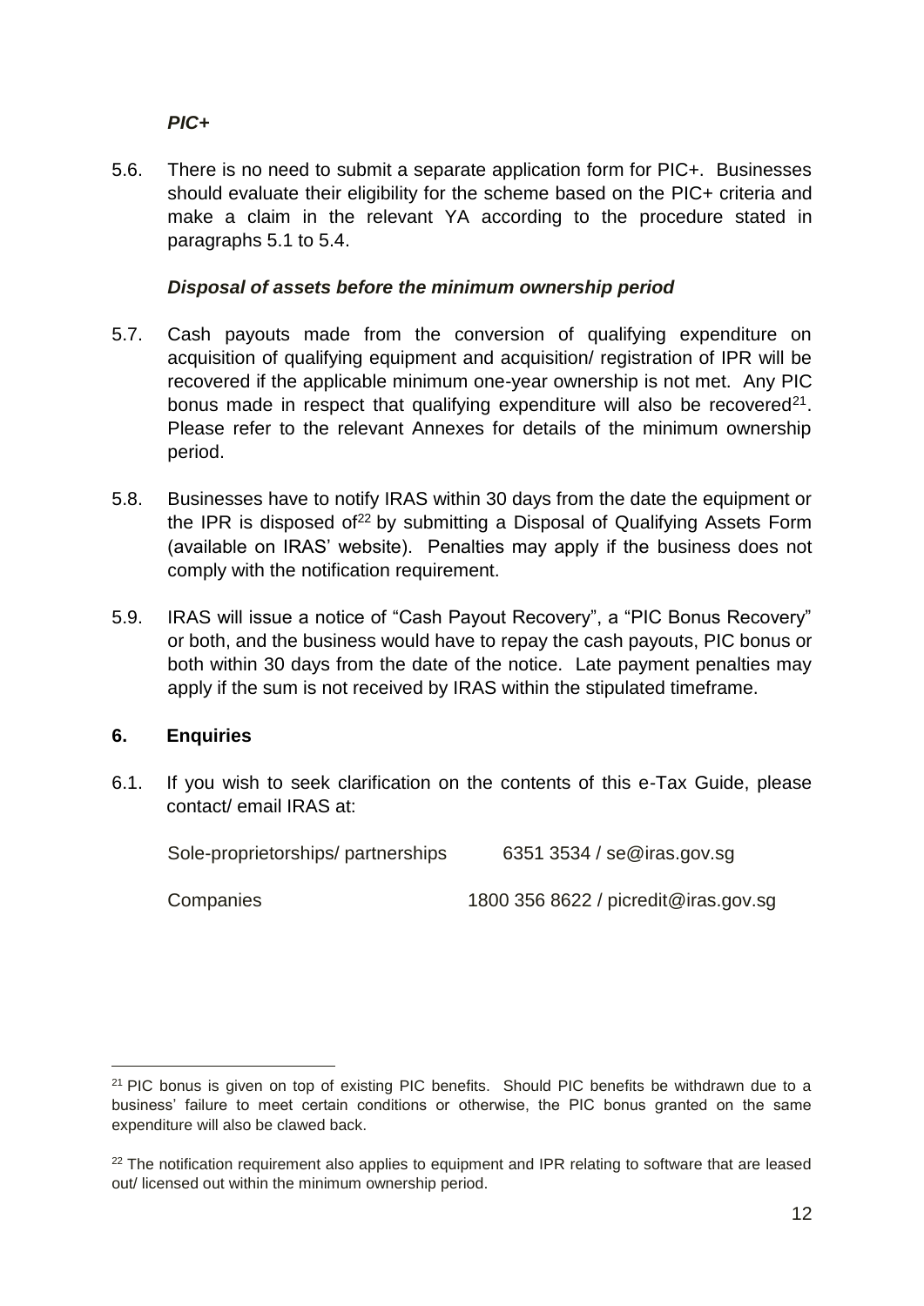***PIC+***

5.6. There is no need to submit a separate application form for PIC+. Businesses should evaluate their eligibility for the scheme based on the PIC+ criteria and make a claim in the relevant YA according to the procedure stated in paragraphs 5.1 to 5.4.

***Disposal of assets before the minimum ownership period***

5.7. Cash payouts made from the conversion of qualifying expenditure on acquisition of qualifying equipment and acquisition/ registration of IPR will be recovered if the applicable minimum one-year ownership is not met. Any PIC bonus made in respect that qualifying expenditure will also be recovered[21]. Please refer to the relevant Annexes for details of the minimum ownership period.

5.8. Businesses have to notify IRAS within 30 days from the date the equipment or the IPR is disposed of[22] by submitting a Disposal of Qualifying Assets Form (available on IRAS' website). Penalties may apply if the business does not comply with the notification requirement.

5.9. IRAS will issue a notice of "Cash Payout Recovery", a "PIC Bonus Recovery" or both, and the business would have to repay the cash payouts, PIC bonus or both within 30 days from the date of the notice. Late payment penalties may apply if the sum is not received by IRAS within the stipulated timeframe.

## 6. Enquiries

6.1. If you wish to seek clarification on the contents of this e-Tax Guide, please contact/ email IRAS at:

| | |
|---|---|
| Sole-proprietorships/ partnerships | 6351 3534 / se@iras.gov.sg |
| Companies | 1800 356 8622 / picredit@iras.gov.sg |

---

[21] PIC bonus is given on top of existing PIC benefits. Should PIC benefits be withdrawn due to a business' failure to meet certain conditions or otherwise, the PIC bonus granted on the same expenditure will also be clawed back.

[22] The notification requirement also applies to equipment and IPR relating to software that are leased out/ licensed out within the minimum ownership period.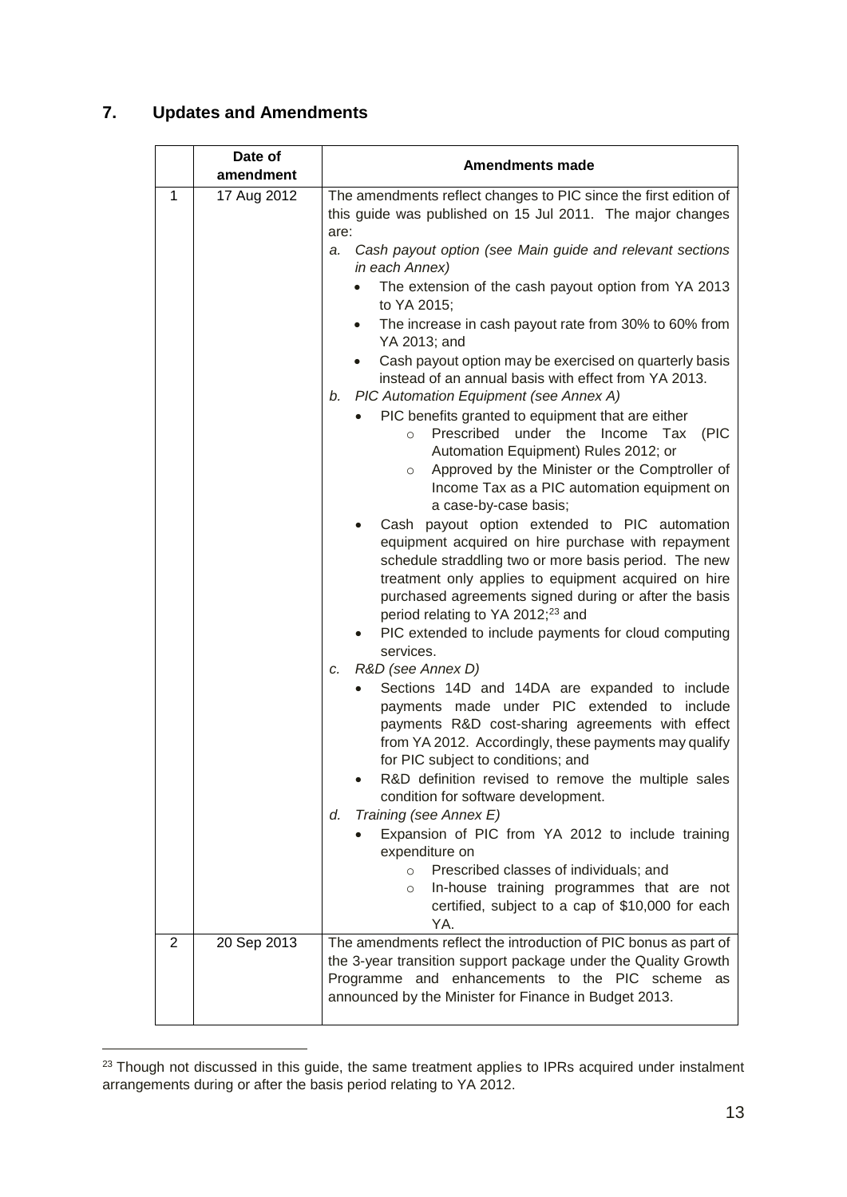## 7. Updates and Amendments

| | Date of amendment | Amendments made |
|---|---|---|
| 1 | 17 Aug 2012 | The amendments reflect changes to PIC since the first edition of this guide was published on 15 Jul 2011. The major changes are:<br>a. *Cash payout option (see Main guide and relevant sections in each Annex)*<br>• The extension of the cash payout option from YA 2013 to YA 2015;<br>• The increase in cash payout rate from 30% to 60% from YA 2013; and<br>• Cash payout option may be exercised on quarterly basis instead of an annual basis with effect from YA 2013.<br>b. *PIC Automation Equipment (see Annex A)*<br>• PIC benefits granted to equipment that are either<br>○ Prescribed under the Income Tax (PIC Automation Equipment) Rules 2012; or<br>○ Approved by the Minister or the Comptroller of Income Tax as a PIC automation equipment on a case-by-case basis;<br>• Cash payout option extended to PIC automation equipment acquired on hire purchase with repayment schedule straddling two or more basis period. The new treatment only applies to equipment acquired on hire purchased agreements signed during or after the basis period relating to YA 2012;[23] and<br>• PIC extended to include payments for cloud computing services.<br>c. *R&D (see Annex D)*<br>• Sections 14D and 14DA are expanded to include payments made under PIC extended to include payments R&D cost-sharing agreements with effect from YA 2012. Accordingly, these payments may qualify for PIC subject to conditions; and<br>• R&D definition revised to remove the multiple sales condition for software development.<br>d. *Training (see Annex E)*<br>• Expansion of PIC from YA 2012 to include training expenditure on<br>○ Prescribed classes of individuals; and<br>○ In-house training programmes that are not certified, subject to a cap of $10,000 for each YA. |
| 2 | 20 Sep 2013 | The amendments reflect the introduction of PIC bonus as part of the 3-year transition support package under the Quality Growth Programme and enhancements to the PIC scheme as announced by the Minister for Finance in Budget 2013. |

[23] Though not discussed in this guide, the same treatment applies to IPRs acquired under instalment arrangements during or after the basis period relating to YA 2012.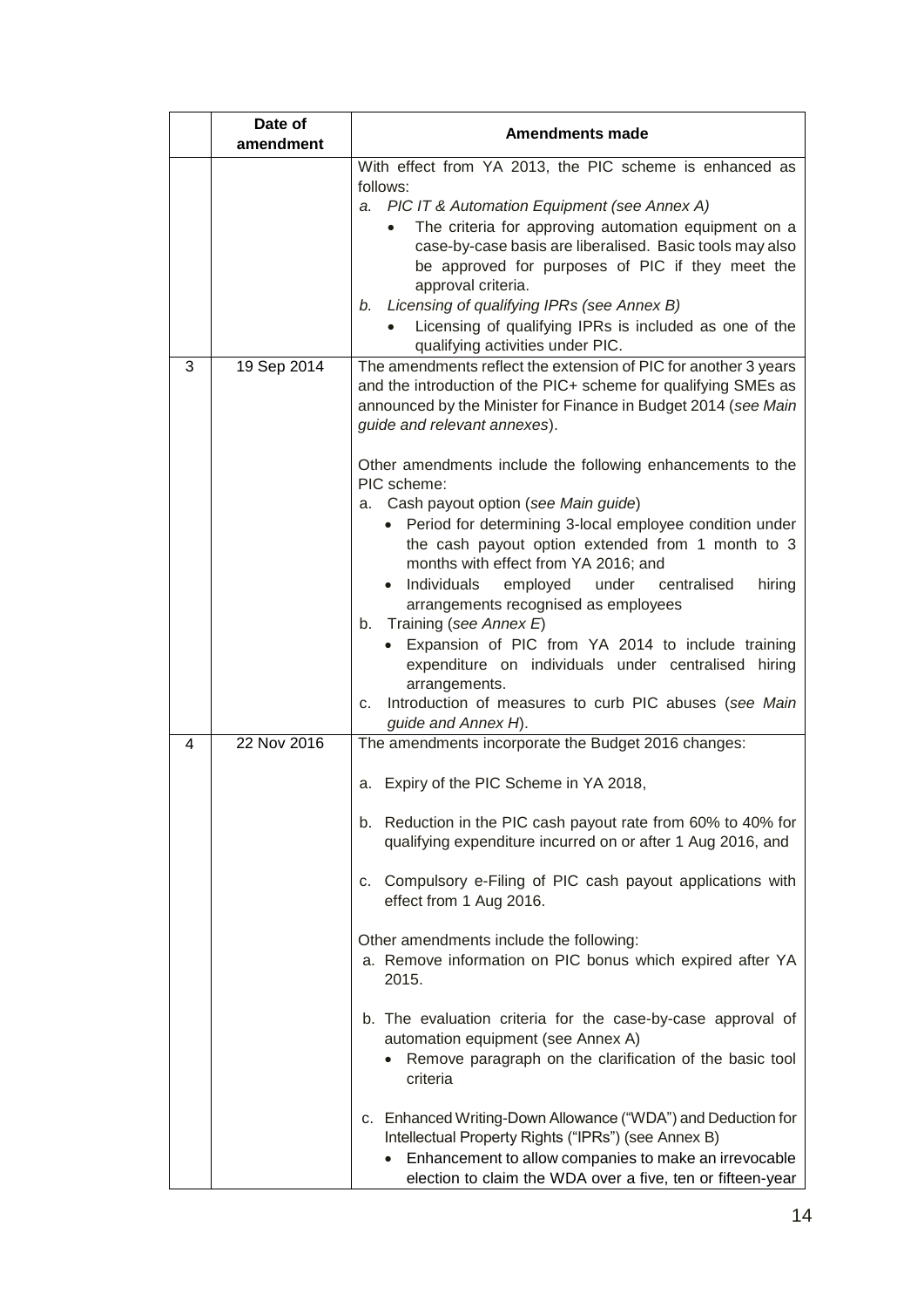| | Date of amendment | Amendments made |
|---|---|---|
| | | With effect from YA 2013, the PIC scheme is enhanced as follows:<br>*a. PIC IT & Automation Equipment (see Annex A)*<br>• The criteria for approving automation equipment on a case-by-case basis are liberalised. Basic tools may also be approved for purposes of PIC if they meet the approval criteria.<br>*b. Licensing of qualifying IPRs (see Annex B)*<br>• Licensing of qualifying IPRs is included as one of the qualifying activities under PIC. |
| 3 | 19 Sep 2014 | The amendments reflect the extension of PIC for another 3 years and the introduction of the PIC+ scheme for qualifying SMEs as announced by the Minister for Finance in Budget 2014 (*see Main guide and relevant annexes*).<br><br>Other amendments include the following enhancements to the PIC scheme:<br>a. Cash payout option (*see Main guide*)<br>• Period for determining 3-local employee condition under the cash payout option extended from 1 month to 3 months with effect from YA 2016; and<br>• Individuals employed under centralised hiring arrangements recognised as employees<br>b. Training (*see Annex E*)<br>• Expansion of PIC from YA 2014 to include training expenditure on individuals under centralised hiring arrangements.<br>c. Introduction of measures to curb PIC abuses (*see Main guide and Annex H*). |
| 4 | 22 Nov 2016 | The amendments incorporate the Budget 2016 changes:<br><br>a. Expiry of the PIC Scheme in YA 2018,<br><br>b. Reduction in the PIC cash payout rate from 60% to 40% for qualifying expenditure incurred on or after 1 Aug 2016, and<br><br>c. Compulsory e-Filing of PIC cash payout applications with effect from 1 Aug 2016.<br><br>Other amendments include the following:<br>a. Remove information on PIC bonus which expired after YA 2015.<br><br>b. The evaluation criteria for the case-by-case approval of automation equipment (see Annex A)<br>• Remove paragraph on the clarification of the basic tool criteria<br><br>c. Enhanced Writing-Down Allowance ("WDA") and Deduction for Intellectual Property Rights ("IPRs") (see Annex B)<br>• Enhancement to allow companies to make an irrevocable election to claim the WDA over a five, ten or fifteen-year |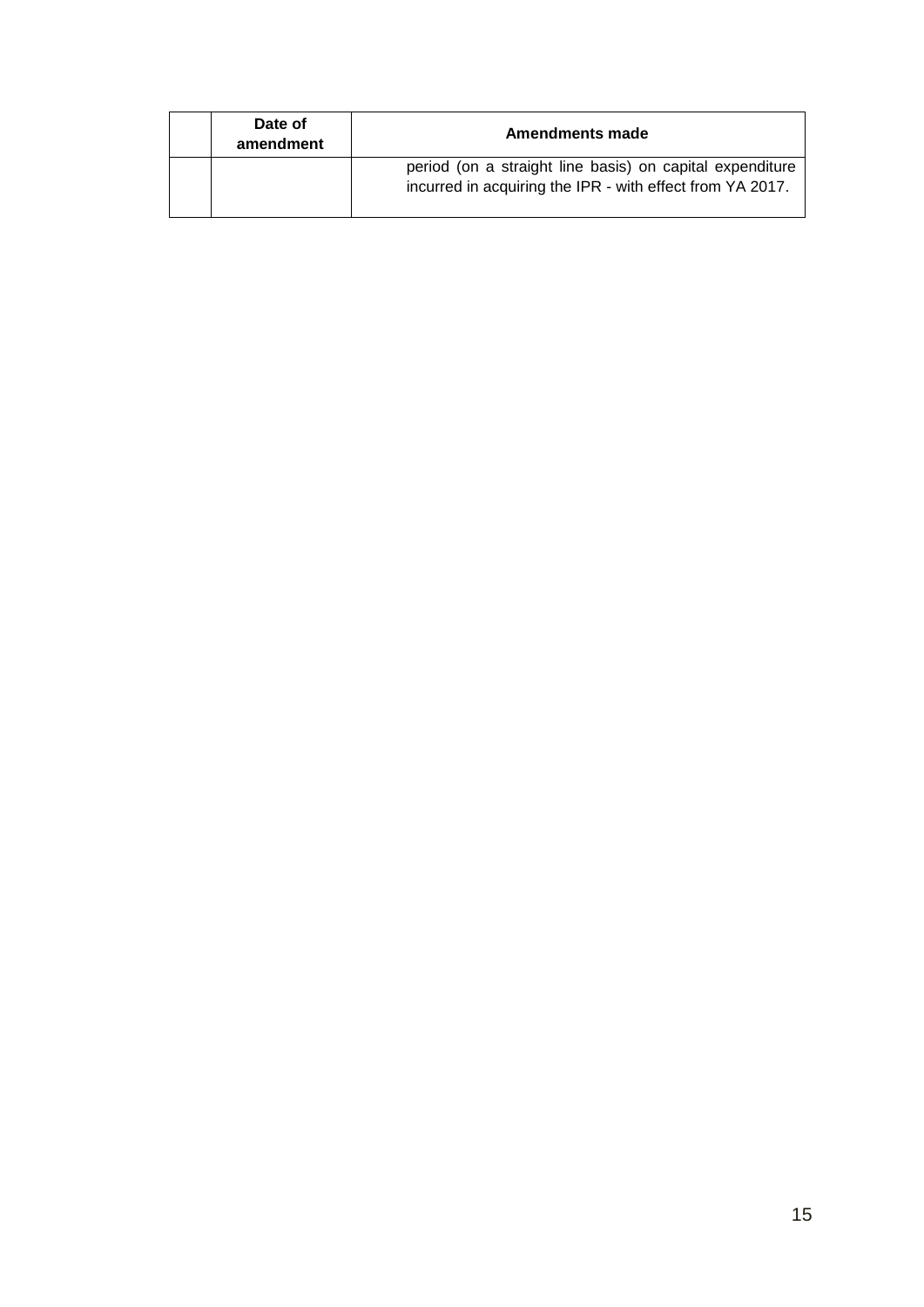| | Date of amendment | Amendments made |
|---|---|---|
| | | period (on a straight line basis) on capital expenditure incurred in acquiring the IPR - with effect from YA 2017. |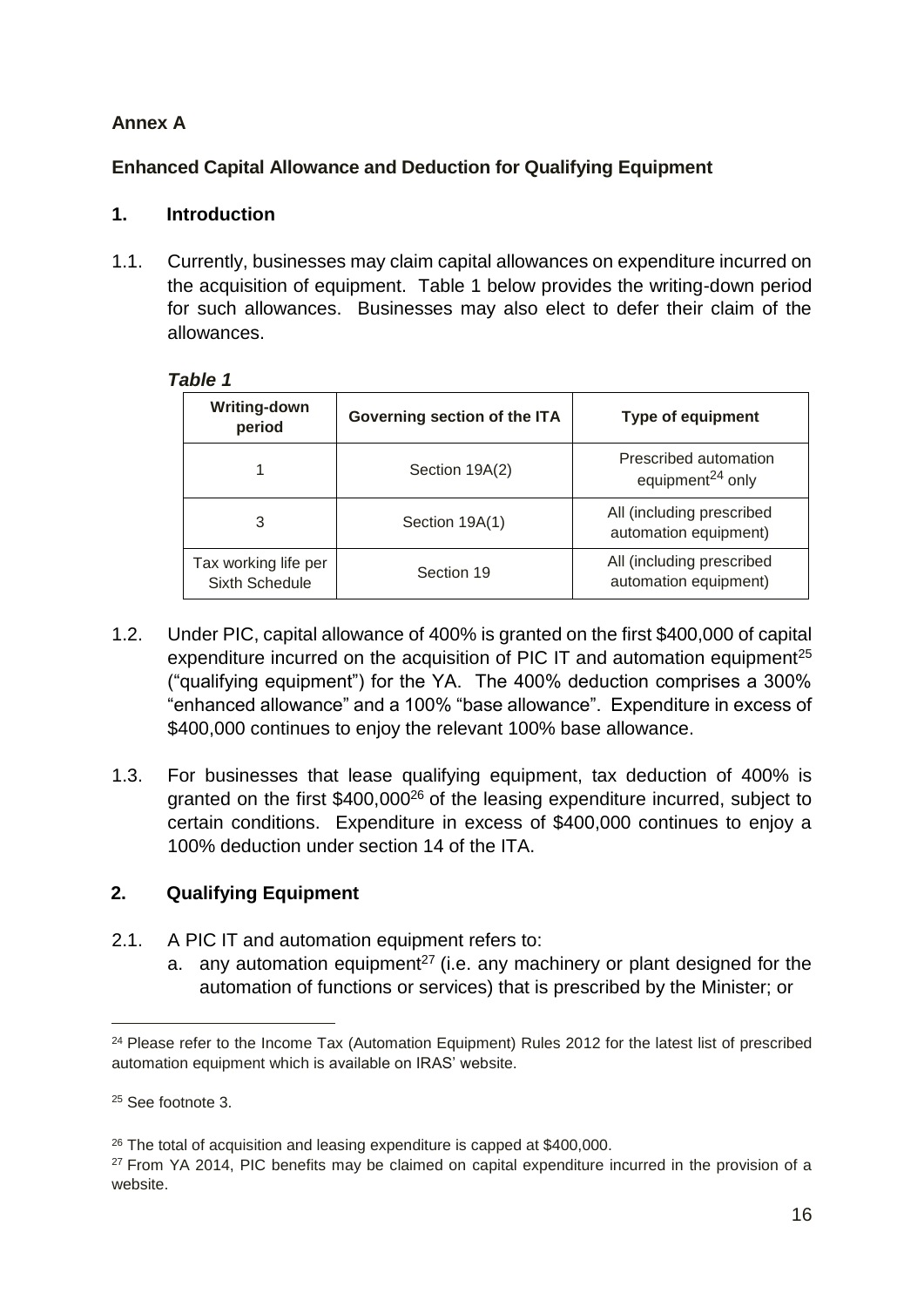**Annex A**

**Enhanced Capital Allowance and Deduction for Qualifying Equipment**

## 1. Introduction

1.1. Currently, businesses may claim capital allowances on expenditure incurred on the acquisition of equipment. Table 1 below provides the writing-down period for such allowances. Businesses may also elect to defer their claim of the allowances.

***Table 1***

| Writing-down period | Governing section of the ITA | Type of equipment |
|---|---|---|
| 1 | Section 19A(2) | Prescribed automation equipment[24] only |
| 3 | Section 19A(1) | All (including prescribed automation equipment) |
| Tax working life per Sixth Schedule | Section 19 | All (including prescribed automation equipment) |

1.2. Under PIC, capital allowance of 400% is granted on the first $400,000 of capital expenditure incurred on the acquisition of PIC IT and automation equipment[25] ("qualifying equipment") for the YA. The 400% deduction comprises a 300% "enhanced allowance" and a 100% "base allowance". Expenditure in excess of $400,000 continues to enjoy the relevant 100% base allowance.

1.3. For businesses that lease qualifying equipment, tax deduction of 400% is granted on the first $400,000[26] of the leasing expenditure incurred, subject to certain conditions. Expenditure in excess of $400,000 continues to enjoy a 100% deduction under section 14 of the ITA.

## 2. Qualifying Equipment

2.1. A PIC IT and automation equipment refers to:

a. any automation equipment[27] (i.e. any machinery or plant designed for the automation of functions or services) that is prescribed by the Minister; or

---

[24] Please refer to the Income Tax (Automation Equipment) Rules 2012 for the latest list of prescribed automation equipment which is available on IRAS' website.

[25] See footnote 3.

[26] The total of acquisition and leasing expenditure is capped at $400,000.

[27] From YA 2014, PIC benefits may be claimed on capital expenditure incurred in the provision of a website.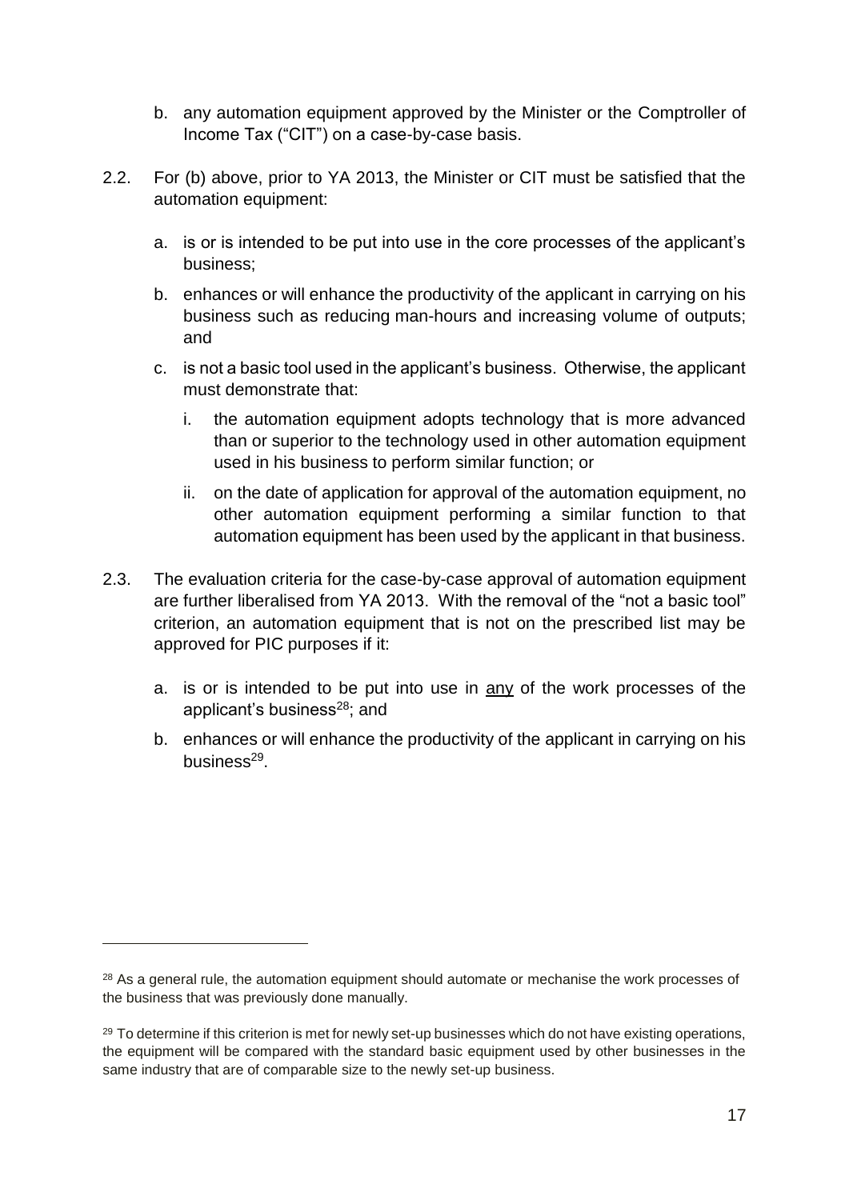b. any automation equipment approved by the Minister or the Comptroller of Income Tax ("CIT") on a case-by-case basis.

2.2. For (b) above, prior to YA 2013, the Minister or CIT must be satisfied that the automation equipment:

   a. is or is intended to be put into use in the core processes of the applicant's business;

   b. enhances or will enhance the productivity of the applicant in carrying on his business such as reducing man-hours and increasing volume of outputs; and

   c. is not a basic tool used in the applicant's business. Otherwise, the applicant must demonstrate that:

      i. the automation equipment adopts technology that is more advanced than or superior to the technology used in other automation equipment used in his business to perform similar function; or

      ii. on the date of application for approval of the automation equipment, no other automation equipment performing a similar function to that automation equipment has been used by the applicant in that business.

2.3. The evaluation criteria for the case-by-case approval of automation equipment are further liberalised from YA 2013. With the removal of the "not a basic tool" criterion, an automation equipment that is not on the prescribed list may be approved for PIC purposes if it:

   a. is or is intended to be put into use in <u>any</u> of the work processes of the applicant's business[28]; and

   b. enhances or will enhance the productivity of the applicant in carrying on his business[29].

---

[28] As a general rule, the automation equipment should automate or mechanise the work processes of the business that was previously done manually.

[29] To determine if this criterion is met for newly set-up businesses which do not have existing operations, the equipment will be compared with the standard basic equipment used by other businesses in the same industry that are of comparable size to the newly set-up business.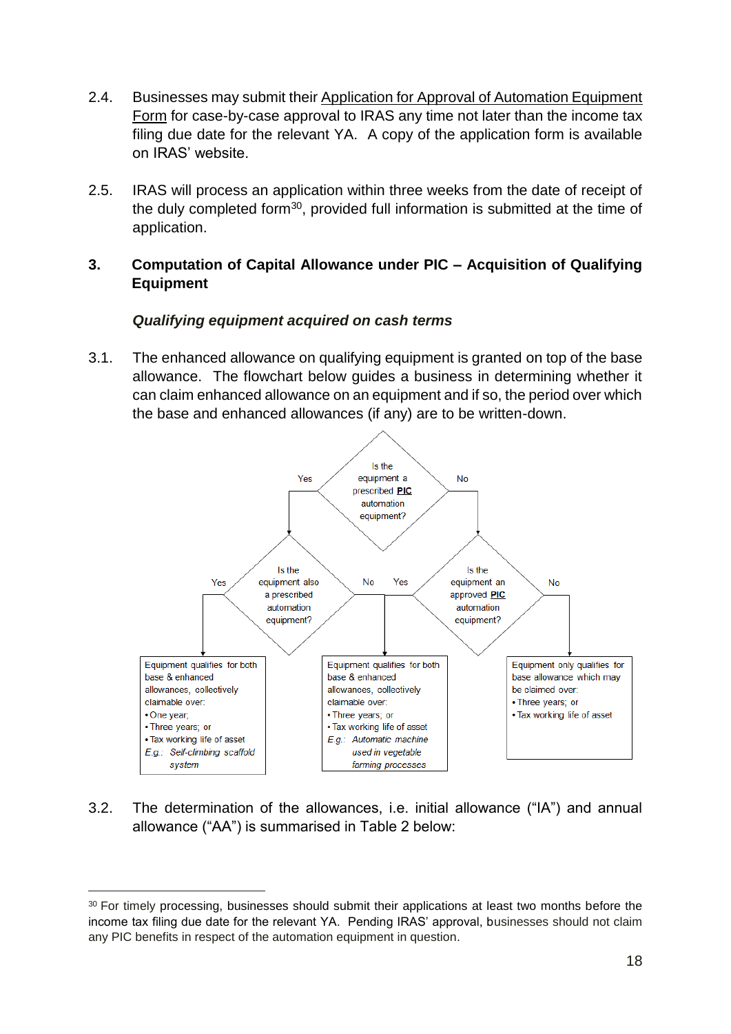2.4. Businesses may submit their Application for Approval of Automation Equipment Form for case-by-case approval to IRAS any time not later than the income tax filing due date for the relevant YA. A copy of the application form is available on IRAS' website.

2.5. IRAS will process an application within three weeks from the date of receipt of the duly completed form[30], provided full information is submitted at the time of application.

## 3. Computation of Capital Allowance under PIC – Acquisition of Qualifying Equipment

***Qualifying equipment acquired on cash terms***

3.1. The enhanced allowance on qualifying equipment is granted on top of the base allowance. The flowchart below guides a business in determining whether it can claim enhanced allowance on an equipment and if so, the period over which the base and enhanced allowances (if any) are to be written-down.

Is the equipment a prescribed **PIC** automation equipment?

- **Yes** → Is the equipment also a prescribed automation equipment?
  - **Yes** → Equipment qualifies for both base & enhanced allowances, collectively claimable over:
    - One year;
    - Three years; or
    - Tax working life of asset

    *E.g.: Self-climbing scaffold system*
  - **No** → Equipment qualifies for both base & enhanced allowances, collectively claimable over:
    - Three years; or
    - Tax working life of asset

    *E.g.: Automatic machine used in vegetable farming processes*
- **No** → Is the equipment an approved **PIC** automation equipment?
  - **Yes** → Equipment qualifies for both base & enhanced allowances, collectively claimable over:
    - Three years; or
    - Tax working life of asset

    *E.g.: Automatic machine used in vegetable farming processes*
  - **No** → Equipment only qualifies for base allowance which may be claimed over:
    - Three years; or
    - Tax working life of asset

3.2. The determination of the allowances, i.e. initial allowance ("IA") and annual allowance ("AA") is summarised in Table 2 below:

---

[30] For timely processing, businesses should submit their applications at least two months before the income tax filing due date for the relevant YA. Pending IRAS' approval, businesses should not claim any PIC benefits in respect of the automation equipment in question.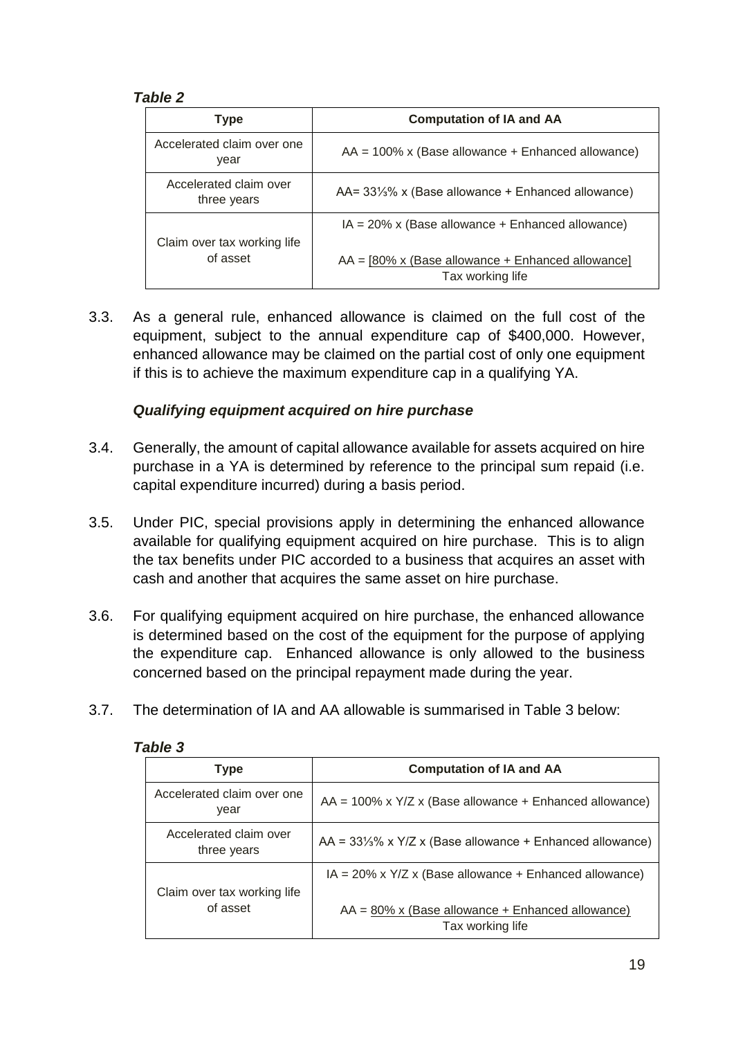***Table 2***

| Type | Computation of IA and AA |
|---|---|
| Accelerated claim over one year | AA = 100% x (Base allowance + Enhanced allowance) |
| Accelerated claim over three years | AA= 33⅓% x (Base allowance + Enhanced allowance) |
| Claim over tax working life of asset | IA = 20% x (Base allowance + Enhanced allowance)<br><br>AA = [80% x (Base allowance + Enhanced allowance)] / Tax working life |

3.3. As a general rule, enhanced allowance is claimed on the full cost of the equipment, subject to the annual expenditure cap of $400,000. However, enhanced allowance may be claimed on the partial cost of only one equipment if this is to achieve the maximum expenditure cap in a qualifying YA.

***Qualifying equipment acquired on hire purchase***

3.4. Generally, the amount of capital allowance available for assets acquired on hire purchase in a YA is determined by reference to the principal sum repaid (i.e. capital expenditure incurred) during a basis period.

3.5. Under PIC, special provisions apply in determining the enhanced allowance available for qualifying equipment acquired on hire purchase. This is to align the tax benefits under PIC accorded to a business that acquires an asset with cash and another that acquires the same asset on hire purchase.

3.6. For qualifying equipment acquired on hire purchase, the enhanced allowance is determined based on the cost of the equipment for the purpose of applying the expenditure cap. Enhanced allowance is only allowed to the business concerned based on the principal repayment made during the year.

3.7. The determination of IA and AA allowable is summarised in Table 3 below:

***Table 3***

| Type | Computation of IA and AA |
|---|---|
| Accelerated claim over one year | AA = 100% x Y/Z x (Base allowance + Enhanced allowance) |
| Accelerated claim over three years | AA = 33⅓% x Y/Z x (Base allowance + Enhanced allowance) |
| Claim over tax working life of asset | IA = 20% x Y/Z x (Base allowance + Enhanced allowance)<br><br>AA = 80% x (Base allowance + Enhanced allowance) / Tax working life |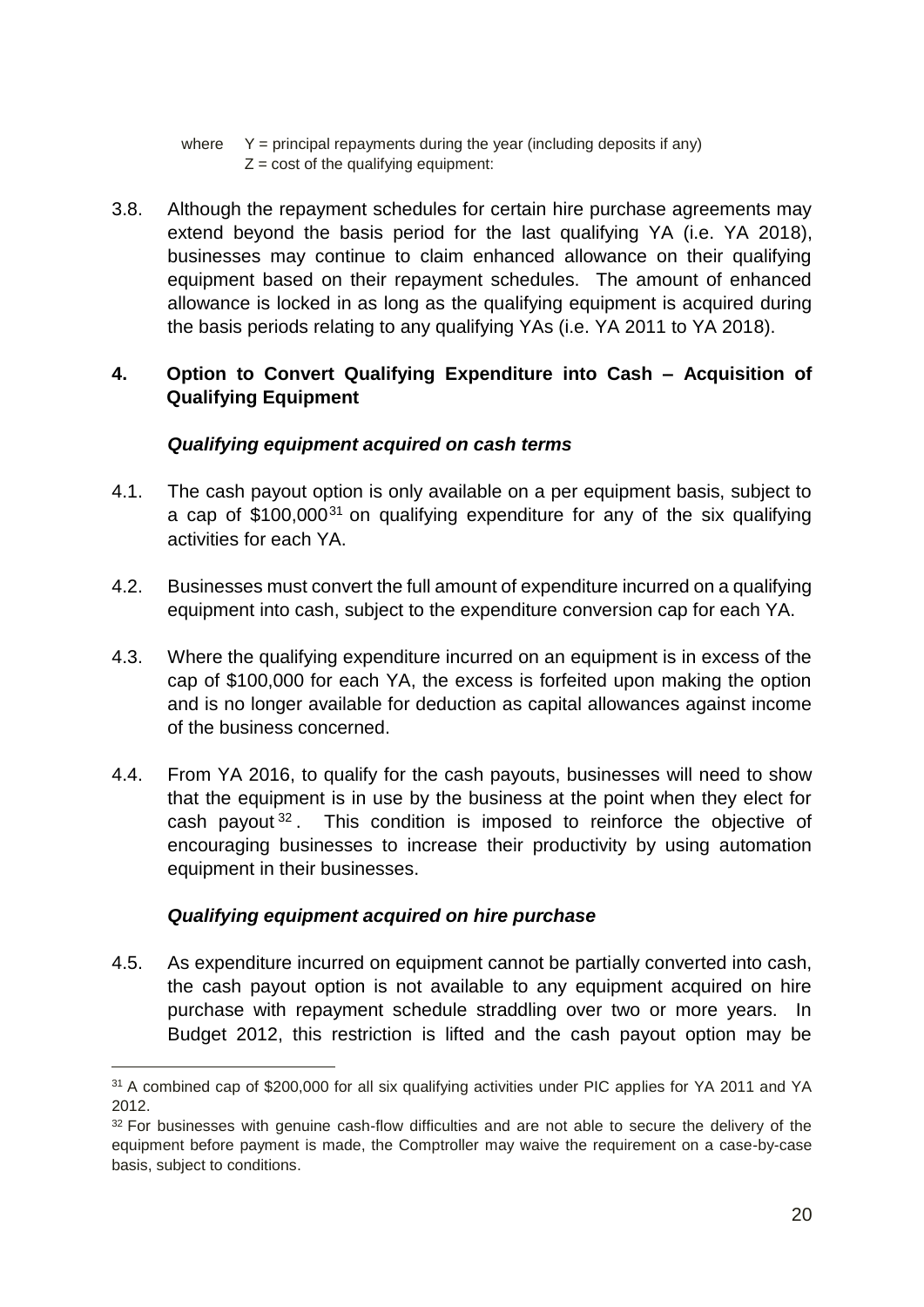where $Y$ = principal repayments during the year (including deposits if any)
$Z$ = cost of the qualifying equipment:

3.8. Although the repayment schedules for certain hire purchase agreements may extend beyond the basis period for the last qualifying YA (i.e. YA 2018), businesses may continue to claim enhanced allowance on their qualifying equipment based on their repayment schedules. The amount of enhanced allowance is locked in as long as the qualifying equipment is acquired during the basis periods relating to any qualifying YAs (i.e. YA 2011 to YA 2018).

## 4. Option to Convert Qualifying Expenditure into Cash – Acquisition of Qualifying Equipment

***Qualifying equipment acquired on cash terms***

4.1. The cash payout option is only available on a per equipment basis, subject to a cap of $100,000[31] on qualifying expenditure for any of the six qualifying activities for each YA.

4.2. Businesses must convert the full amount of expenditure incurred on a qualifying equipment into cash, subject to the expenditure conversion cap for each YA.

4.3. Where the qualifying expenditure incurred on an equipment is in excess of the cap of $100,000 for each YA, the excess is forfeited upon making the option and is no longer available for deduction as capital allowances against income of the business concerned.

4.4. From YA 2016, to qualify for the cash payouts, businesses will need to show that the equipment is in use by the business at the point when they elect for cash payout[32]. This condition is imposed to reinforce the objective of encouraging businesses to increase their productivity by using automation equipment in their businesses.

***Qualifying equipment acquired on hire purchase***

4.5. As expenditure incurred on equipment cannot be partially converted into cash, the cash payout option is not available to any equipment acquired on hire purchase with repayment schedule straddling over two or more years. In Budget 2012, this restriction is lifted and the cash payout option may be

---

[31] A combined cap of $200,000 for all six qualifying activities under PIC applies for YA 2011 and YA 2012.

[32] For businesses with genuine cash-flow difficulties and are not able to secure the delivery of the equipment before payment is made, the Comptroller may waive the requirement on a case-by-case basis, subject to conditions.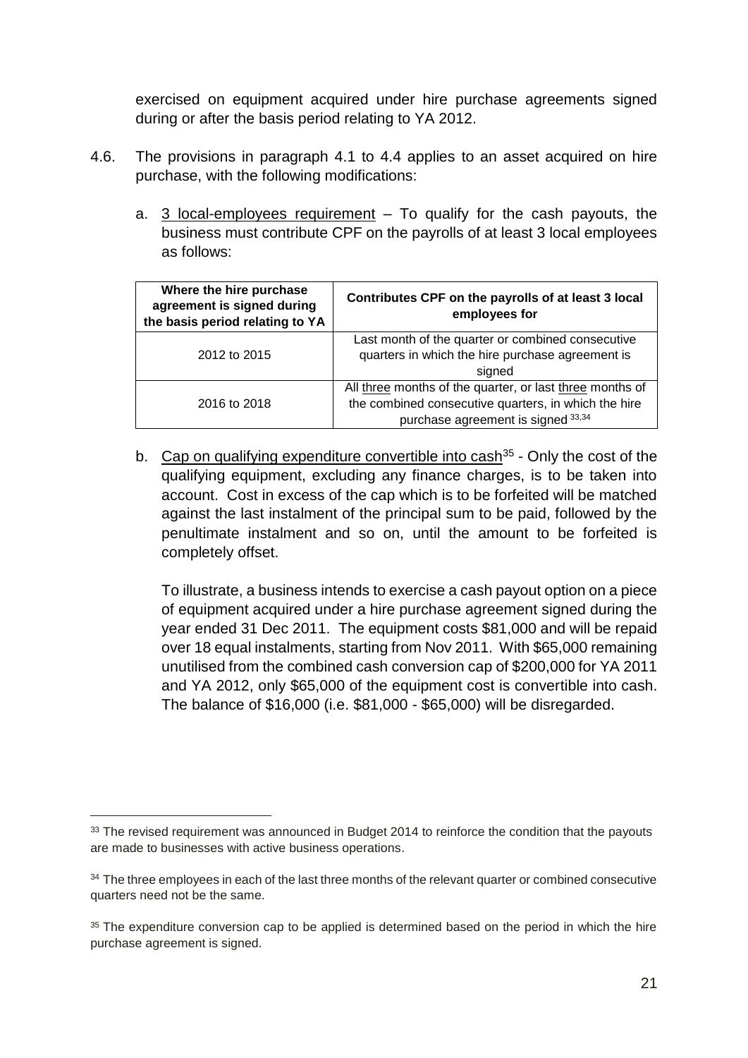exercised on equipment acquired under hire purchase agreements signed during or after the basis period relating to YA 2012.

4.6. The provisions in paragraph 4.1 to 4.4 applies to an asset acquired on hire purchase, with the following modifications:

a. 3 local-employees requirement – To qualify for the cash payouts, the business must contribute CPF on the payrolls of at least 3 local employees as follows:

| Where the hire purchase agreement is signed during the basis period relating to YA | Contributes CPF on the payrolls of at least 3 local employees for |
|---|---|
| 2012 to 2015 | Last month of the quarter or combined consecutive quarters in which the hire purchase agreement is signed |
| 2016 to 2018 | All three months of the quarter, or last three months of the combined consecutive quarters, in which the hire purchase agreement is signed [33,34] |

b. Cap on qualifying expenditure convertible into cash[35] - Only the cost of the qualifying equipment, excluding any finance charges, is to be taken into account. Cost in excess of the cap which is to be forfeited will be matched against the last instalment of the principal sum to be paid, followed by the penultimate instalment and so on, until the amount to be forfeited is completely offset.

To illustrate, a business intends to exercise a cash payout option on a piece of equipment acquired under a hire purchase agreement signed during the year ended 31 Dec 2011. The equipment costs $81,000 and will be repaid over 18 equal instalments, starting from Nov 2011. With $65,000 remaining unutilised from the combined cash conversion cap of $200,000 for YA 2011 and YA 2012, only $65,000 of the equipment cost is convertible into cash. The balance of $16,000 (i.e. $81,000 - $65,000) will be disregarded.

---

[33] The revised requirement was announced in Budget 2014 to reinforce the condition that the payouts are made to businesses with active business operations.

[34] The three employees in each of the last three months of the relevant quarter or combined consecutive quarters need not be the same.

[35] The expenditure conversion cap to be applied is determined based on the period in which the hire purchase agreement is signed.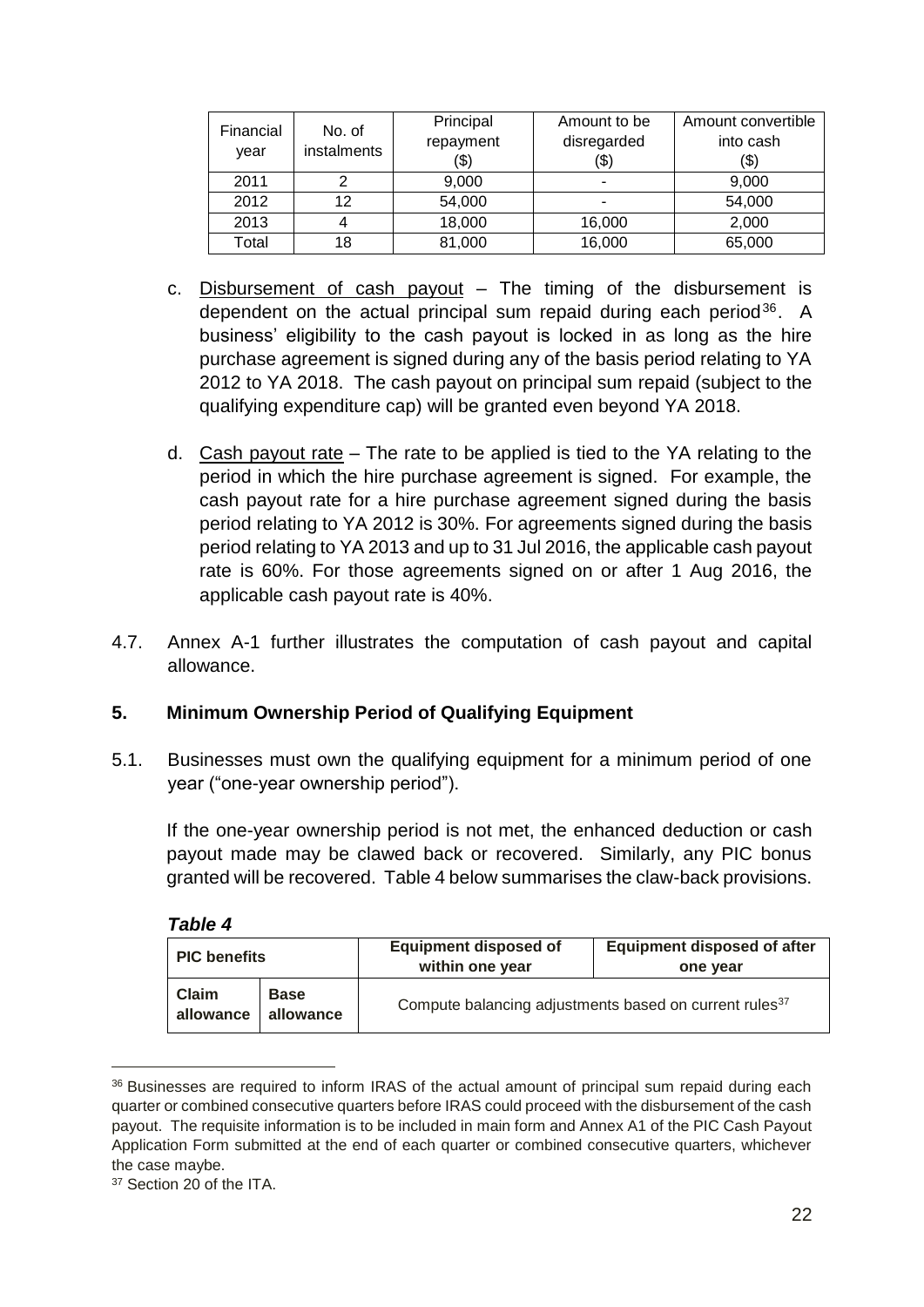| Financial year | No. of instalments | Principal repayment ($) | Amount to be disregarded ($) | Amount convertible into cash ($) |
|---|---|---|---|---|
| 2011 | 2 | 9,000 | - | 9,000 |
| 2012 | 12 | 54,000 | - | 54,000 |
| 2013 | 4 | 18,000 | 16,000 | 2,000 |
| Total | 18 | 81,000 | 16,000 | 65,000 |

c. Disbursement of cash payout – The timing of the disbursement is dependent on the actual principal sum repaid during each period[36]. A business' eligibility to the cash payout is locked in as long as the hire purchase agreement is signed during any of the basis period relating to YA 2012 to YA 2018. The cash payout on principal sum repaid (subject to the qualifying expenditure cap) will be granted even beyond YA 2018.

d. Cash payout rate – The rate to be applied is tied to the YA relating to the period in which the hire purchase agreement is signed. For example, the cash payout rate for a hire purchase agreement signed during the basis period relating to YA 2012 is 30%. For agreements signed during the basis period relating to YA 2013 and up to 31 Jul 2016, the applicable cash payout rate is 60%. For those agreements signed on or after 1 Aug 2016, the applicable cash payout rate is 40%.

4.7. Annex A-1 further illustrates the computation of cash payout and capital allowance.

## 5. Minimum Ownership Period of Qualifying Equipment

5.1. Businesses must own the qualifying equipment for a minimum period of one year ("one-year ownership period").

If the one-year ownership period is not met, the enhanced deduction or cash payout made may be clawed back or recovered. Similarly, any PIC bonus granted will be recovered. Table 4 below summarises the claw-back provisions.

***Table 4***

| PIC benefits | | Equipment disposed of within one year | Equipment disposed of after one year |
|---|---|---|---|
| Claim allowance | Base allowance | Compute balancing adjustments based on current rules[37] | |

[36] Businesses are required to inform IRAS of the actual amount of principal sum repaid during each quarter or combined consecutive quarters before IRAS could proceed with the disbursement of the cash payout. The requisite information is to be included in main form and Annex A1 of the PIC Cash Payout Application Form submitted at the end of each quarter or combined consecutive quarters, whichever the case maybe.

[37] Section 20 of the ITA.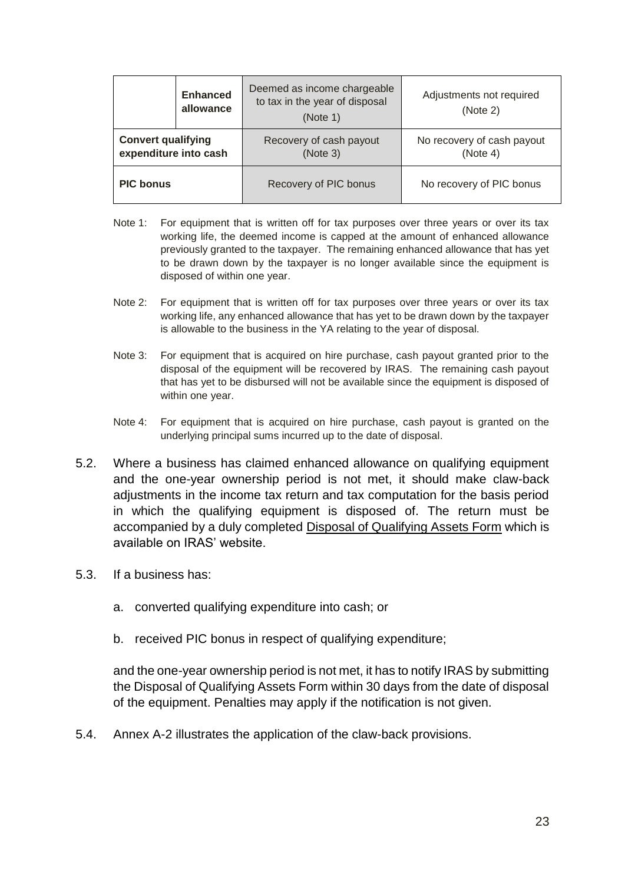| | Enhanced allowance | Deemed as income chargeable to tax in the year of disposal (Note 1) | Adjustments not required (Note 2) |
|---|---|---|---|
| **Convert qualifying expenditure into cash** | | Recovery of cash payout (Note 3) | No recovery of cash payout (Note 4) |
| **PIC bonus** | | Recovery of PIC bonus | No recovery of PIC bonus |

Note 1: For equipment that is written off for tax purposes over three years or over its tax working life, the deemed income is capped at the amount of enhanced allowance previously granted to the taxpayer. The remaining enhanced allowance that has yet to be drawn down by the taxpayer is no longer available since the equipment is disposed of within one year.

Note 2: For equipment that is written off for tax purposes over three years or over its tax working life, any enhanced allowance that has yet to be drawn down by the taxpayer is allowable to the business in the YA relating to the year of disposal.

Note 3: For equipment that is acquired on hire purchase, cash payout granted prior to the disposal of the equipment will be recovered by IRAS. The remaining cash payout that has yet to be disbursed will not be available since the equipment is disposed of within one year.

Note 4: For equipment that is acquired on hire purchase, cash payout is granted on the underlying principal sums incurred up to the date of disposal.

5.2. Where a business has claimed enhanced allowance on qualifying equipment and the one-year ownership period is not met, it should make claw-back adjustments in the income tax return and tax computation for the basis period in which the qualifying equipment is disposed of. The return must be accompanied by a duly completed Disposal of Qualifying Assets Form which is available on IRAS' website.

5.3. If a business has:

a. converted qualifying expenditure into cash; or

b. received PIC bonus in respect of qualifying expenditure;

and the one-year ownership period is not met, it has to notify IRAS by submitting the Disposal of Qualifying Assets Form within 30 days from the date of disposal of the equipment. Penalties may apply if the notification is not given.

5.4. Annex A-2 illustrates the application of the claw-back provisions.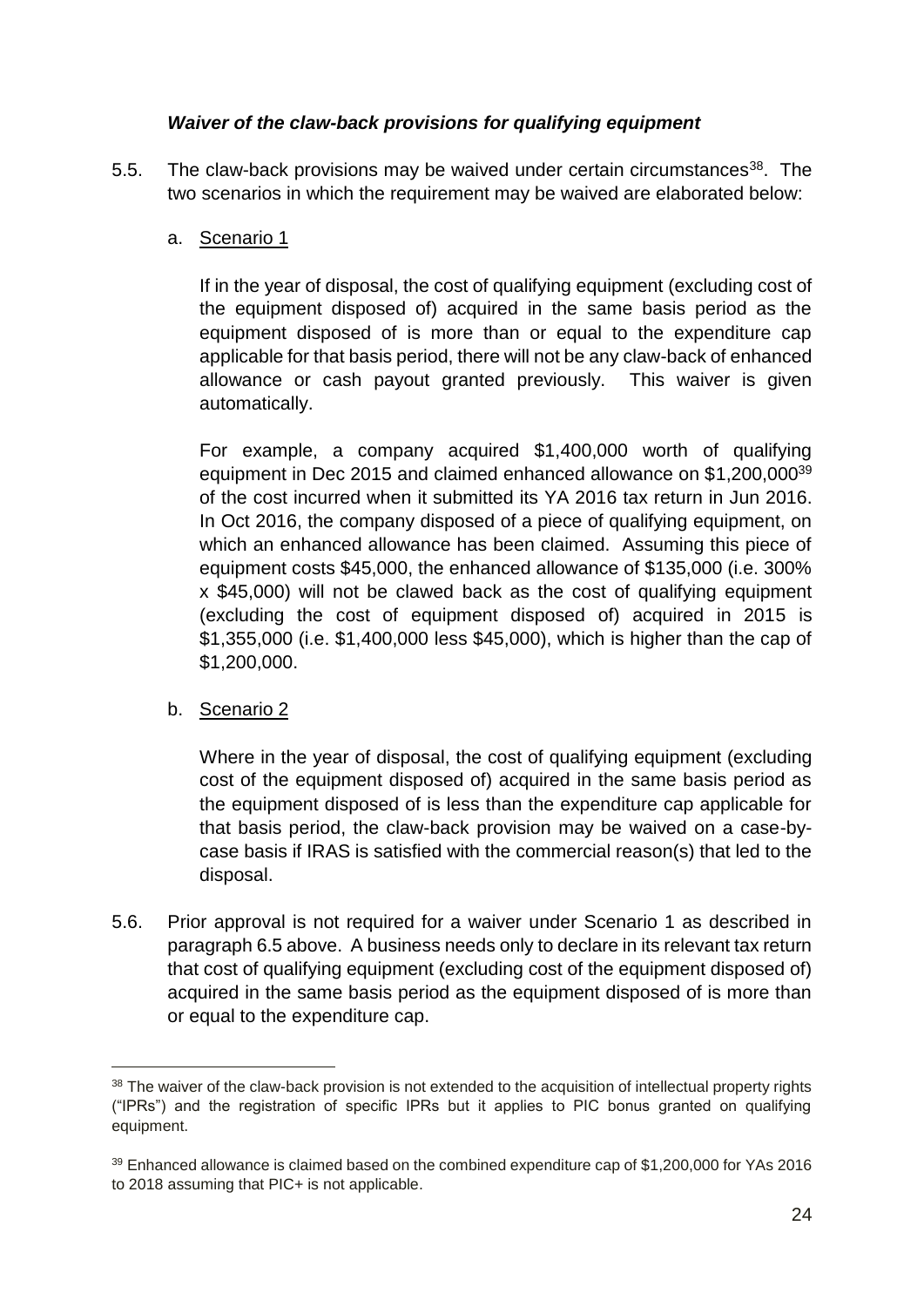***Waiver of the claw-back provisions for qualifying equipment***

5.5. The claw-back provisions may be waived under certain circumstances[38]. The two scenarios in which the requirement may be waived are elaborated below:

a. Scenario 1

If in the year of disposal, the cost of qualifying equipment (excluding cost of the equipment disposed of) acquired in the same basis period as the equipment disposed of is more than or equal to the expenditure cap applicable for that basis period, there will not be any claw-back of enhanced allowance or cash payout granted previously. This waiver is given automatically.

For example, a company acquired $1,400,000 worth of qualifying equipment in Dec 2015 and claimed enhanced allowance on $1,200,000[39] of the cost incurred when it submitted its YA 2016 tax return in Jun 2016. In Oct 2016, the company disposed of a piece of qualifying equipment, on which an enhanced allowance has been claimed. Assuming this piece of equipment costs $45,000, the enhanced allowance of $135,000 (i.e. 300% x $45,000) will not be clawed back as the cost of qualifying equipment (excluding the cost of equipment disposed of) acquired in 2015 is $1,355,000 (i.e. $1,400,000 less $45,000), which is higher than the cap of $1,200,000.

b. Scenario 2

Where in the year of disposal, the cost of qualifying equipment (excluding cost of the equipment disposed of) acquired in the same basis period as the equipment disposed of is less than the expenditure cap applicable for that basis period, the claw-back provision may be waived on a case-by-case basis if IRAS is satisfied with the commercial reason(s) that led to the disposal.

5.6. Prior approval is not required for a waiver under Scenario 1 as described in paragraph 6.5 above. A business needs only to declare in its relevant tax return that cost of qualifying equipment (excluding cost of the equipment disposed of) acquired in the same basis period as the equipment disposed of is more than or equal to the expenditure cap.

---

[38] The waiver of the claw-back provision is not extended to the acquisition of intellectual property rights ("IPRs") and the registration of specific IPRs but it applies to PIC bonus granted on qualifying equipment.

[39] Enhanced allowance is claimed based on the combined expenditure cap of $1,200,000 for YAs 2016 to 2018 assuming that PIC+ is not applicable.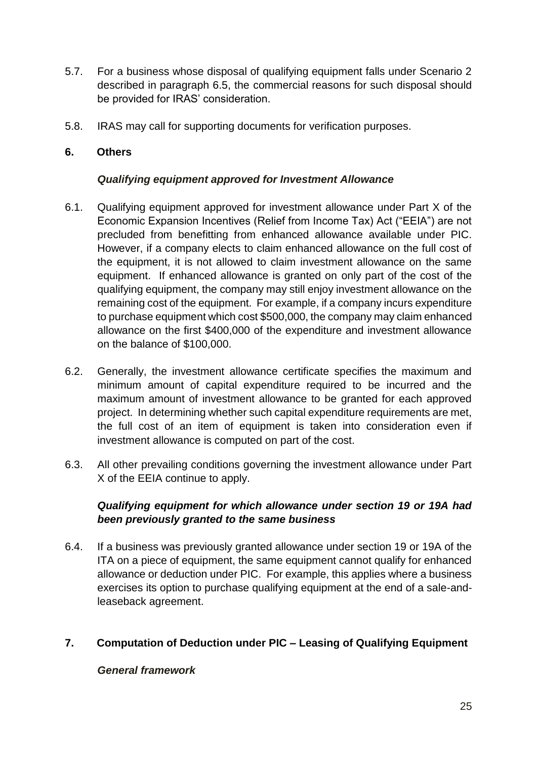5.7. For a business whose disposal of qualifying equipment falls under Scenario 2 described in paragraph 6.5, the commercial reasons for such disposal should be provided for IRAS' consideration.

5.8. IRAS may call for supporting documents for verification purposes.

## 6. Others

### *Qualifying equipment approved for Investment Allowance*

6.1. Qualifying equipment approved for investment allowance under Part X of the Economic Expansion Incentives (Relief from Income Tax) Act ("EEIA") are not precluded from benefitting from enhanced allowance available under PIC. However, if a company elects to claim enhanced allowance on the full cost of the equipment, it is not allowed to claim investment allowance on the same equipment. If enhanced allowance is granted on only part of the cost of the qualifying equipment, the company may still enjoy investment allowance on the remaining cost of the equipment. For example, if a company incurs expenditure to purchase equipment which cost $500,000, the company may claim enhanced allowance on the first $400,000 of the expenditure and investment allowance on the balance of $100,000.

6.2. Generally, the investment allowance certificate specifies the maximum and minimum amount of capital expenditure required to be incurred and the maximum amount of investment allowance to be granted for each approved project. In determining whether such capital expenditure requirements are met, the full cost of an item of equipment is taken into consideration even if investment allowance is computed on part of the cost.

6.3. All other prevailing conditions governing the investment allowance under Part X of the EEIA continue to apply.

### *Qualifying equipment for which allowance under section 19 or 19A had been previously granted to the same business*

6.4. If a business was previously granted allowance under section 19 or 19A of the ITA on a piece of equipment, the same equipment cannot qualify for enhanced allowance or deduction under PIC. For example, this applies where a business exercises its option to purchase qualifying equipment at the end of a sale-and-leaseback agreement.

## 7. Computation of Deduction under PIC – Leasing of Qualifying Equipment

### *General framework*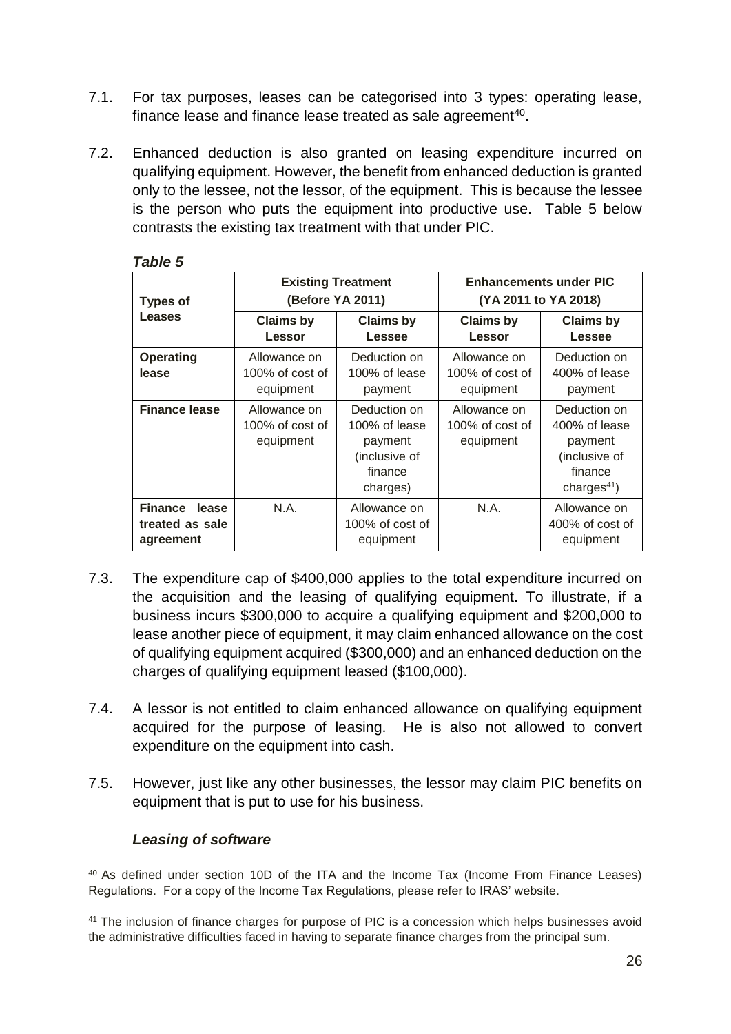7.1. For tax purposes, leases can be categorised into 3 types: operating lease, finance lease and finance lease treated as sale agreement[40].

7.2. Enhanced deduction is also granted on leasing expenditure incurred on qualifying equipment. However, the benefit from enhanced deduction is granted only to the lessee, not the lessor, of the equipment. This is because the lessee is the person who puts the equipment into productive use. Table 5 below contrasts the existing tax treatment with that under PIC.

***Table 5***

| Types of Leases | Existing Treatment (Before YA 2011) | | Enhancements under PIC (YA 2011 to YA 2018) | |
|---|---|---|---|---|
| | Claims by Lessor | Claims by Lessee | Claims by Lessor | Claims by Lessee |
| **Operating lease** | Allowance on 100% of cost of equipment | Deduction on 100% of lease payment | Allowance on 100% of cost of equipment | Deduction on 400% of lease payment |
| **Finance lease** | Allowance on 100% of cost of equipment | Deduction on 100% of lease payment (inclusive of finance charges) | Allowance on 100% of cost of equipment | Deduction on 400% of lease payment (inclusive of finance charges[41]) |
| **Finance lease treated as sale agreement** | N.A. | Allowance on 100% of cost of equipment | N.A. | Allowance on 400% of cost of equipment |

7.3. The expenditure cap of $400,000 applies to the total expenditure incurred on the acquisition and the leasing of qualifying equipment. To illustrate, if a business incurs $300,000 to acquire a qualifying equipment and $200,000 to lease another piece of equipment, it may claim enhanced allowance on the cost of qualifying equipment acquired ($300,000) and an enhanced deduction on the charges of qualifying equipment leased ($100,000).

7.4. A lessor is not entitled to claim enhanced allowance on qualifying equipment acquired for the purpose of leasing. He is also not allowed to convert expenditure on the equipment into cash.

7.5. However, just like any other businesses, the lessor may claim PIC benefits on equipment that is put to use for his business.

***Leasing of software***

[40] As defined under section 10D of the ITA and the Income Tax (Income From Finance Leases) Regulations. For a copy of the Income Tax Regulations, please refer to IRAS' website.

[41] The inclusion of finance charges for purpose of PIC is a concession which helps businesses avoid the administrative difficulties faced in having to separate finance charges from the principal sum.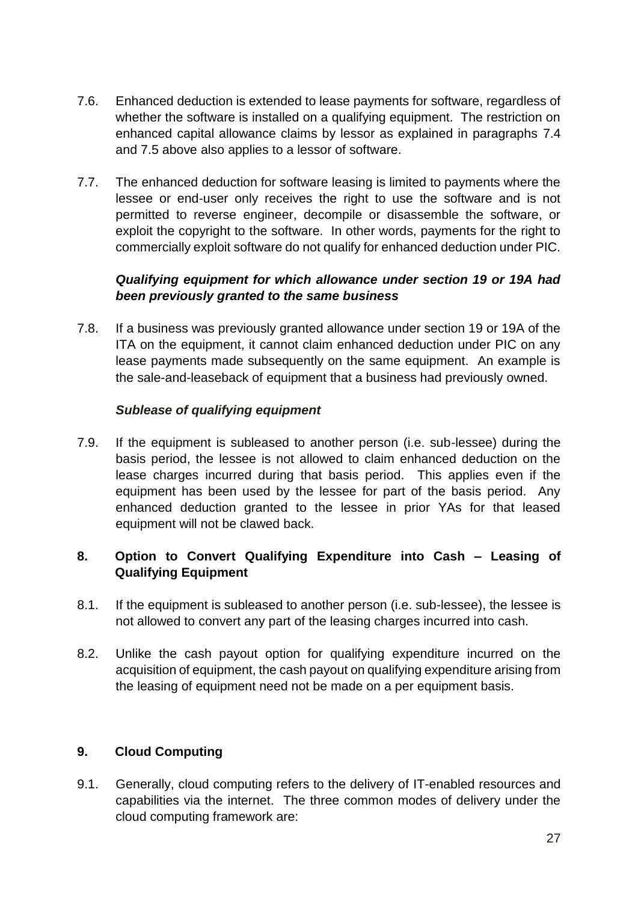7.6. Enhanced deduction is extended to lease payments for software, regardless of whether the software is installed on a qualifying equipment. The restriction on enhanced capital allowance claims by lessor as explained in paragraphs 7.4 and 7.5 above also applies to a lessor of software.

7.7. The enhanced deduction for software leasing is limited to payments where the lessee or end-user only receives the right to use the software and is not permitted to reverse engineer, decompile or disassemble the software, or exploit the copyright to the software. In other words, payments for the right to commercially exploit software do not qualify for enhanced deduction under PIC.

***Qualifying equipment for which allowance under section 19 or 19A had been previously granted to the same business***

7.8. If a business was previously granted allowance under section 19 or 19A of the ITA on the equipment, it cannot claim enhanced deduction under PIC on any lease payments made subsequently on the same equipment. An example is the sale-and-leaseback of equipment that a business had previously owned.

***Sublease of qualifying equipment***

7.9. If the equipment is subleased to another person (i.e. sub-lessee) during the basis period, the lessee is not allowed to claim enhanced deduction on the lease charges incurred during that basis period. This applies even if the equipment has been used by the lessee for part of the basis period. Any enhanced deduction granted to the lessee in prior YAs for that leased equipment will not be clawed back.

## 8. Option to Convert Qualifying Expenditure into Cash – Leasing of Qualifying Equipment

8.1. If the equipment is subleased to another person (i.e. sub-lessee), the lessee is not allowed to convert any part of the leasing charges incurred into cash.

8.2. Unlike the cash payout option for qualifying expenditure incurred on the acquisition of equipment, the cash payout on qualifying expenditure arising from the leasing of equipment need not be made on a per equipment basis.

## 9. Cloud Computing

9.1. Generally, cloud computing refers to the delivery of IT-enabled resources and capabilities via the internet. The three common modes of delivery under the cloud computing framework are: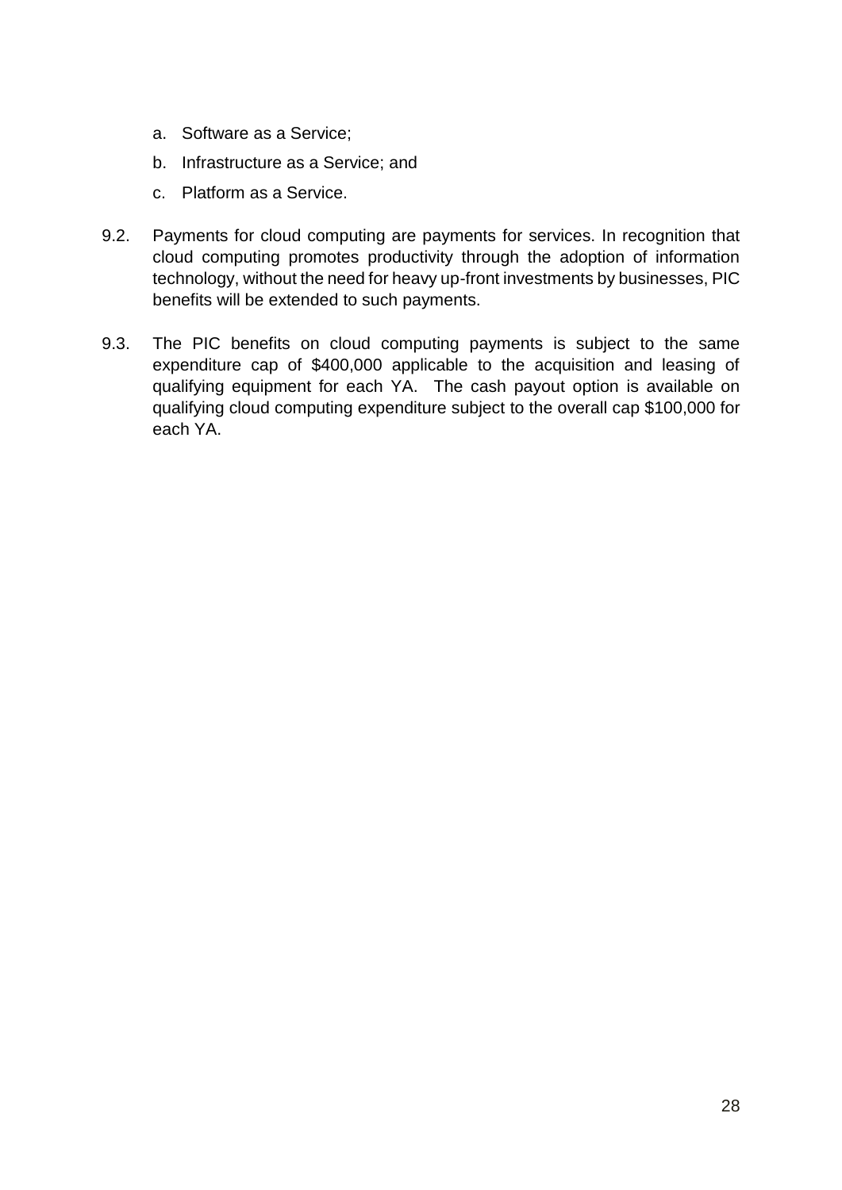a. Software as a Service;

b. Infrastructure as a Service; and

c. Platform as a Service.

9.2. Payments for cloud computing are payments for services. In recognition that cloud computing promotes productivity through the adoption of information technology, without the need for heavy up-front investments by businesses, PIC benefits will be extended to such payments.

9.3. The PIC benefits on cloud computing payments is subject to the same expenditure cap of $400,000 applicable to the acquisition and leasing of qualifying equipment for each YA. The cash payout option is available on qualifying cloud computing expenditure subject to the overall cap $100,000 for each YA.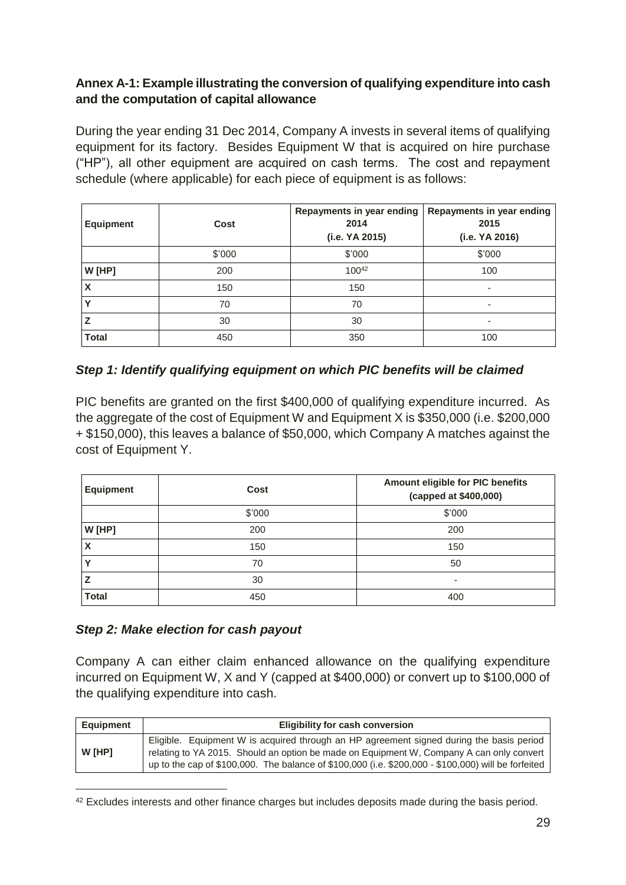**Annex A-1: Example illustrating the conversion of qualifying expenditure into cash and the computation of capital allowance**

During the year ending 31 Dec 2014, Company A invests in several items of qualifying equipment for its factory. Besides Equipment W that is acquired on hire purchase ("HP"), all other equipment are acquired on cash terms. The cost and repayment schedule (where applicable) for each piece of equipment is as follows:

| Equipment | Cost | Repayments in year ending 2014 (i.e. YA 2015) | Repayments in year ending 2015 (i.e. YA 2016) |
|---|---|---|---|
| | $'000 | $'000 | $'000 |
| W [HP] | 200 | 100[42] | 100 |
| X | 150 | 150 | - |
| Y | 70 | 70 | - |
| Z | 30 | 30 | - |
| Total | 450 | 350 | 100 |

***Step 1: Identify qualifying equipment on which PIC benefits will be claimed***

PIC benefits are granted on the first $400,000 of qualifying expenditure incurred. As the aggregate of the cost of Equipment W and Equipment X is $350,000 (i.e. $200,000 + $150,000), this leaves a balance of $50,000, which Company A matches against the cost of Equipment Y.

| Equipment | Cost | Amount eligible for PIC benefits (capped at $400,000) |
|---|---|---|
| | $'000 | $'000 |
| W [HP] | 200 | 200 |
| X | 150 | 150 |
| Y | 70 | 50 |
| Z | 30 | - |
| Total | 450 | 400 |

***Step 2: Make election for cash payout***

Company A can either claim enhanced allowance on the qualifying expenditure incurred on Equipment W, X and Y (capped at $400,000) or convert up to $100,000 of the qualifying expenditure into cash.

| Equipment | Eligibility for cash conversion |
|---|---|
| W [HP] | Eligible. Equipment W is acquired through an HP agreement signed during the basis period relating to YA 2015. Should an option be made on Equipment W, Company A can only convert up to the cap of $100,000. The balance of $100,000 (i.e. $200,000 - $100,000) will be forfeited |

[42] Excludes interests and other finance charges but includes deposits made during the basis period.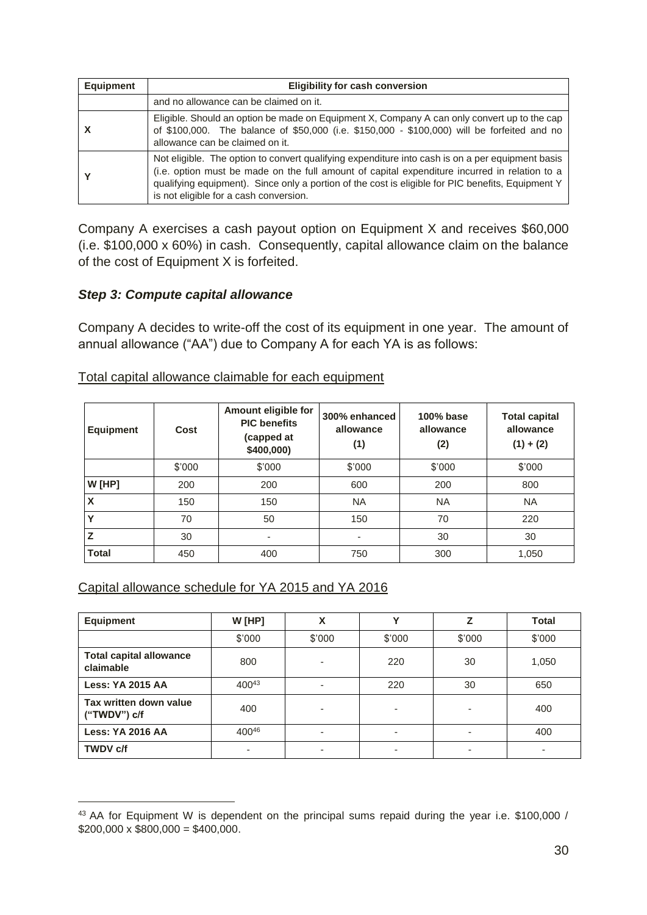| Equipment | Eligibility for cash conversion |
|---|---|
| | and no allowance can be claimed on it. |
| **X** | Eligible. Should an option be made on Equipment X, Company A can only convert up to the cap of $100,000. The balance of $50,000 (i.e. $150,000 - $100,000) will be forfeited and no allowance can be claimed on it. |
| **Y** | Not eligible. The option to convert qualifying expenditure into cash is on a per equipment basis (i.e. option must be made on the full amount of capital expenditure incurred in relation to a qualifying equipment). Since only a portion of the cost is eligible for PIC benefits, Equipment Y is not eligible for a cash conversion. |

Company A exercises a cash payout option on Equipment X and receives $60,000 (i.e. $100,000 x 60%) in cash. Consequently, capital allowance claim on the balance of the cost of Equipment X is forfeited.

### *Step 3: Compute capital allowance*

Company A decides to write-off the cost of its equipment in one year. The amount of annual allowance ("AA") due to Company A for each YA is as follows:

Total capital allowance claimable for each equipment

| Equipment | Cost | Amount eligible for PIC benefits (capped at $400,000) | 300% enhanced allowance (1) | 100% base allowance (2) | Total capital allowance (1) + (2) |
|---|---|---|---|---|---|
| | $'000 | $'000 | $'000 | $'000 | $'000 |
| **W [HP]** | 200 | 200 | 600 | 200 | 800 |
| **X** | 150 | 150 | NA | NA | NA |
| **Y** | 70 | 50 | 150 | 70 | 220 |
| **Z** | 30 | - | - | 30 | 30 |
| **Total** | 450 | 400 | 750 | 300 | 1,050 |

Capital allowance schedule for YA 2015 and YA 2016

| Equipment | W [HP] | X | Y | Z | Total |
|---|---|---|---|---|---|
| | $'000 | $'000 | $'000 | $'000 | $'000 |
| **Total capital allowance claimable** | 800 | - | 220 | 30 | 1,050 |
| **Less: YA 2015 AA** | 400[43] | - | 220 | 30 | 650 |
| **Tax written down value ("TWDV") c/f** | 400 | - | - | - | 400 |
| **Less: YA 2016 AA** | 400[46] | - | - | - | 400 |
| **TWDV c/f** | - | - | - | - | - |

[43] AA for Equipment W is dependent on the principal sums repaid during the year i.e. $100,000 / $200,000 x $800,000 = $400,000.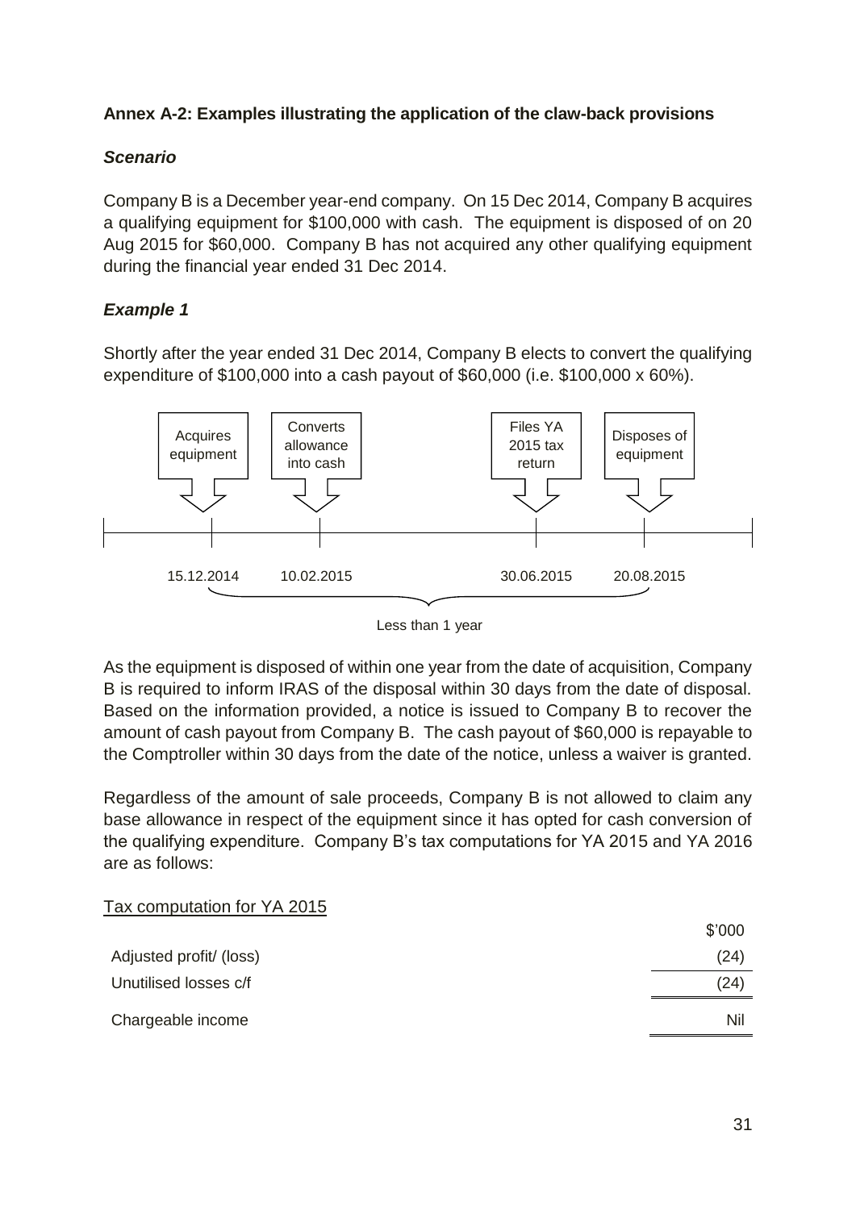**Annex A-2: Examples illustrating the application of the claw-back provisions**

***Scenario***

Company B is a December year-end company. On 15 Dec 2014, Company B acquires a qualifying equipment for $100,000 with cash. The equipment is disposed of on 20 Aug 2015 for $60,000. Company B has not acquired any other qualifying equipment during the financial year ended 31 Dec 2014.

***Example 1***

Shortly after the year ended 31 Dec 2014, Company B elects to convert the qualifying expenditure of $100,000 into a cash payout of $60,000 (i.e. $100,000 x 60%).

| Date | Event |
|---|---|
| 15.12.2014 | Acquires equipment |
| 10.02.2015 | Converts allowance into cash |
| 30.06.2015 | Files YA 2015 tax return |
| 20.08.2015 | Disposes of equipment |

Less than 1 year (15.12.2014 to 20.08.2015)

As the equipment is disposed of within one year from the date of acquisition, Company B is required to inform IRAS of the disposal within 30 days from the date of disposal. Based on the information provided, a notice is issued to Company B to recover the amount of cash payout from Company B. The cash payout of $60,000 is repayable to the Comptroller within 30 days from the date of the notice, unless a waiver is granted.

Regardless of the amount of sale proceeds, Company B is not allowed to claim any base allowance in respect of the equipment since it has opted for cash conversion of the qualifying expenditure. Company B's tax computations for YA 2015 and YA 2016 are as follows:

Tax computation for YA 2015

| | $'000 |
|---|---|
| Adjusted profit/ (loss) | (24) |
| Unutilised losses c/f | (24) |
| Chargeable income | Nil |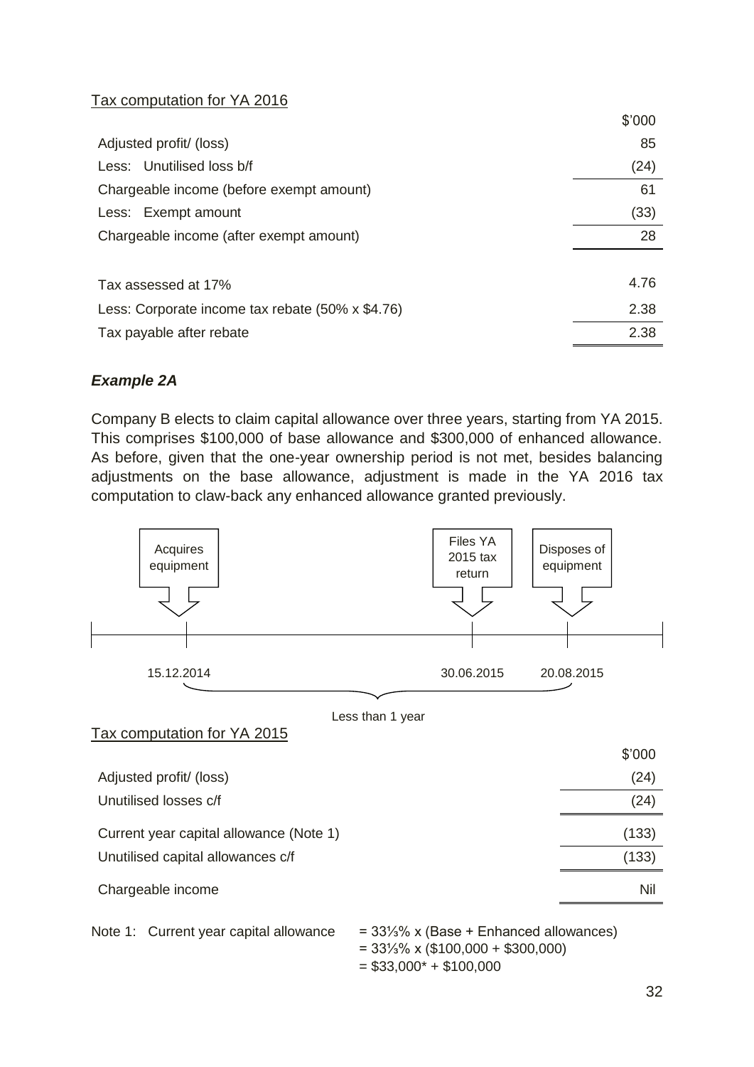Tax computation for YA 2016

| | $'000 |
|---|---|
| Adjusted profit/ (loss) | 85 |
| Less: Unutilised loss b/f | (24) |
| Chargeable income (before exempt amount) | 61 |
| Less: Exempt amount | (33) |
| Chargeable income (after exempt amount) | 28 |
| | |
| Tax assessed at 17% | 4.76 |
| Less: Corporate income tax rebate (50% x $4.76) | 2.38 |
| Tax payable after rebate | 2.38 |

### *Example 2A*

Company B elects to claim capital allowance over three years, starting from YA 2015. This comprises $100,000 of base allowance and $300,000 of enhanced allowance. As before, given that the one-year ownership period is not met, besides balancing adjustments on the base allowance, adjustment is made in the YA 2016 tax computation to claw-back any enhanced allowance granted previously.

Acquires equipment — 15.12.2014
Files YA 2015 tax return — 30.06.2015
Disposes of equipment — 20.08.2015
Less than 1 year

Tax computation for YA 2015

| | $'000 |
|---|---|
| Adjusted profit/ (loss) | (24) |
| Unutilised losses c/f | (24) |
| Current year capital allowance (Note 1) | (133) |
| Unutilised capital allowances c/f | (133) |
| Chargeable income | Nil |

Note 1: Current year capital allowance = 33⅓% x (Base + Enhanced allowances)
= 33⅓% x ($100,000 + $300,000)
= $33,000* + $100,000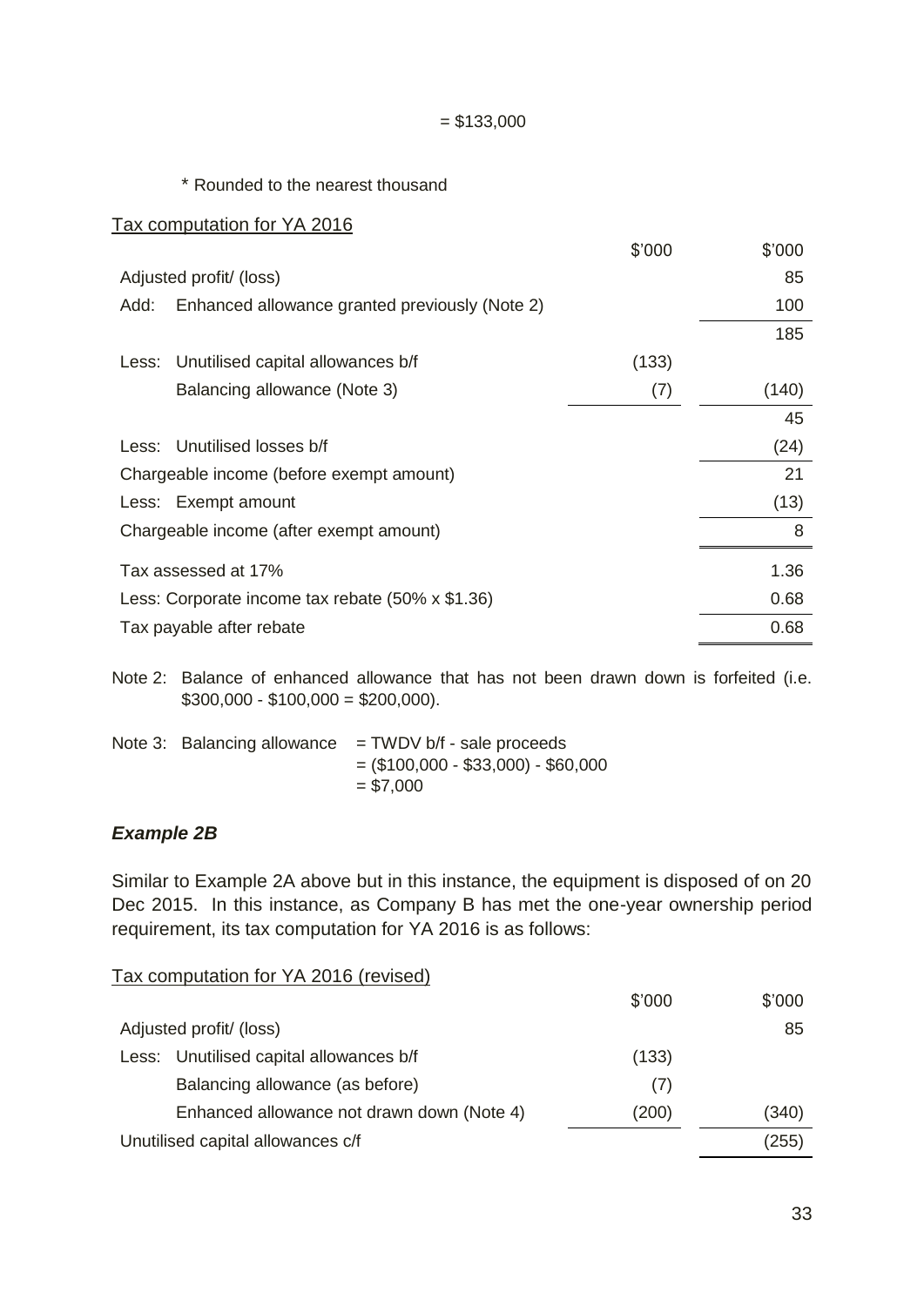= $133,000

\* Rounded to the nearest thousand

Tax computation for YA 2016

| | $'000 | $'000 |
|---|---|---|
| Adjusted profit/ (loss) | | 85 |
| Add: Enhanced allowance granted previously (Note 2) | | 100 |
| | | 185 |
| Less: Unutilised capital allowances b/f | (133) | |
| Balancing allowance (Note 3) | (7) | (140) |
| | | 45 |
| Less: Unutilised losses b/f | | (24) |
| Chargeable income (before exempt amount) | | 21 |
| Less: Exempt amount | | (13) |
| Chargeable income (after exempt amount) | | 8 |
| Tax assessed at 17% | | 1.36 |
| Less: Corporate income tax rebate (50% x $1.36) | | 0.68 |
| Tax payable after rebate | | 0.68 |

Note 2: Balance of enhanced allowance that has not been drawn down is forfeited (i.e. $300,000 - $100,000 = $200,000).

Note 3: Balancing allowance = TWDV b/f - sale proceeds
= ($100,000 - $33,000) - $60,000
= $7,000

### *Example 2B*

Similar to Example 2A above but in this instance, the equipment is disposed of on 20 Dec 2015. In this instance, as Company B has met the one-year ownership period requirement, its tax computation for YA 2016 is as follows:

Tax computation for YA 2016 (revised)

| | $'000 | $'000 |
|---|---|---|
| Adjusted profit/ (loss) | | 85 |
| Less: Unutilised capital allowances b/f | (133) | |
| Balancing allowance (as before) | (7) | |
| Enhanced allowance not drawn down (Note 4) | (200) | (340) |
| Unutilised capital allowances c/f | | (255) |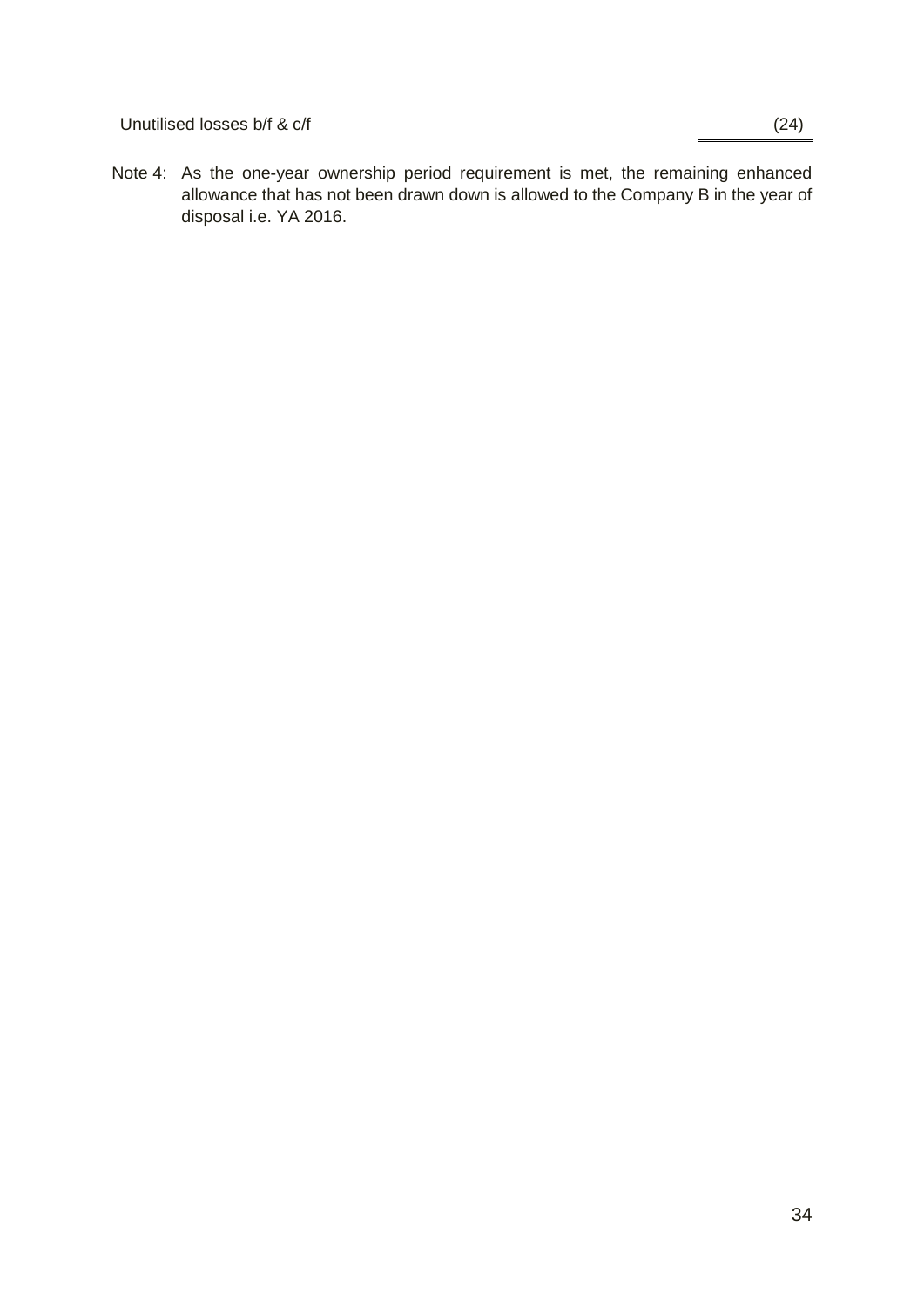| | |
|---|---|
| Unutilised losses b/f & c/f | (24) |

Note 4: As the one-year ownership period requirement is met, the remaining enhanced allowance that has not been drawn down is allowed to the Company B in the year of disposal i.e. YA 2016.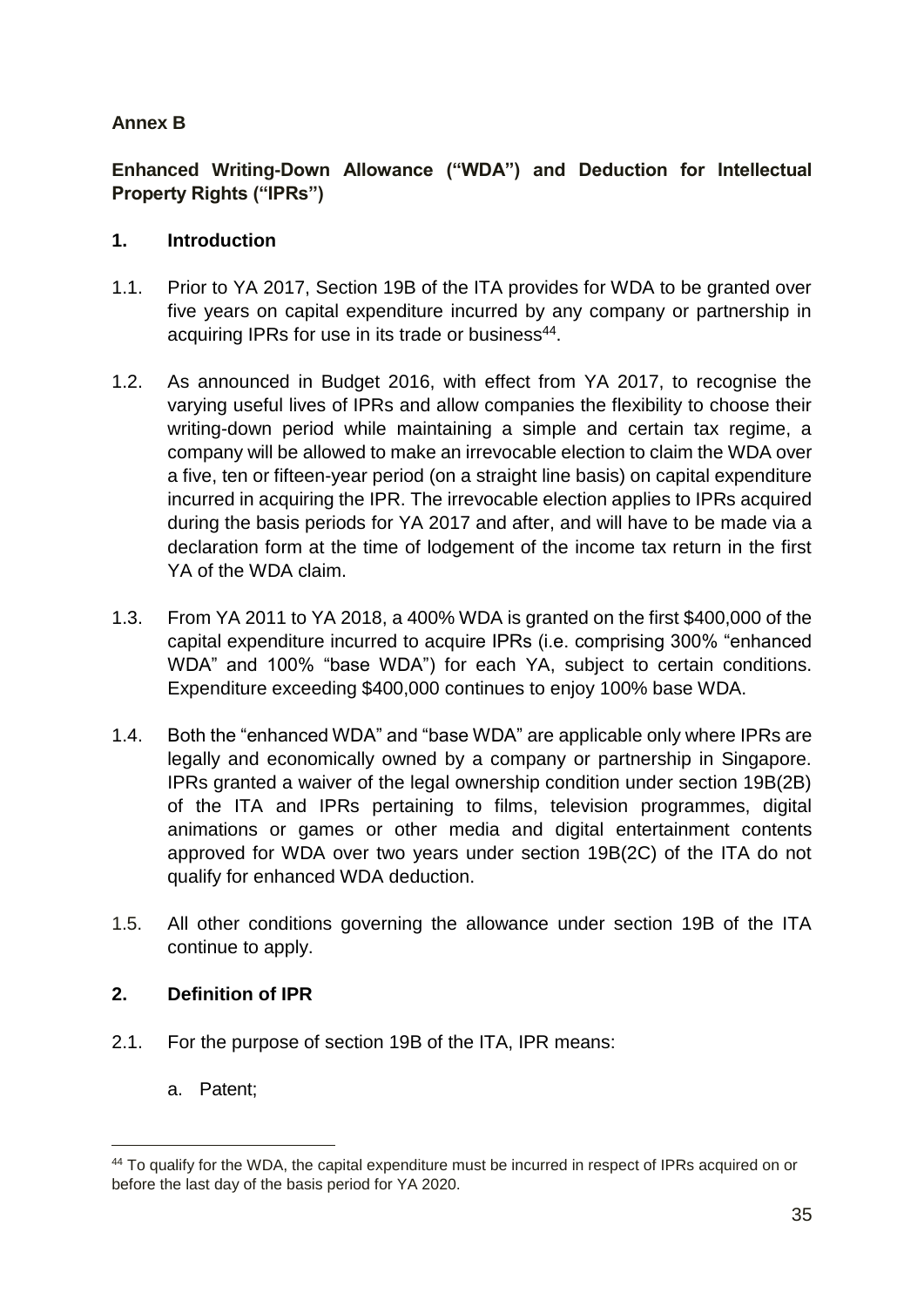**Annex B**

**Enhanced Writing-Down Allowance ("WDA") and Deduction for Intellectual Property Rights ("IPRs")**

## 1. Introduction

1.1. Prior to YA 2017, Section 19B of the ITA provides for WDA to be granted over five years on capital expenditure incurred by any company or partnership in acquiring IPRs for use in its trade or business[44].

1.2. As announced in Budget 2016, with effect from YA 2017, to recognise the varying useful lives of IPRs and allow companies the flexibility to choose their writing-down period while maintaining a simple and certain tax regime, a company will be allowed to make an irrevocable election to claim the WDA over a five, ten or fifteen-year period (on a straight line basis) on capital expenditure incurred in acquiring the IPR. The irrevocable election applies to IPRs acquired during the basis periods for YA 2017 and after, and will have to be made via a declaration form at the time of lodgement of the income tax return in the first YA of the WDA claim.

1.3. From YA 2011 to YA 2018, a 400% WDA is granted on the first $400,000 of the capital expenditure incurred to acquire IPRs (i.e. comprising 300% "enhanced WDA" and 100% "base WDA") for each YA, subject to certain conditions. Expenditure exceeding $400,000 continues to enjoy 100% base WDA.

1.4. Both the "enhanced WDA" and "base WDA" are applicable only where IPRs are legally and economically owned by a company or partnership in Singapore. IPRs granted a waiver of the legal ownership condition under section 19B(2B) of the ITA and IPRs pertaining to films, television programmes, digital animations or games or other media and digital entertainment contents approved for WDA over two years under section 19B(2C) of the ITA do not qualify for enhanced WDA deduction.

1.5. All other conditions governing the allowance under section 19B of the ITA continue to apply.

## 2. Definition of IPR

2.1. For the purpose of section 19B of the ITA, IPR means:

a. Patent;

[44] To qualify for the WDA, the capital expenditure must be incurred in respect of IPRs acquired on or before the last day of the basis period for YA 2020.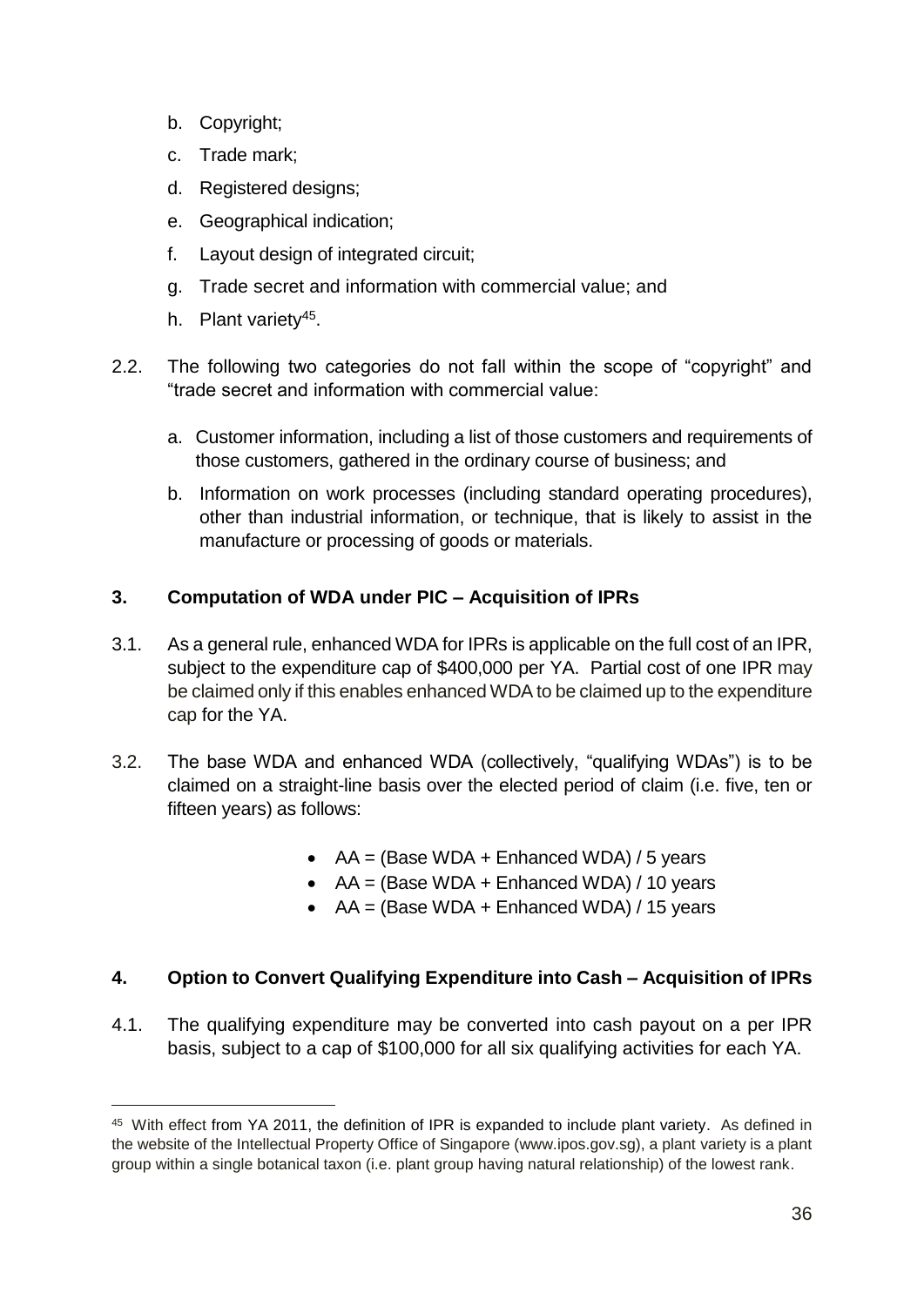b. Copyright;
c. Trade mark;
d. Registered designs;
e. Geographical indication;
f. Layout design of integrated circuit;
g. Trade secret and information with commercial value; and
h. Plant variety[45].

2.2. The following two categories do not fall within the scope of "copyright" and "trade secret and information with commercial value:

a. Customer information, including a list of those customers and requirements of those customers, gathered in the ordinary course of business; and

b. Information on work processes (including standard operating procedures), other than industrial information, or technique, that is likely to assist in the manufacture or processing of goods or materials.

## 3. Computation of WDA under PIC – Acquisition of IPRs

3.1. As a general rule, enhanced WDA for IPRs is applicable on the full cost of an IPR, subject to the expenditure cap of $400,000 per YA. Partial cost of one IPR may be claimed only if this enables enhanced WDA to be claimed up to the expenditure cap for the YA.

3.2. The base WDA and enhanced WDA (collectively, "qualifying WDAs") is to be claimed on a straight-line basis over the elected period of claim (i.e. five, ten or fifteen years) as follows:

- AA = (Base WDA + Enhanced WDA) / 5 years
- AA = (Base WDA + Enhanced WDA) / 10 years
- AA = (Base WDA + Enhanced WDA) / 15 years

## 4. Option to Convert Qualifying Expenditure into Cash – Acquisition of IPRs

4.1. The qualifying expenditure may be converted into cash payout on a per IPR basis, subject to a cap of $100,000 for all six qualifying activities for each YA.

[45] With effect from YA 2011, the definition of IPR is expanded to include plant variety. As defined in the website of the Intellectual Property Office of Singapore (www.ipos.gov.sg), a plant variety is a plant group within a single botanical taxon (i.e. plant group having natural relationship) of the lowest rank.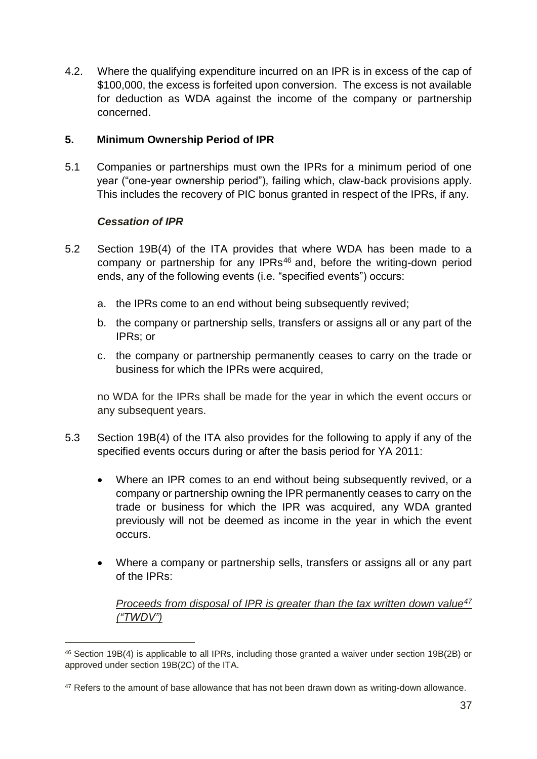4.2. Where the qualifying expenditure incurred on an IPR is in excess of the cap of $100,000, the excess is forfeited upon conversion. The excess is not available for deduction as WDA against the income of the company or partnership concerned.

## 5. Minimum Ownership Period of IPR

5.1 Companies or partnerships must own the IPRs for a minimum period of one year ("one-year ownership period"), failing which, claw-back provisions apply. This includes the recovery of PIC bonus granted in respect of the IPRs, if any.

***Cessation of IPR***

5.2 Section 19B(4) of the ITA provides that where WDA has been made to a company or partnership for any IPRs[46] and, before the writing-down period ends, any of the following events (i.e. "specified events") occurs:

a. the IPRs come to an end without being subsequently revived;

b. the company or partnership sells, transfers or assigns all or any part of the IPRs; or

c. the company or partnership permanently ceases to carry on the trade or business for which the IPRs were acquired,

no WDA for the IPRs shall be made for the year in which the event occurs or any subsequent years.

5.3 Section 19B(4) of the ITA also provides for the following to apply if any of the specified events occurs during or after the basis period for YA 2011:

- Where an IPR comes to an end without being subsequently revived, or a company or partnership owning the IPR permanently ceases to carry on the trade or business for which the IPR was acquired, any WDA granted previously will <u>not</u> be deemed as income in the year in which the event occurs.

- Where a company or partnership sells, transfers or assigns all or any part of the IPRs:

  <u>*Proceeds from disposal of IPR is greater than the tax written down value[47] ("TWDV")*</u>

---

[46] Section 19B(4) is applicable to all IPRs, including those granted a waiver under section 19B(2B) or approved under section 19B(2C) of the ITA.

[47] Refers to the amount of base allowance that has not been drawn down as writing-down allowance.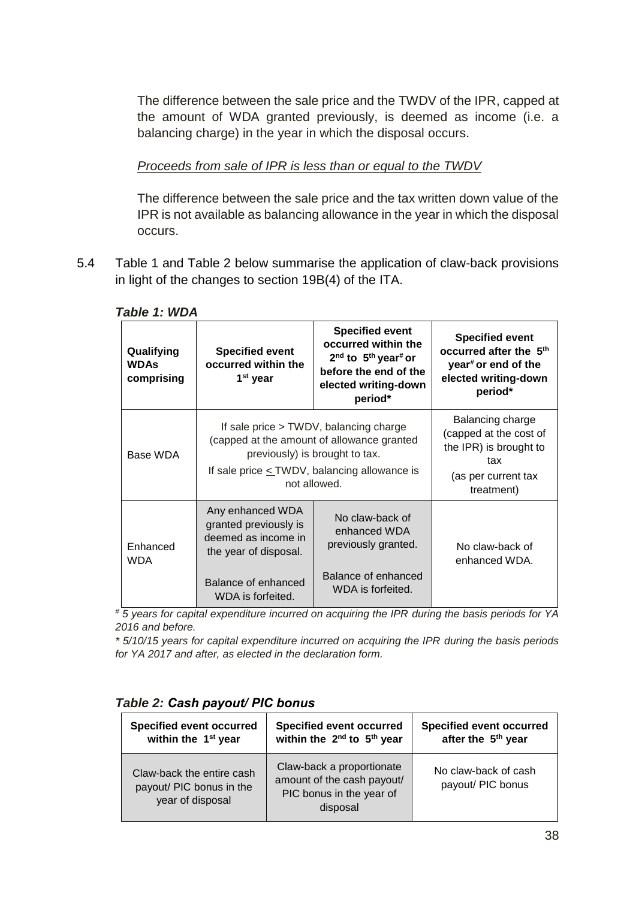The difference between the sale price and the TWDV of the IPR, capped at the amount of WDA granted previously, is deemed as income (i.e. a balancing charge) in the year in which the disposal occurs.

*Proceeds from sale of IPR is less than or equal to the TWDV*

The difference between the sale price and the tax written down value of the IPR is not available as balancing allowance in the year in which the disposal occurs.

5.4 Table 1 and Table 2 below summarise the application of claw-back provisions in light of the changes to section 19B(4) of the ITA.

***Table 1: WDA***

| Qualifying WDAs comprising | Specified event occurred within the 1st year | Specified event occurred within the 2nd to 5th year# or before the end of the elected writing-down period* | Specified event occurred after the 5th year# or end of the elected writing-down period* |
|---|---|---|---|
| Base WDA | If sale price > TWDV, balancing charge (capped at the amount of allowance granted previously) is brought to tax.<br>If sale price ≤ TWDV, balancing allowance is not allowed. | | Balancing charge (capped at the cost of the IPR) is brought to tax<br>(as per current tax treatment) |
| Enhanced WDA | Any enhanced WDA granted previously is deemed as income in the year of disposal.<br><br>Balance of enhanced WDA is forfeited. | No claw-back of enhanced WDA previously granted.<br><br>Balance of enhanced WDA is forfeited. | No claw-back of enhanced WDA. |

*# 5 years for capital expenditure incurred on acquiring the IPR during the basis periods for YA 2016 and before.*

*\* 5/10/15 years for capital expenditure incurred on acquiring the IPR during the basis periods for YA 2017 and after, as elected in the declaration form.*

***Table 2: Cash payout/ PIC bonus***

| Specified event occurred within the 1st year | Specified event occurred within the 2nd to 5th year | Specified event occurred after the 5th year |
|---|---|---|
| Claw-back the entire cash payout/ PIC bonus in the year of disposal | Claw-back a proportionate amount of the cash payout/ PIC bonus in the year of disposal | No claw-back of cash payout/ PIC bonus |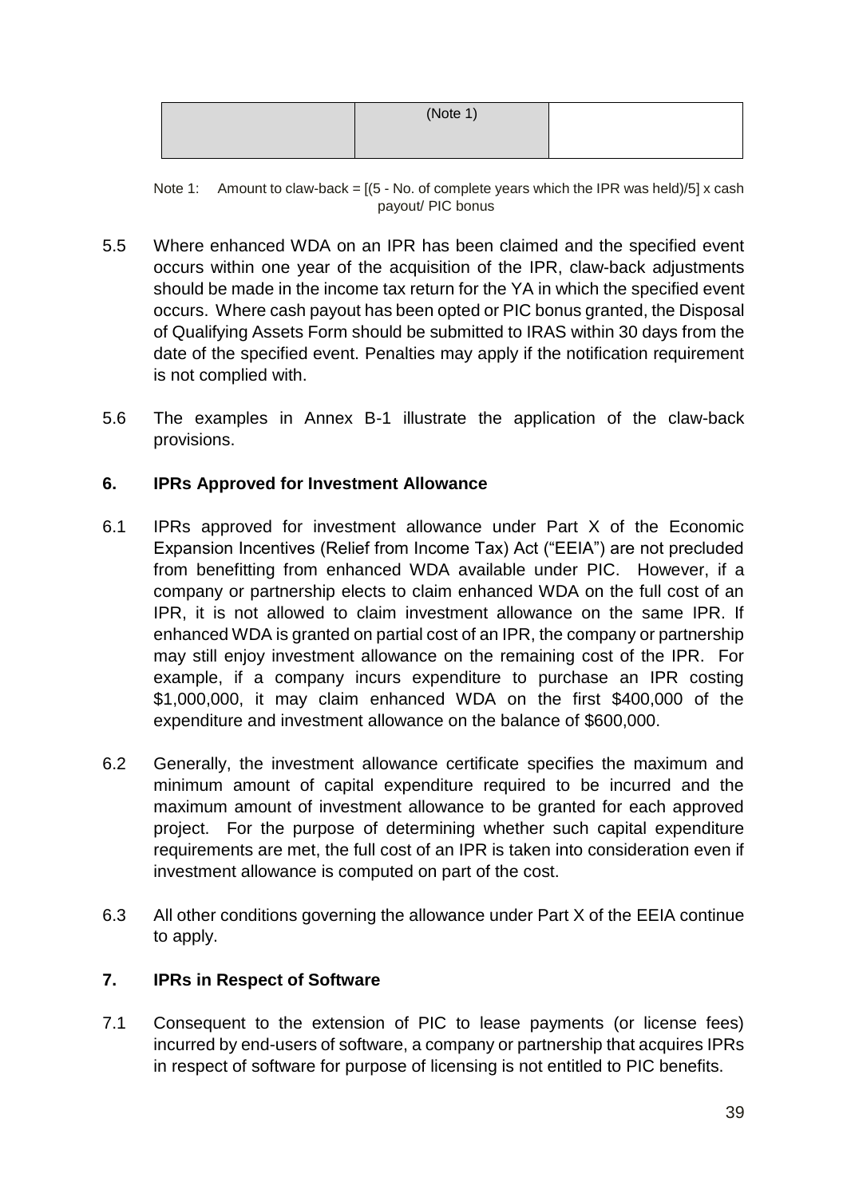|  | (Note 1) |  |
|---|---|---|

Note 1: Amount to claw-back = [(5 - No. of complete years which the IPR was held)/5] x cash payout/ PIC bonus

5.5 Where enhanced WDA on an IPR has been claimed and the specified event occurs within one year of the acquisition of the IPR, claw-back adjustments should be made in the income tax return for the YA in which the specified event occurs. Where cash payout has been opted or PIC bonus granted, the Disposal of Qualifying Assets Form should be submitted to IRAS within 30 days from the date of the specified event. Penalties may apply if the notification requirement is not complied with.

5.6 The examples in Annex B-1 illustrate the application of the claw-back provisions.

## 6. IPRs Approved for Investment Allowance

6.1 IPRs approved for investment allowance under Part X of the Economic Expansion Incentives (Relief from Income Tax) Act ("EEIA") are not precluded from benefitting from enhanced WDA available under PIC. However, if a company or partnership elects to claim enhanced WDA on the full cost of an IPR, it is not allowed to claim investment allowance on the same IPR. If enhanced WDA is granted on partial cost of an IPR, the company or partnership may still enjoy investment allowance on the remaining cost of the IPR. For example, if a company incurs expenditure to purchase an IPR costing $1,000,000, it may claim enhanced WDA on the first $400,000 of the expenditure and investment allowance on the balance of $600,000.

6.2 Generally, the investment allowance certificate specifies the maximum and minimum amount of capital expenditure required to be incurred and the maximum amount of investment allowance to be granted for each approved project. For the purpose of determining whether such capital expenditure requirements are met, the full cost of an IPR is taken into consideration even if investment allowance is computed on part of the cost.

6.3 All other conditions governing the allowance under Part X of the EEIA continue to apply.

## 7. IPRs in Respect of Software

7.1 Consequent to the extension of PIC to lease payments (or license fees) incurred by end-users of software, a company or partnership that acquires IPRs in respect of software for purpose of licensing is not entitled to PIC benefits.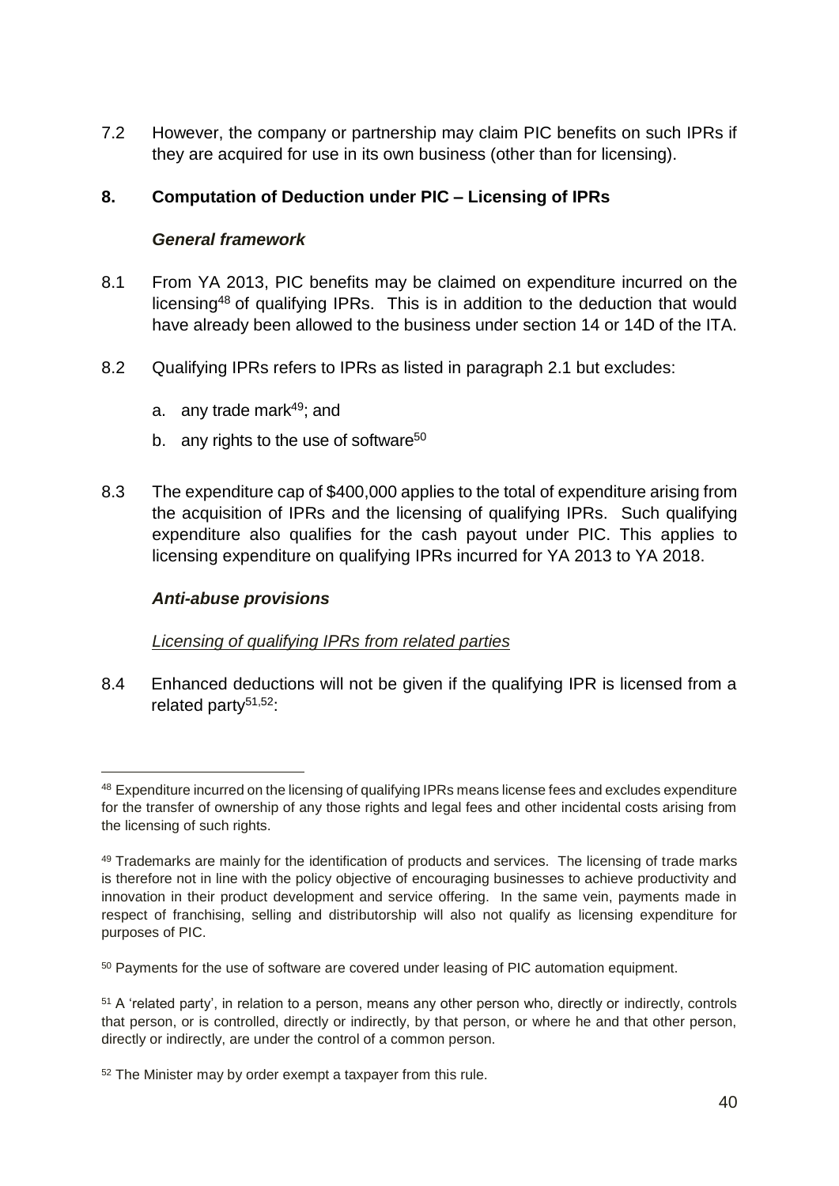7.2 However, the company or partnership may claim PIC benefits on such IPRs if they are acquired for use in its own business (other than for licensing).

## 8. Computation of Deduction under PIC – Licensing of IPRs

### *General framework*

8.1 From YA 2013, PIC benefits may be claimed on expenditure incurred on the licensing[48] of qualifying IPRs. This is in addition to the deduction that would have already been allowed to the business under section 14 or 14D of the ITA.

8.2 Qualifying IPRs refers to IPRs as listed in paragraph 2.1 but excludes:

a. any trade mark[49]; and

b. any rights to the use of software[50]

8.3 The expenditure cap of $400,000 applies to the total of expenditure arising from the acquisition of IPRs and the licensing of qualifying IPRs. Such qualifying expenditure also qualifies for the cash payout under PIC. This applies to licensing expenditure on qualifying IPRs incurred for YA 2013 to YA 2018.

### *Anti-abuse provisions*

<u>*Licensing of qualifying IPRs from related parties*</u>

8.4 Enhanced deductions will not be given if the qualifying IPR is licensed from a related party[51,52]:

---

[48] Expenditure incurred on the licensing of qualifying IPRs means license fees and excludes expenditure for the transfer of ownership of any those rights and legal fees and other incidental costs arising from the licensing of such rights.

[49] Trademarks are mainly for the identification of products and services. The licensing of trade marks is therefore not in line with the policy objective of encouraging businesses to achieve productivity and innovation in their product development and service offering. In the same vein, payments made in respect of franchising, selling and distributorship will also not qualify as licensing expenditure for purposes of PIC.

[50] Payments for the use of software are covered under leasing of PIC automation equipment.

[51] A 'related party', in relation to a person, means any other person who, directly or indirectly, controls that person, or is controlled, directly or indirectly, by that person, or where he and that other person, directly or indirectly, are under the control of a common person.

[52] The Minister may by order exempt a taxpayer from this rule.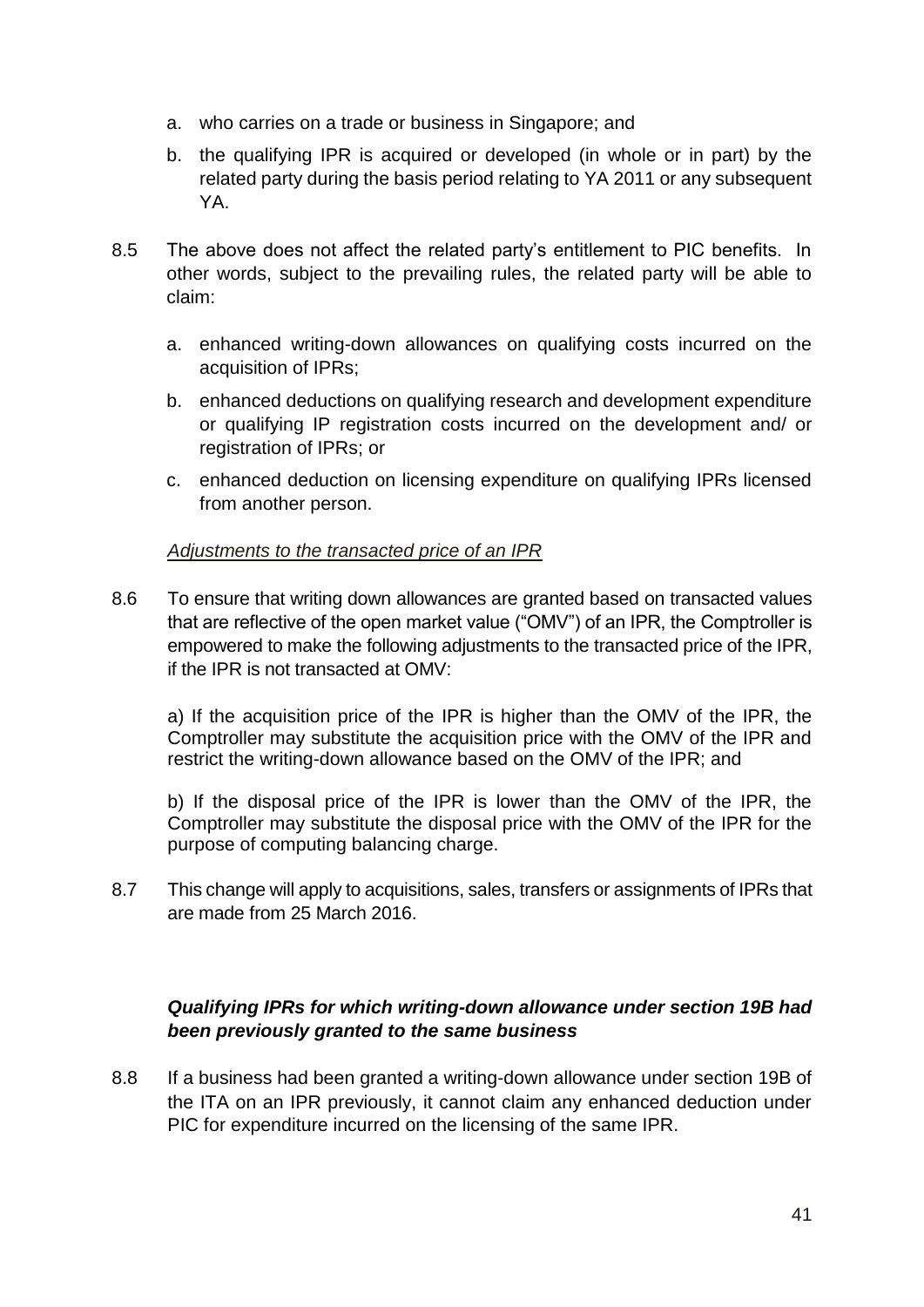a. who carries on a trade or business in Singapore; and

b. the qualifying IPR is acquired or developed (in whole or in part) by the related party during the basis period relating to YA 2011 or any subsequent YA.

8.5 The above does not affect the related party's entitlement to PIC benefits. In other words, subject to the prevailing rules, the related party will be able to claim:

a. enhanced writing-down allowances on qualifying costs incurred on the acquisition of IPRs;

b. enhanced deductions on qualifying research and development expenditure or qualifying IP registration costs incurred on the development and/ or registration of IPRs; or

c. enhanced deduction on licensing expenditure on qualifying IPRs licensed from another person.

*Adjustments to the transacted price of an IPR*

8.6 To ensure that writing down allowances are granted based on transacted values that are reflective of the open market value ("OMV") of an IPR, the Comptroller is empowered to make the following adjustments to the transacted price of the IPR, if the IPR is not transacted at OMV:

a) If the acquisition price of the IPR is higher than the OMV of the IPR, the Comptroller may substitute the acquisition price with the OMV of the IPR and restrict the writing-down allowance based on the OMV of the IPR; and

b) If the disposal price of the IPR is lower than the OMV of the IPR, the Comptroller may substitute the disposal price with the OMV of the IPR for the purpose of computing balancing charge.

8.7 This change will apply to acquisitions, sales, transfers or assignments of IPRs that are made from 25 March 2016.

***Qualifying IPRs for which writing-down allowance under section 19B had been previously granted to the same business***

8.8 If a business had been granted a writing-down allowance under section 19B of the ITA on an IPR previously, it cannot claim any enhanced deduction under PIC for expenditure incurred on the licensing of the same IPR.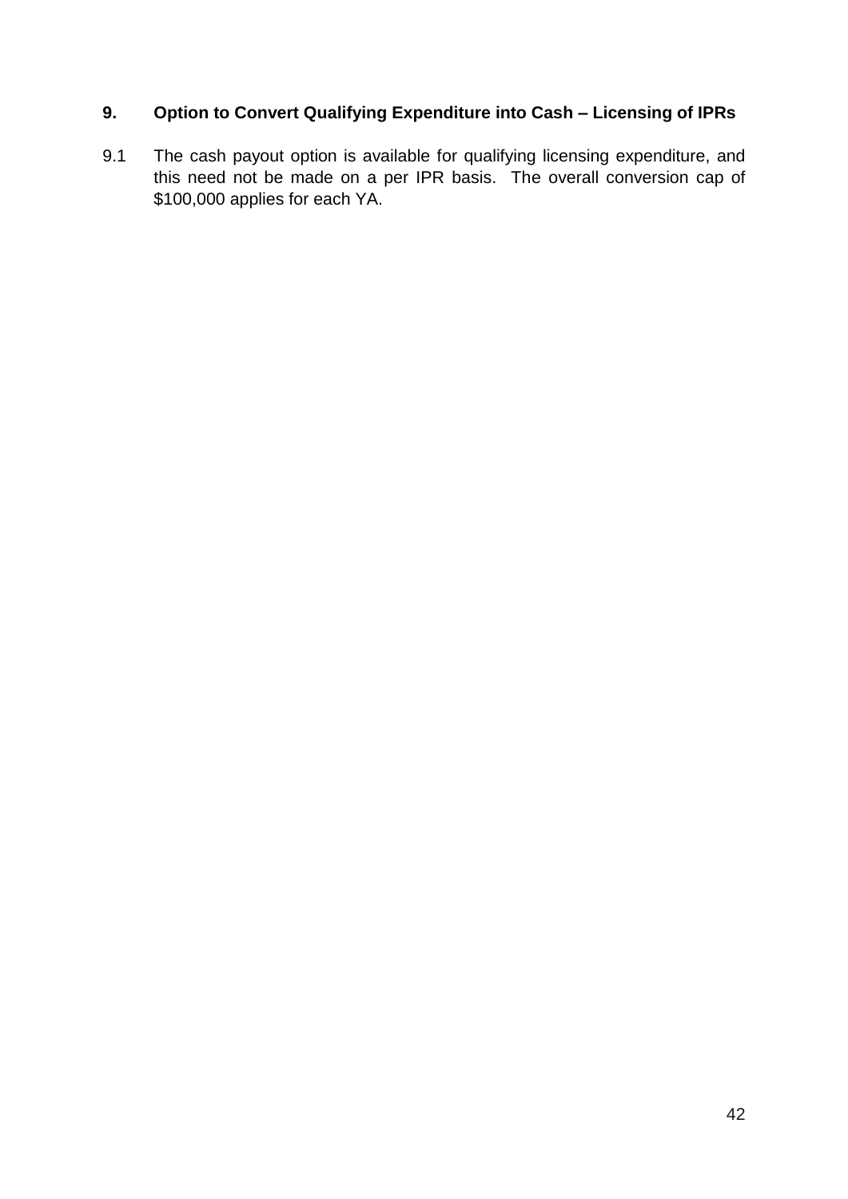## 9. Option to Convert Qualifying Expenditure into Cash – Licensing of IPRs

9.1 The cash payout option is available for qualifying licensing expenditure, and this need not be made on a per IPR basis. The overall conversion cap of $100,000 applies for each YA.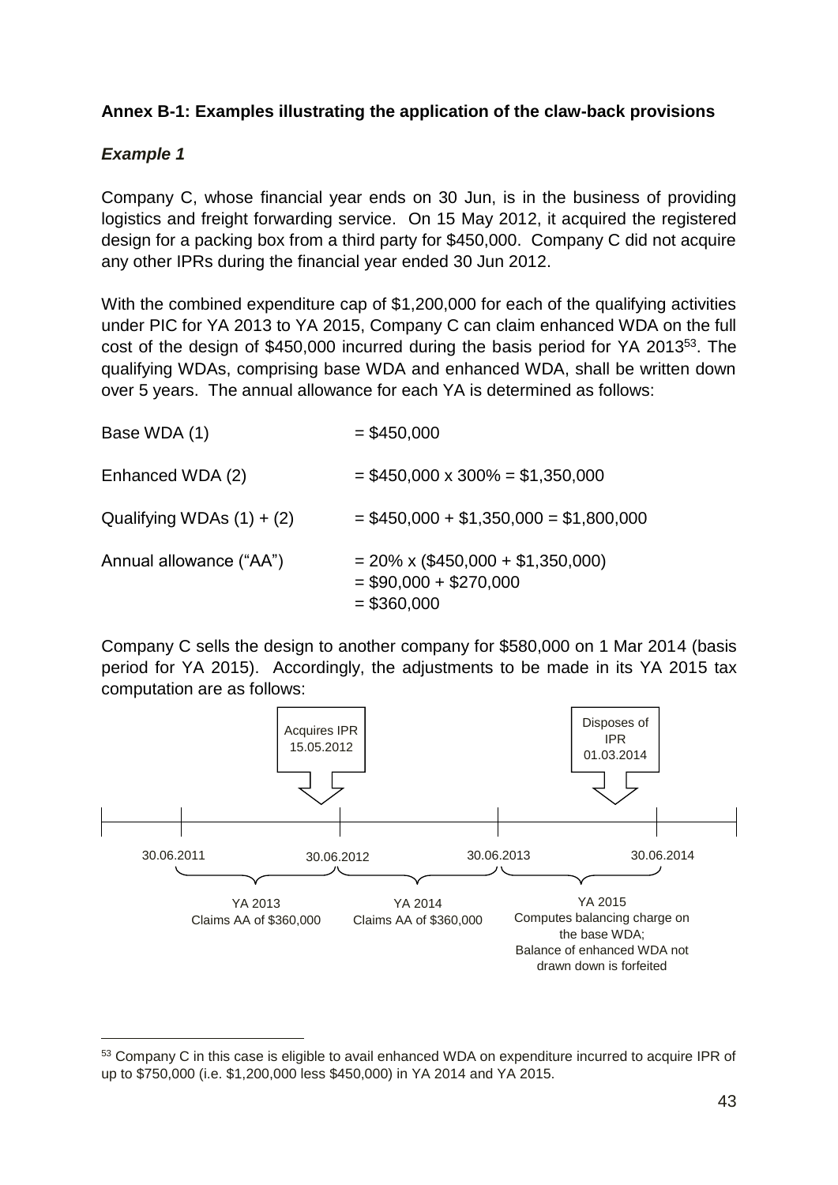**Annex B-1: Examples illustrating the application of the claw-back provisions**

***Example 1***

Company C, whose financial year ends on 30 Jun, is in the business of providing logistics and freight forwarding service. On 15 May 2012, it acquired the registered design for a packing box from a third party for \$450,000. Company C did not acquire any other IPRs during the financial year ended 30 Jun 2012.

With the combined expenditure cap of \$1,200,000 for each of the qualifying activities under PIC for YA 2013 to YA 2015, Company C can claim enhanced WDA on the full cost of the design of \$450,000 incurred during the basis period for YA 2013[53]. The qualifying WDAs, comprising base WDA and enhanced WDA, shall be written down over 5 years. The annual allowance for each YA is determined as follows:

| | |
|---|---|
| Base WDA (1) | = \$450,000 |
| Enhanced WDA (2) | = \$450,000 x 300% = \$1,350,000 |
| Qualifying WDAs (1) + (2) | = \$450,000 + \$1,350,000 = \$1,800,000 |
| Annual allowance ("AA") | = 20% x (\$450,000 + \$1,350,000)<br>= \$90,000 + \$270,000<br>= \$360,000 |

Company C sells the design to another company for \$580,000 on 1 Mar 2014 (basis period for YA 2015). Accordingly, the adjustments to be made in its YA 2015 tax computation are as follows:

Acquires IPR 15.05.2012

Disposes of IPR 01.03.2014

30.06.2011 | 30.06.2012 | 30.06.2013 | 30.06.2014

YA 2013: Claims AA of \$360,000

YA 2014: Claims AA of \$360,000

YA 2015: Computes balancing charge on the base WDA; Balance of enhanced WDA not drawn down is forfeited

---

[53] Company C in this case is eligible to avail enhanced WDA on expenditure incurred to acquire IPR of up to \$750,000 (i.e. \$1,200,000 less \$450,000) in YA 2014 and YA 2015.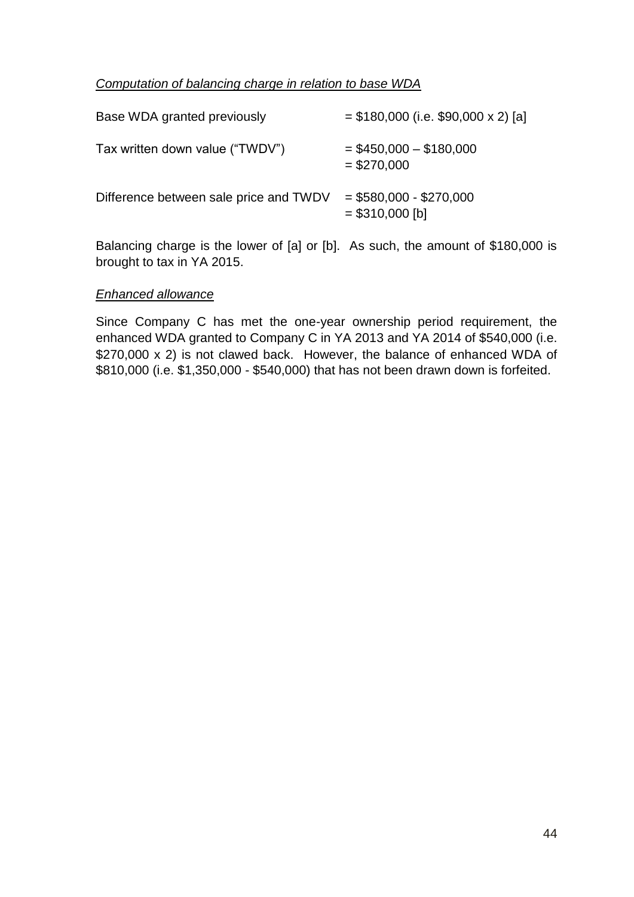*Computation of balancing charge in relation to base WDA*

| | |
|---|---|
| Base WDA granted previously | = $180,000 (i.e. $90,000 x 2) [a] |
| Tax written down value ("TWDV") | = $450,000 – $180,000<br>= $270,000 |
| Difference between sale price and TWDV | = $580,000 - $270,000<br>= $310,000 [b] |

Balancing charge is the lower of [a] or [b]. As such, the amount of $180,000 is brought to tax in YA 2015.

*Enhanced allowance*

Since Company C has met the one-year ownership period requirement, the enhanced WDA granted to Company C in YA 2013 and YA 2014 of $540,000 (i.e. $270,000 x 2) is not clawed back. However, the balance of enhanced WDA of $810,000 (i.e. $1,350,000 - $540,000) that has not been drawn down is forfeited.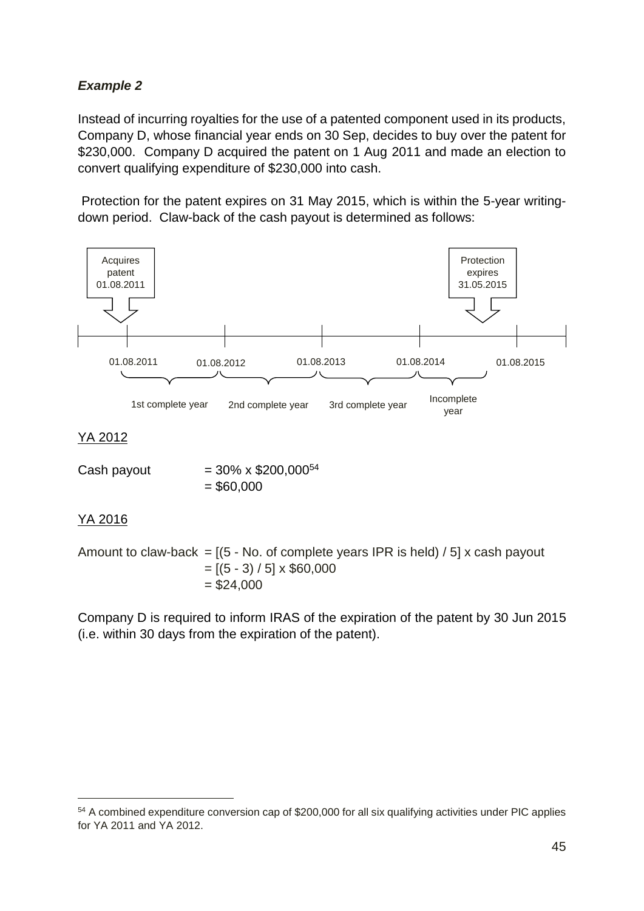***Example 2***

Instead of incurring royalties for the use of a patented component used in its products, Company D, whose financial year ends on 30 Sep, decides to buy over the patent for \$230,000. Company D acquired the patent on 1 Aug 2011 and made an election to convert qualifying expenditure of \$230,000 into cash.

Protection for the patent expires on 31 May 2015, which is within the 5-year writing-down period. Claw-back of the cash payout is determined as follows:

Acquires patent 01.08.2011

Protection expires 31.05.2015

01.08.2011 | 01.08.2012 | 01.08.2013 | 01.08.2014 | 01.08.2015

1st complete year | 2nd complete year | 3rd complete year | Incomplete year

<u>YA 2012</u>

Cash payout = 30% x \$200,000[54]
= \$60,000

<u>YA 2016</u>

Amount to claw-back = [(5 - No. of complete years IPR is held) / 5] x cash payout
= [(5 - 3) / 5] x \$60,000
= \$24,000

Company D is required to inform IRAS of the expiration of the patent by 30 Jun 2015 (i.e. within 30 days from the expiration of the patent).

[54] A combined expenditure conversion cap of \$200,000 for all six qualifying activities under PIC applies for YA 2011 and YA 2012.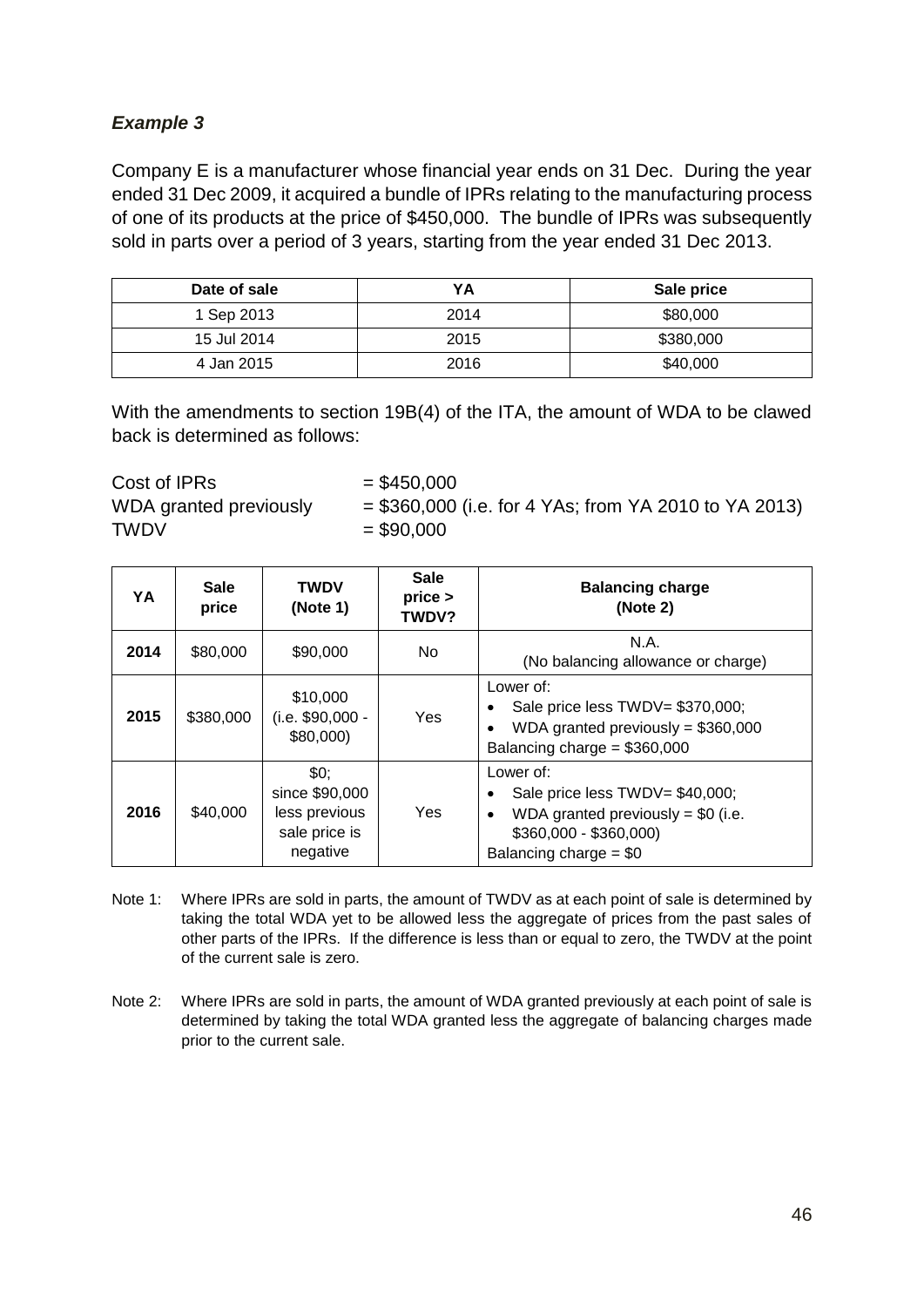***Example 3***

Company E is a manufacturer whose financial year ends on 31 Dec. During the year ended 31 Dec 2009, it acquired a bundle of IPRs relating to the manufacturing process of one of its products at the price of $450,000. The bundle of IPRs was subsequently sold in parts over a period of 3 years, starting from the year ended 31 Dec 2013.

| Date of sale | YA | Sale price |
|---|---|---|
| 1 Sep 2013 | 2014 | $80,000 |
| 15 Jul 2014 | 2015 | $380,000 |
| 4 Jan 2015 | 2016 | $40,000 |

With the amendments to section 19B(4) of the ITA, the amount of WDA to be clawed back is determined as follows:

Cost of IPRs = $450,000
WDA granted previously = $360,000 (i.e. for 4 YAs; from YA 2010 to YA 2013)
TWDV = $90,000

| YA | Sale price | TWDV (Note 1) | Sale price > TWDV? | Balancing charge (Note 2) |
|---|---|---|---|---|
| **2014** | $80,000 | $90,000 | No | N.A.<br>(No balancing allowance or charge) |
| **2015** | $380,000 | $10,000<br>(i.e. $90,000 - $80,000) | Yes | Lower of:<br>• Sale price less TWDV= $370,000;<br>• WDA granted previously = $360,000<br>Balancing charge = $360,000 |
| **2016** | $40,000 | $0;<br>since $90,000 less previous sale price is negative | Yes | Lower of:<br>• Sale price less TWDV= $40,000;<br>• WDA granted previously = $0 (i.e. $360,000 - $360,000)<br>Balancing charge = $0 |

Note 1: Where IPRs are sold in parts, the amount of TWDV as at each point of sale is determined by taking the total WDA yet to be allowed less the aggregate of prices from the past sales of other parts of the IPRs. If the difference is less than or equal to zero, the TWDV at the point of the current sale is zero.

Note 2: Where IPRs are sold in parts, the amount of WDA granted previously at each point of sale is determined by taking the total WDA granted less the aggregate of balancing charges made prior to the current sale.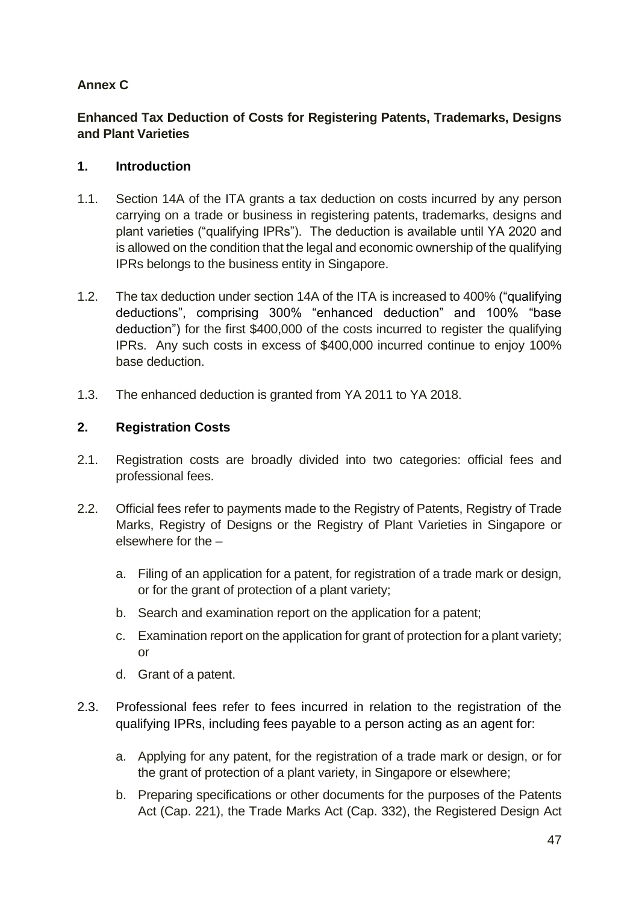**Annex C**

**Enhanced Tax Deduction of Costs for Registering Patents, Trademarks, Designs and Plant Varieties**

## 1. Introduction

1.1. Section 14A of the ITA grants a tax deduction on costs incurred by any person carrying on a trade or business in registering patents, trademarks, designs and plant varieties ("qualifying IPRs"). The deduction is available until YA 2020 and is allowed on the condition that the legal and economic ownership of the qualifying IPRs belongs to the business entity in Singapore.

1.2. The tax deduction under section 14A of the ITA is increased to 400% ("qualifying deductions", comprising 300% "enhanced deduction" and 100% "base deduction") for the first $400,000 of the costs incurred to register the qualifying IPRs. Any such costs in excess of $400,000 incurred continue to enjoy 100% base deduction.

1.3. The enhanced deduction is granted from YA 2011 to YA 2018.

## 2. Registration Costs

2.1. Registration costs are broadly divided into two categories: official fees and professional fees.

2.2. Official fees refer to payments made to the Registry of Patents, Registry of Trade Marks, Registry of Designs or the Registry of Plant Varieties in Singapore or elsewhere for the –

a. Filing of an application for a patent, for registration of a trade mark or design, or for the grant of protection of a plant variety;

b. Search and examination report on the application for a patent;

c. Examination report on the application for grant of protection for a plant variety; or

d. Grant of a patent.

2.3. Professional fees refer to fees incurred in relation to the registration of the qualifying IPRs, including fees payable to a person acting as an agent for:

a. Applying for any patent, for the registration of a trade mark or design, or for the grant of protection of a plant variety, in Singapore or elsewhere;

b. Preparing specifications or other documents for the purposes of the Patents Act (Cap. 221), the Trade Marks Act (Cap. 332), the Registered Design Act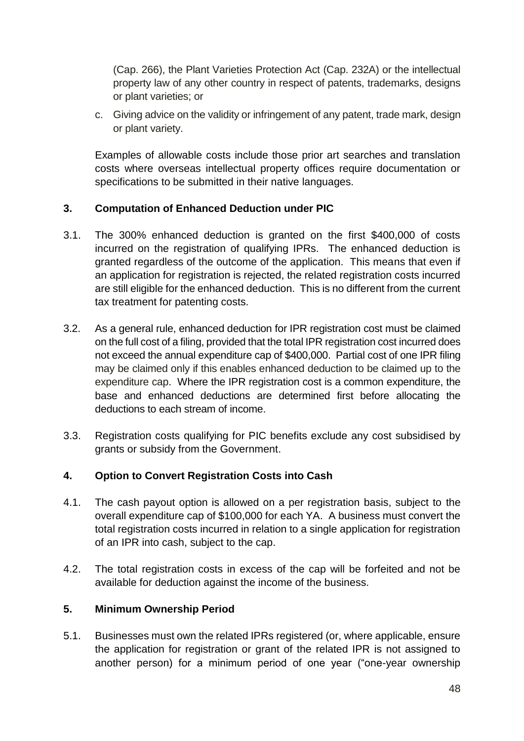(Cap. 266), the Plant Varieties Protection Act (Cap. 232A) or the intellectual property law of any other country in respect of patents, trademarks, designs or plant varieties; or

c. Giving advice on the validity or infringement of any patent, trade mark, design or plant variety.

Examples of allowable costs include those prior art searches and translation costs where overseas intellectual property offices require documentation or specifications to be submitted in their native languages.

### 3. Computation of Enhanced Deduction under PIC

3.1. The 300% enhanced deduction is granted on the first $400,000 of costs incurred on the registration of qualifying IPRs. The enhanced deduction is granted regardless of the outcome of the application. This means that even if an application for registration is rejected, the related registration costs incurred are still eligible for the enhanced deduction. This is no different from the current tax treatment for patenting costs.

3.2. As a general rule, enhanced deduction for IPR registration cost must be claimed on the full cost of a filing, provided that the total IPR registration cost incurred does not exceed the annual expenditure cap of $400,000. Partial cost of one IPR filing may be claimed only if this enables enhanced deduction to be claimed up to the expenditure cap. Where the IPR registration cost is a common expenditure, the base and enhanced deductions are determined first before allocating the deductions to each stream of income.

3.3. Registration costs qualifying for PIC benefits exclude any cost subsidised by grants or subsidy from the Government.

### 4. Option to Convert Registration Costs into Cash

4.1. The cash payout option is allowed on a per registration basis, subject to the overall expenditure cap of $100,000 for each YA. A business must convert the total registration costs incurred in relation to a single application for registration of an IPR into cash, subject to the cap.

4.2. The total registration costs in excess of the cap will be forfeited and not be available for deduction against the income of the business.

### 5. Minimum Ownership Period

5.1. Businesses must own the related IPRs registered (or, where applicable, ensure the application for registration or grant of the related IPR is not assigned to another person) for a minimum period of one year ("one-year ownership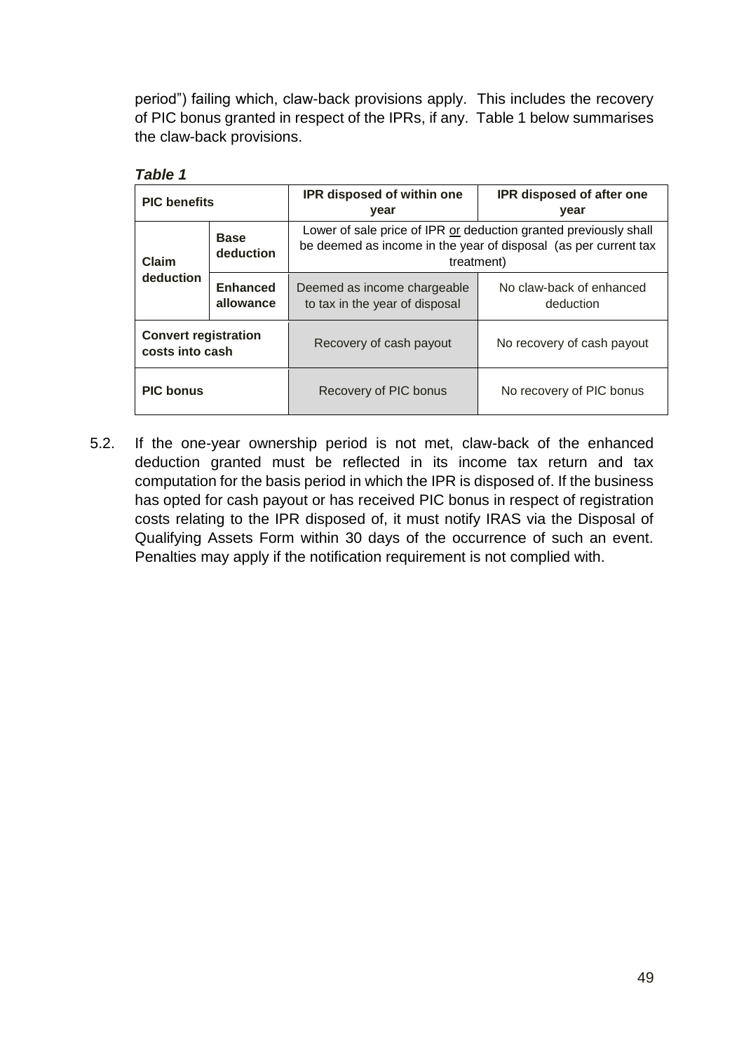period") failing which, claw-back provisions apply. This includes the recovery of PIC bonus granted in respect of the IPRs, if any. Table 1 below summarises the claw-back provisions.

***Table 1***

| **PIC benefits** | | **IPR disposed of within one year** | **IPR disposed of after one year** |
|---|---|---|---|
| **Claim deduction** | **Base deduction** | Lower of sale price of IPR or deduction granted previously shall be deemed as income in the year of disposal (as per current tax treatment) | |
| | **Enhanced allowance** | Deemed as income chargeable to tax in the year of disposal | No claw-back of enhanced deduction |
| **Convert registration costs into cash** | | Recovery of cash payout | No recovery of cash payout |
| **PIC bonus** | | Recovery of PIC bonus | No recovery of PIC bonus |

5.2. If the one-year ownership period is not met, claw-back of the enhanced deduction granted must be reflected in its income tax return and tax computation for the basis period in which the IPR is disposed of. If the business has opted for cash payout or has received PIC bonus in respect of registration costs relating to the IPR disposed of, it must notify IRAS via the Disposal of Qualifying Assets Form within 30 days of the occurrence of such an event. Penalties may apply if the notification requirement is not complied with.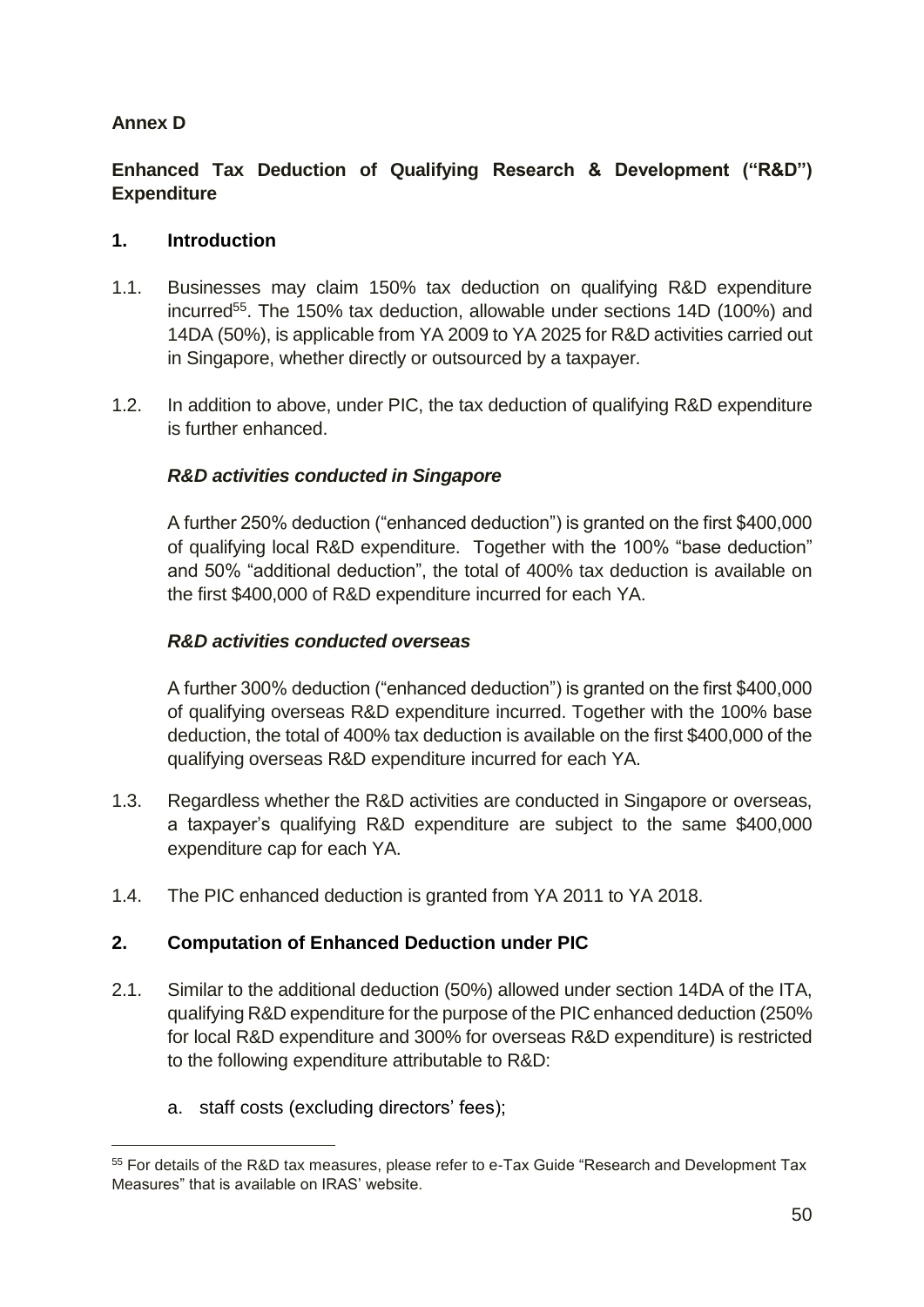**Annex D**

**Enhanced Tax Deduction of Qualifying Research & Development ("R&D") Expenditure**

## 1. Introduction

1.1. Businesses may claim 150% tax deduction on qualifying R&D expenditure incurred[55]. The 150% tax deduction, allowable under sections 14D (100%) and 14DA (50%), is applicable from YA 2009 to YA 2025 for R&D activities carried out in Singapore, whether directly or outsourced by a taxpayer.

1.2. In addition to above, under PIC, the tax deduction of qualifying R&D expenditure is further enhanced.

***R&D activities conducted in Singapore***

A further 250% deduction ("enhanced deduction") is granted on the first $400,000 of qualifying local R&D expenditure. Together with the 100% "base deduction" and 50% "additional deduction", the total of 400% tax deduction is available on the first $400,000 of R&D expenditure incurred for each YA.

***R&D activities conducted overseas***

A further 300% deduction ("enhanced deduction") is granted on the first $400,000 of qualifying overseas R&D expenditure incurred. Together with the 100% base deduction, the total of 400% tax deduction is available on the first $400,000 of the qualifying overseas R&D expenditure incurred for each YA.

1.3. Regardless whether the R&D activities are conducted in Singapore or overseas, a taxpayer's qualifying R&D expenditure are subject to the same $400,000 expenditure cap for each YA.

1.4. The PIC enhanced deduction is granted from YA 2011 to YA 2018.

## 2. Computation of Enhanced Deduction under PIC

2.1. Similar to the additional deduction (50%) allowed under section 14DA of the ITA, qualifying R&D expenditure for the purpose of the PIC enhanced deduction (250% for local R&D expenditure and 300% for overseas R&D expenditure) is restricted to the following expenditure attributable to R&D:

a. staff costs (excluding directors' fees);

[55] For details of the R&D tax measures, please refer to e-Tax Guide "Research and Development Tax Measures" that is available on IRAS' website.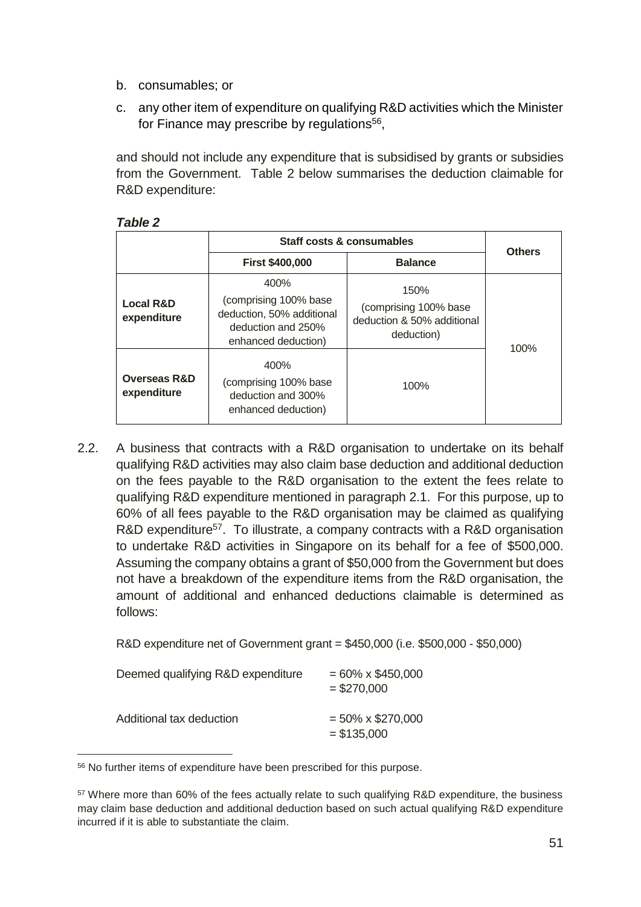b. consumables; or

c. any other item of expenditure on qualifying R&D activities which the Minister for Finance may prescribe by regulations[56],

and should not include any expenditure that is subsidised by grants or subsidies from the Government. Table 2 below summarises the deduction claimable for R&D expenditure:

***Table 2***

| | Staff costs & consumables | | Others |
|---|---|---|---|
| | **First $400,000** | **Balance** | |
| **Local R&D expenditure** | 400% (comprising 100% base deduction, 50% additional deduction and 250% enhanced deduction) | 150% (comprising 100% base deduction & 50% additional deduction) | 100% |
| **Overseas R&D expenditure** | 400% (comprising 100% base deduction and 300% enhanced deduction) | 100% | 100% |

2.2. A business that contracts with a R&D organisation to undertake on its behalf qualifying R&D activities may also claim base deduction and additional deduction on the fees payable to the R&D organisation to the extent the fees relate to qualifying R&D expenditure mentioned in paragraph 2.1. For this purpose, up to 60% of all fees payable to the R&D organisation may be claimed as qualifying R&D expenditure[57]. To illustrate, a company contracts with a R&D organisation to undertake R&D activities in Singapore on its behalf for a fee of $500,000. Assuming the company obtains a grant of $50,000 from the Government but does not have a breakdown of the expenditure items from the R&D organisation, the amount of additional and enhanced deductions claimable is determined as follows:

R&D expenditure net of Government grant = $450,000 (i.e. $500,000 - $50,000)

| | |
|---|---|
| Deemed qualifying R&D expenditure | = 60% x $450,000<br>= $270,000 |
| Additional tax deduction | = 50% x $270,000<br>= $135,000 |

[56] No further items of expenditure have been prescribed for this purpose.

[57] Where more than 60% of the fees actually relate to such qualifying R&D expenditure, the business may claim base deduction and additional deduction based on such actual qualifying R&D expenditure incurred if it is able to substantiate the claim.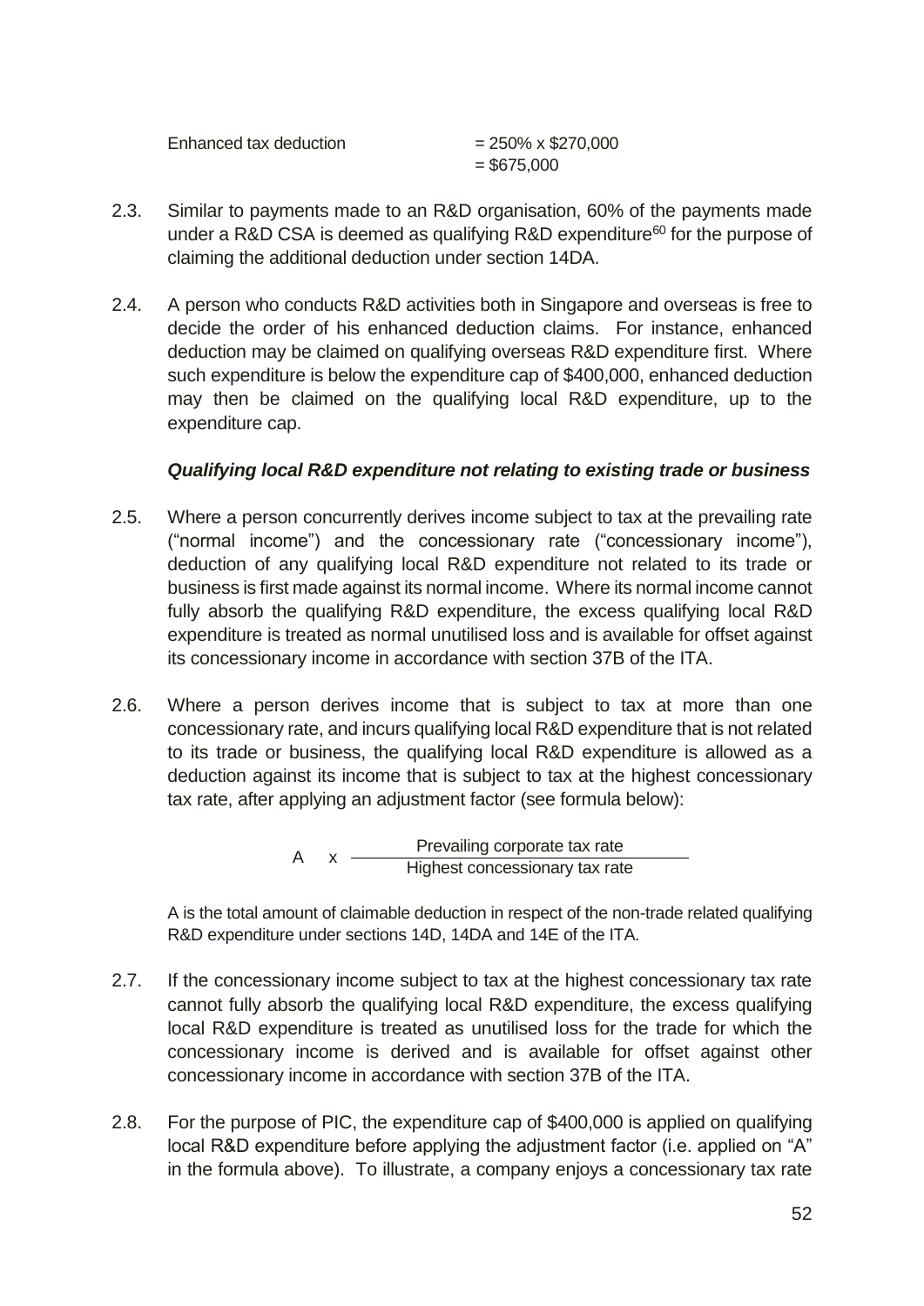Enhanced tax deduction = 250% x $270,000
= $675,000

2.3. Similar to payments made to an R&D organisation, 60% of the payments made under a R&D CSA is deemed as qualifying R&D expenditure[60] for the purpose of claiming the additional deduction under section 14DA.

2.4. A person who conducts R&D activities both in Singapore and overseas is free to decide the order of his enhanced deduction claims. For instance, enhanced deduction may be claimed on qualifying overseas R&D expenditure first. Where such expenditure is below the expenditure cap of $400,000, enhanced deduction may then be claimed on the qualifying local R&D expenditure, up to the expenditure cap.

***Qualifying local R&D expenditure not relating to existing trade or business***

2.5. Where a person concurrently derives income subject to tax at the prevailing rate ("normal income") and the concessionary rate ("concessionary income"), deduction of any qualifying local R&D expenditure not related to its trade or business is first made against its normal income. Where its normal income cannot fully absorb the qualifying R&D expenditure, the excess qualifying local R&D expenditure is treated as normal unutilised loss and is available for offset against its concessionary income in accordance with section 37B of the ITA.

2.6. Where a person derives income that is subject to tax at more than one concessionary rate, and incurs qualifying local R&D expenditure that is not related to its trade or business, the qualifying local R&D expenditure is allowed as a deduction against its income that is subject to tax at the highest concessionary tax rate, after applying an adjustment factor (see formula below):

$$A \times \frac{\text{Prevailing corporate tax rate}}{\text{Highest concessionary tax rate}}$$

A is the total amount of claimable deduction in respect of the non-trade related qualifying R&D expenditure under sections 14D, 14DA and 14E of the ITA.

2.7. If the concessionary income subject to tax at the highest concessionary tax rate cannot fully absorb the qualifying local R&D expenditure, the excess qualifying local R&D expenditure is treated as unutilised loss for the trade for which the concessionary income is derived and is available for offset against other concessionary income in accordance with section 37B of the ITA.

2.8. For the purpose of PIC, the expenditure cap of $400,000 is applied on qualifying local R&D expenditure before applying the adjustment factor (i.e. applied on "A" in the formula above). To illustrate, a company enjoys a concessionary tax rate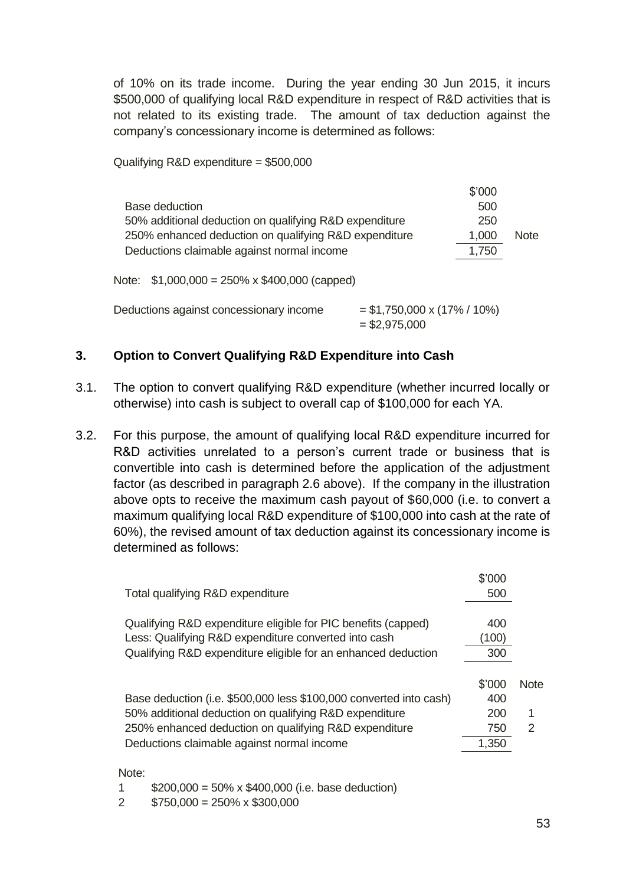of 10% on its trade income. During the year ending 30 Jun 2015, it incurs \$500,000 of qualifying local R&D expenditure in respect of R&D activities that is not related to its existing trade. The amount of tax deduction against the company's concessionary income is determined as follows:

Qualifying R&D expenditure = \$500,000

| | \$'000 | |
|---|---|---|
| Base deduction | 500 | |
| 50% additional deduction on qualifying R&D expenditure | 250 | |
| 250% enhanced deduction on qualifying R&D expenditure | 1,000 | Note |
| Deductions claimable against normal income | 1,750 | |

Note: \$1,000,000 = 250% x \$400,000 (capped)

Deductions against concessionary income = \$1,750,000 x (17% / 10%)
= \$2,975,000

### 3. Option to Convert Qualifying R&D Expenditure into Cash

3.1. The option to convert qualifying R&D expenditure (whether incurred locally or otherwise) into cash is subject to overall cap of \$100,000 for each YA.

3.2. For this purpose, the amount of qualifying local R&D expenditure incurred for R&D activities unrelated to a person's current trade or business that is convertible into cash is determined before the application of the adjustment factor (as described in paragraph 2.6 above). If the company in the illustration above opts to receive the maximum cash payout of \$60,000 (i.e. to convert a maximum qualifying local R&D expenditure of \$100,000 into cash at the rate of 60%), the revised amount of tax deduction against its concessionary income is determined as follows:

| | \$'000 |
|---|---|
| Total qualifying R&D expenditure | 500 |
| | |
| Qualifying R&D expenditure eligible for PIC benefits (capped) | 400 |
| Less: Qualifying R&D expenditure converted into cash | (100) |
| Qualifying R&D expenditure eligible for an enhanced deduction | 300 |

| | \$'000 | Note |
|---|---|---|
| Base deduction (i.e. \$500,000 less \$100,000 converted into cash) | 400 | |
| 50% additional deduction on qualifying R&D expenditure | 200 | 1 |
| 250% enhanced deduction on qualifying R&D expenditure | 750 | 2 |
| Deductions claimable against normal income | 1,350 | |

Note:

1. \$200,000 = 50% x \$400,000 (i.e. base deduction)
2. \$750,000 = 250% x \$300,000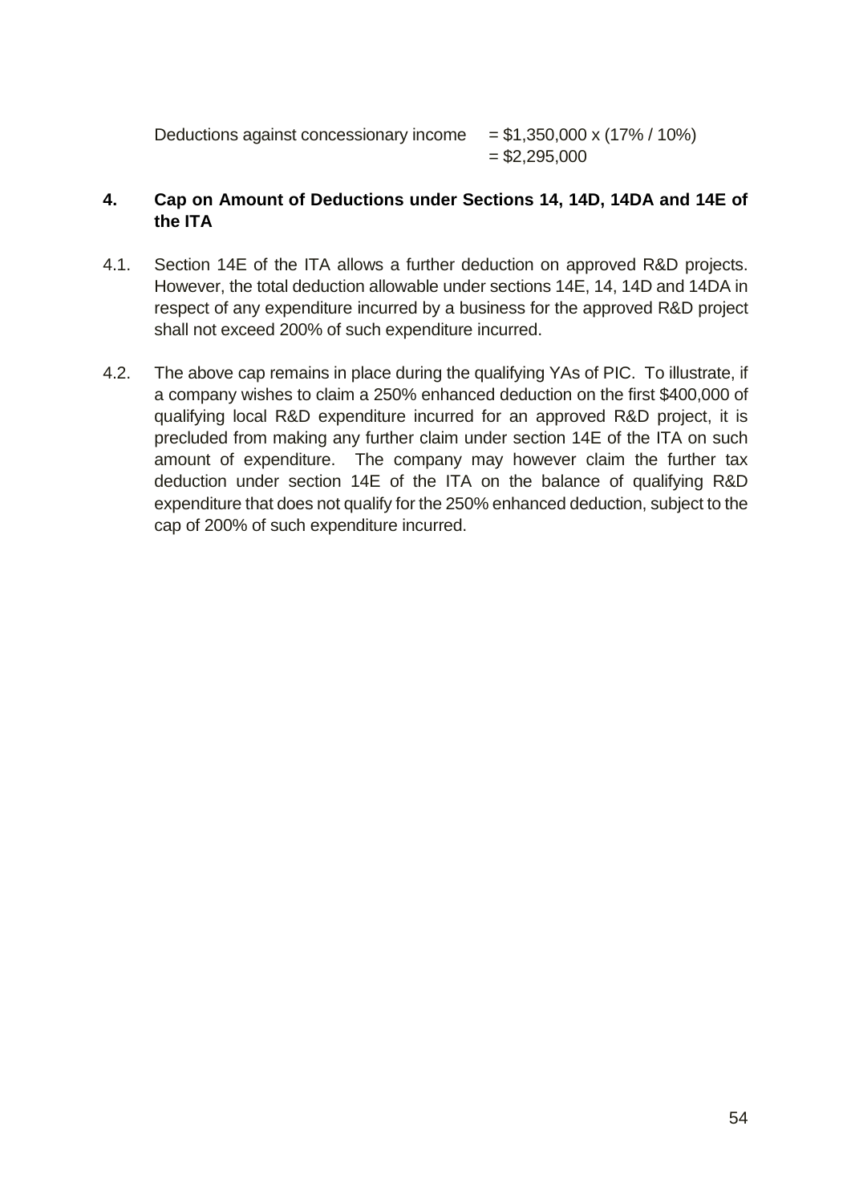Deductions against concessionary income = $1,350,000 x (17% / 10%)
= $2,295,000

## 4. Cap on Amount of Deductions under Sections 14, 14D, 14DA and 14E of the ITA

4.1. Section 14E of the ITA allows a further deduction on approved R&D projects. However, the total deduction allowable under sections 14E, 14, 14D and 14DA in respect of any expenditure incurred by a business for the approved R&D project shall not exceed 200% of such expenditure incurred.

4.2. The above cap remains in place during the qualifying YAs of PIC. To illustrate, if a company wishes to claim a 250% enhanced deduction on the first $400,000 of qualifying local R&D expenditure incurred for an approved R&D project, it is precluded from making any further claim under section 14E of the ITA on such amount of expenditure. The company may however claim the further tax deduction under section 14E of the ITA on the balance of qualifying R&D expenditure that does not qualify for the 250% enhanced deduction, subject to the cap of 200% of such expenditure incurred.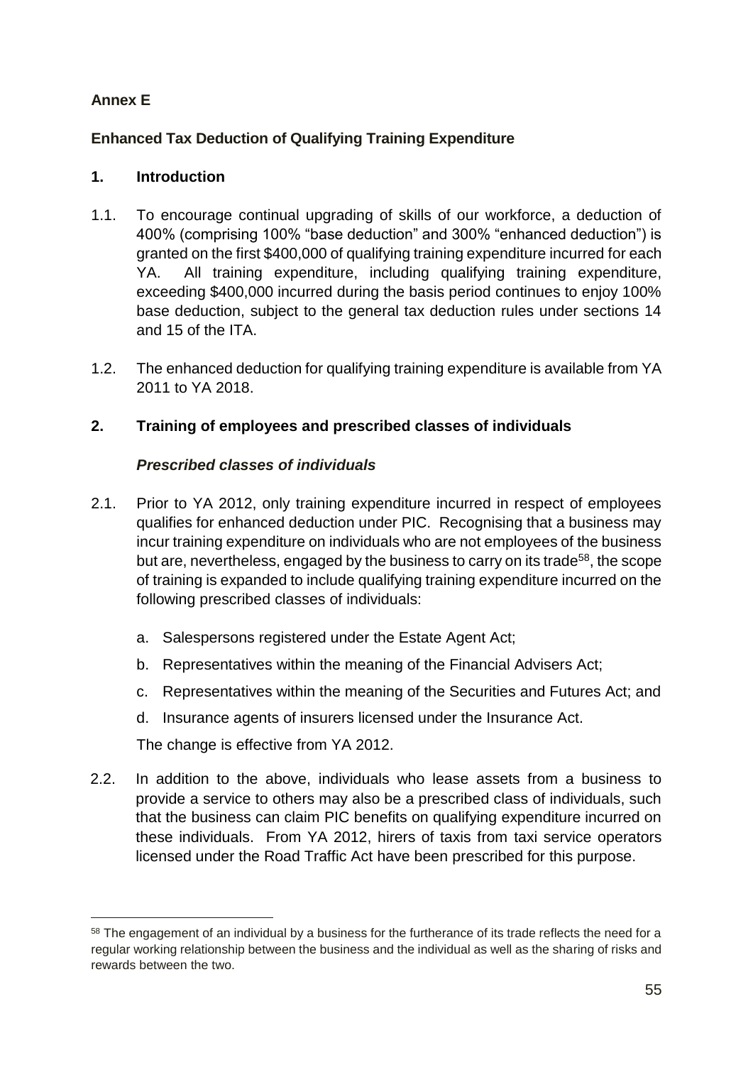## Annex E

### Enhanced Tax Deduction of Qualifying Training Expenditure

### 1. Introduction

1.1. To encourage continual upgrading of skills of our workforce, a deduction of 400% (comprising 100% "base deduction" and 300% "enhanced deduction") is granted on the first $400,000 of qualifying training expenditure incurred for each YA. All training expenditure, including qualifying training expenditure, exceeding $400,000 incurred during the basis period continues to enjoy 100% base deduction, subject to the general tax deduction rules under sections 14 and 15 of the ITA.

1.2. The enhanced deduction for qualifying training expenditure is available from YA 2011 to YA 2018.

### 2. Training of employees and prescribed classes of individuals

#### *Prescribed classes of individuals*

2.1. Prior to YA 2012, only training expenditure incurred in respect of employees qualifies for enhanced deduction under PIC. Recognising that a business may incur training expenditure on individuals who are not employees of the business but are, nevertheless, engaged by the business to carry on its trade[58], the scope of training is expanded to include qualifying training expenditure incurred on the following prescribed classes of individuals:

a. Salespersons registered under the Estate Agent Act;

b. Representatives within the meaning of the Financial Advisers Act;

c. Representatives within the meaning of the Securities and Futures Act; and

d. Insurance agents of insurers licensed under the Insurance Act.

The change is effective from YA 2012.

2.2. In addition to the above, individuals who lease assets from a business to provide a service to others may also be a prescribed class of individuals, such that the business can claim PIC benefits on qualifying expenditure incurred on these individuals. From YA 2012, hirers of taxis from taxi service operators licensed under the Road Traffic Act have been prescribed for this purpose.

[58] The engagement of an individual by a business for the furtherance of its trade reflects the need for a regular working relationship between the business and the individual as well as the sharing of risks and rewards between the two.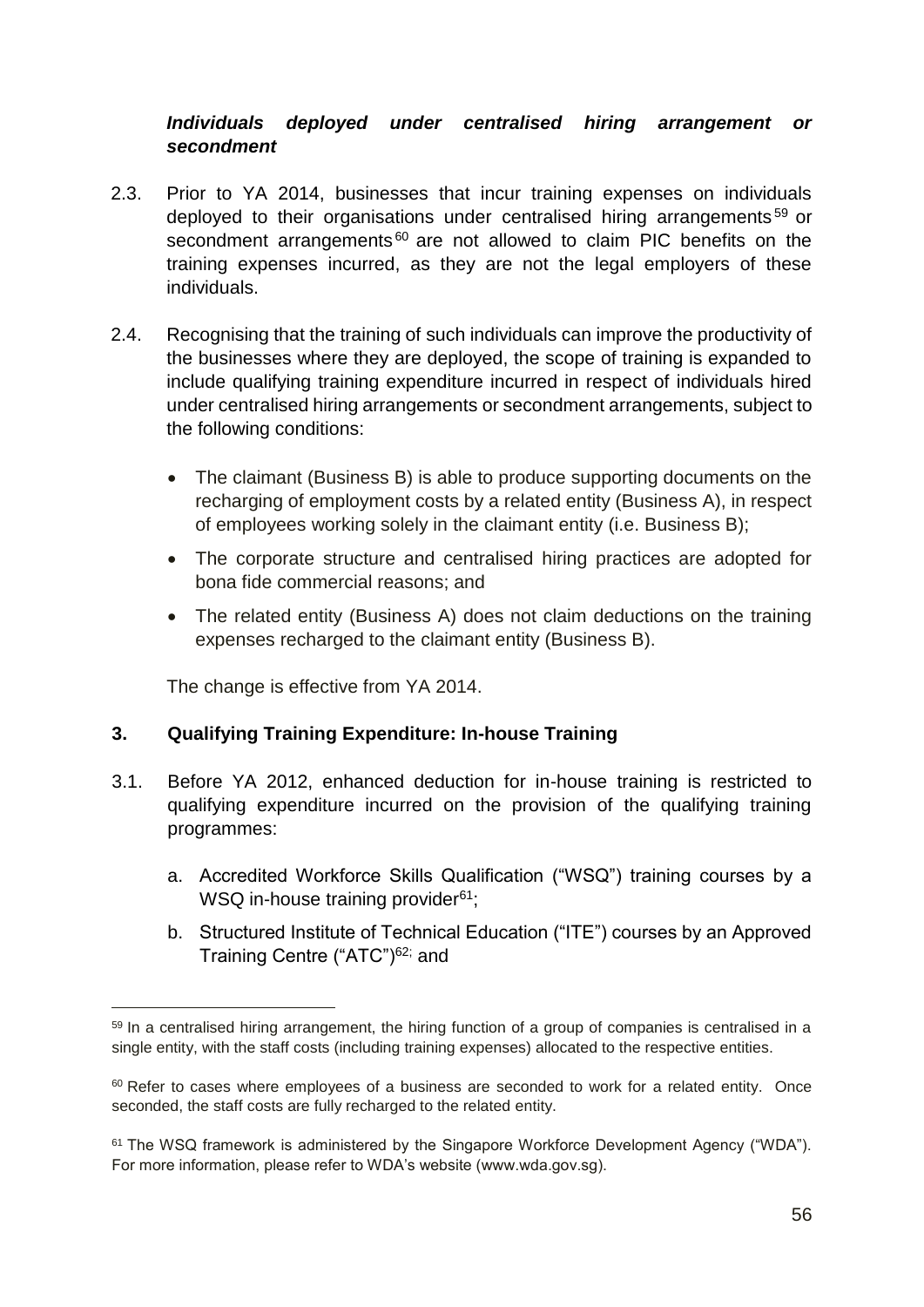***Individuals deployed under centralised hiring arrangement or secondment***

2.3. Prior to YA 2014, businesses that incur training expenses on individuals deployed to their organisations under centralised hiring arrangements[59] or secondment arrangements[60] are not allowed to claim PIC benefits on the training expenses incurred, as they are not the legal employers of these individuals.

2.4. Recognising that the training of such individuals can improve the productivity of the businesses where they are deployed, the scope of training is expanded to include qualifying training expenditure incurred in respect of individuals hired under centralised hiring arrangements or secondment arrangements, subject to the following conditions:

- The claimant (Business B) is able to produce supporting documents on the recharging of employment costs by a related entity (Business A), in respect of employees working solely in the claimant entity (i.e. Business B);
- The corporate structure and centralised hiring practices are adopted for bona fide commercial reasons; and
- The related entity (Business A) does not claim deductions on the training expenses recharged to the claimant entity (Business B).

The change is effective from YA 2014.

## 3. Qualifying Training Expenditure: In-house Training

3.1. Before YA 2012, enhanced deduction for in-house training is restricted to qualifying expenditure incurred on the provision of the qualifying training programmes:

a. Accredited Workforce Skills Qualification ("WSQ") training courses by a WSQ in-house training provider[61];

b. Structured Institute of Technical Education ("ITE") courses by an Approved Training Centre ("ATC")[62;] and

---

[59] In a centralised hiring arrangement, the hiring function of a group of companies is centralised in a single entity, with the staff costs (including training expenses) allocated to the respective entities.

[60] Refer to cases where employees of a business are seconded to work for a related entity. Once seconded, the staff costs are fully recharged to the related entity.

[61] The WSQ framework is administered by the Singapore Workforce Development Agency ("WDA"). For more information, please refer to WDA's website (www.wda.gov.sg).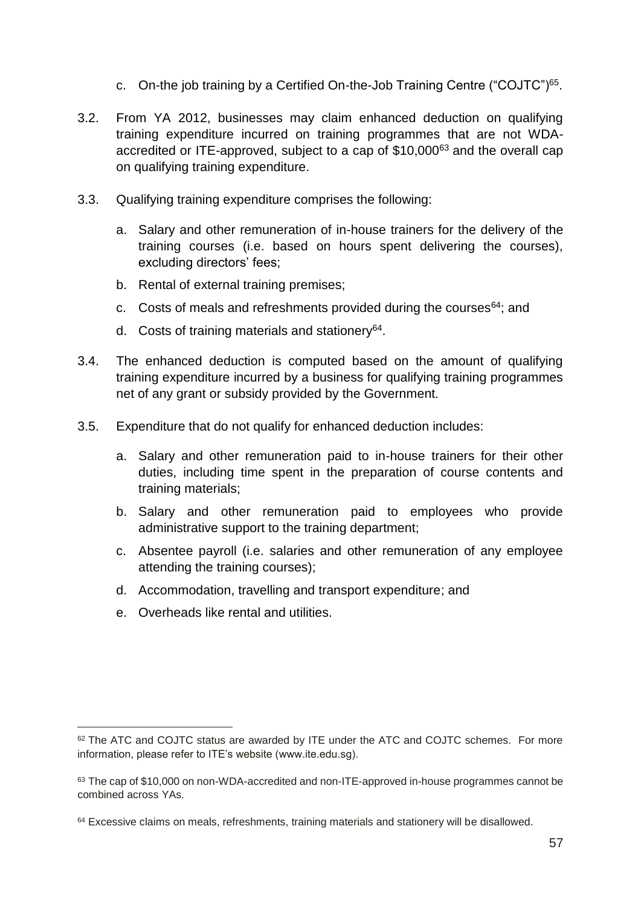c. On-the job training by a Certified On-the-Job Training Centre ("COJTC")[65].

3.2. From YA 2012, businesses may claim enhanced deduction on qualifying training expenditure incurred on training programmes that are not WDA-accredited or ITE-approved, subject to a cap of $10,000[63] and the overall cap on qualifying training expenditure.

3.3. Qualifying training expenditure comprises the following:

a. Salary and other remuneration of in-house trainers for the delivery of the training courses (i.e. based on hours spent delivering the courses), excluding directors' fees;

b. Rental of external training premises;

c. Costs of meals and refreshments provided during the courses[64]; and

d. Costs of training materials and stationery[64].

3.4. The enhanced deduction is computed based on the amount of qualifying training expenditure incurred by a business for qualifying training programmes net of any grant or subsidy provided by the Government.

3.5. Expenditure that do not qualify for enhanced deduction includes:

a. Salary and other remuneration paid to in-house trainers for their other duties, including time spent in the preparation of course contents and training materials;

b. Salary and other remuneration paid to employees who provide administrative support to the training department;

c. Absentee payroll (i.e. salaries and other remuneration of any employee attending the training courses);

d. Accommodation, travelling and transport expenditure; and

e. Overheads like rental and utilities.

---

[62] The ATC and COJTC status are awarded by ITE under the ATC and COJTC schemes. For more information, please refer to ITE's website (www.ite.edu.sg).

[63] The cap of $10,000 on non-WDA-accredited and non-ITE-approved in-house programmes cannot be combined across YAs.

[64] Excessive claims on meals, refreshments, training materials and stationery will be disallowed.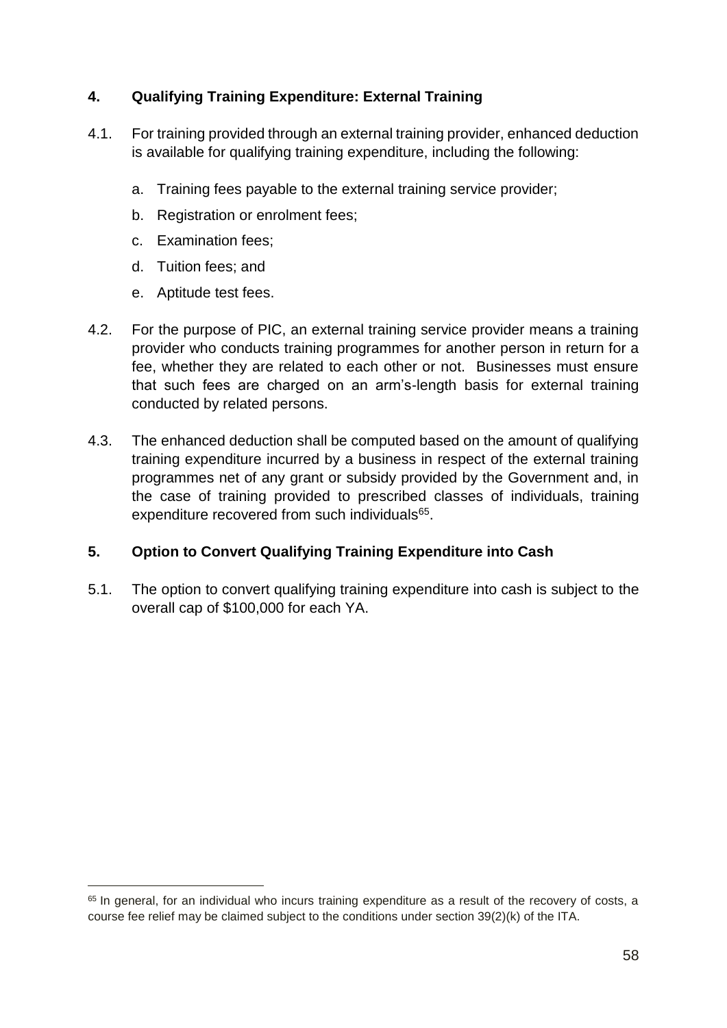## 4. Qualifying Training Expenditure: External Training

4.1. For training provided through an external training provider, enhanced deduction is available for qualifying training expenditure, including the following:

a. Training fees payable to the external training service provider;

b. Registration or enrolment fees;

c. Examination fees;

d. Tuition fees; and

e. Aptitude test fees.

4.2. For the purpose of PIC, an external training service provider means a training provider who conducts training programmes for another person in return for a fee, whether they are related to each other or not. Businesses must ensure that such fees are charged on an arm's-length basis for external training conducted by related persons.

4.3. The enhanced deduction shall be computed based on the amount of qualifying training expenditure incurred by a business in respect of the external training programmes net of any grant or subsidy provided by the Government and, in the case of training provided to prescribed classes of individuals, training expenditure recovered from such individuals[65].

## 5. Option to Convert Qualifying Training Expenditure into Cash

5.1. The option to convert qualifying training expenditure into cash is subject to the overall cap of $100,000 for each YA.

[65] In general, for an individual who incurs training expenditure as a result of the recovery of costs, a course fee relief may be claimed subject to the conditions under section 39(2)(k) of the ITA.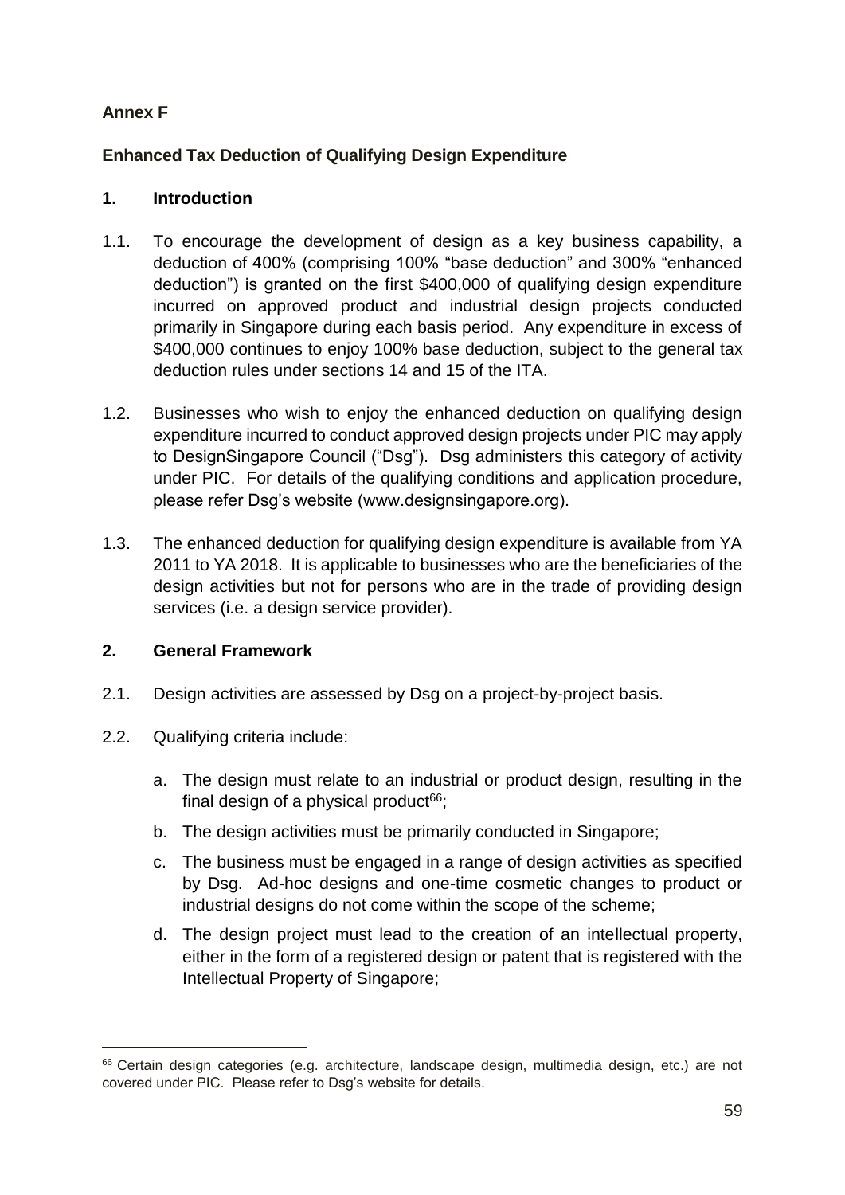**Annex F**

**Enhanced Tax Deduction of Qualifying Design Expenditure**

**1. Introduction**

1.1. To encourage the development of design as a key business capability, a deduction of 400% (comprising 100% "base deduction" and 300% "enhanced deduction") is granted on the first $400,000 of qualifying design expenditure incurred on approved product and industrial design projects conducted primarily in Singapore during each basis period. Any expenditure in excess of $400,000 continues to enjoy 100% base deduction, subject to the general tax deduction rules under sections 14 and 15 of the ITA.

1.2. Businesses who wish to enjoy the enhanced deduction on qualifying design expenditure incurred to conduct approved design projects under PIC may apply to DesignSingapore Council ("Dsg"). Dsg administers this category of activity under PIC. For details of the qualifying conditions and application procedure, please refer Dsg's website (www.designsingapore.org).

1.3. The enhanced deduction for qualifying design expenditure is available from YA 2011 to YA 2018. It is applicable to businesses who are the beneficiaries of the design activities but not for persons who are in the trade of providing design services (i.e. a design service provider).

**2. General Framework**

2.1. Design activities are assessed by Dsg on a project-by-project basis.

2.2. Qualifying criteria include:

a. The design must relate to an industrial or product design, resulting in the final design of a physical product[66];

b. The design activities must be primarily conducted in Singapore;

c. The business must be engaged in a range of design activities as specified by Dsg. Ad-hoc designs and one-time cosmetic changes to product or industrial designs do not come within the scope of the scheme;

d. The design project must lead to the creation of an intellectual property, either in the form of a registered design or patent that is registered with the Intellectual Property of Singapore;

---

[66] Certain design categories (e.g. architecture, landscape design, multimedia design, etc.) are not covered under PIC. Please refer to Dsg's website for details.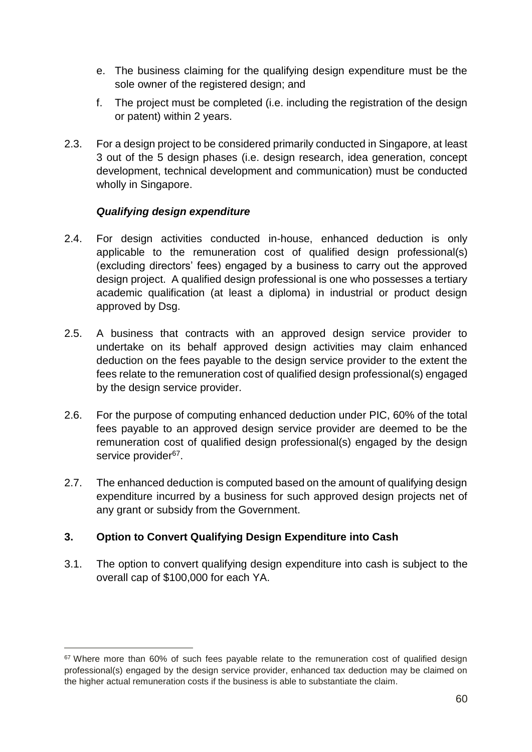e. The business claiming for the qualifying design expenditure must be the sole owner of the registered design; and

f. The project must be completed (i.e. including the registration of the design or patent) within 2 years.

2.3. For a design project to be considered primarily conducted in Singapore, at least 3 out of the 5 design phases (i.e. design research, idea generation, concept development, technical development and communication) must be conducted wholly in Singapore.

***Qualifying design expenditure***

2.4. For design activities conducted in-house, enhanced deduction is only applicable to the remuneration cost of qualified design professional(s) (excluding directors' fees) engaged by a business to carry out the approved design project. A qualified design professional is one who possesses a tertiary academic qualification (at least a diploma) in industrial or product design approved by Dsg.

2.5. A business that contracts with an approved design service provider to undertake on its behalf approved design activities may claim enhanced deduction on the fees payable to the design service provider to the extent the fees relate to the remuneration cost of qualified design professional(s) engaged by the design service provider.

2.6. For the purpose of computing enhanced deduction under PIC, 60% of the total fees payable to an approved design service provider are deemed to be the remuneration cost of qualified design professional(s) engaged by the design service provider[67].

2.7. The enhanced deduction is computed based on the amount of qualifying design expenditure incurred by a business for such approved design projects net of any grant or subsidy from the Government.

## 3. Option to Convert Qualifying Design Expenditure into Cash

3.1. The option to convert qualifying design expenditure into cash is subject to the overall cap of $100,000 for each YA.

---

[67] Where more than 60% of such fees payable relate to the remuneration cost of qualified design professional(s) engaged by the design service provider, enhanced tax deduction may be claimed on the higher actual remuneration costs if the business is able to substantiate the claim.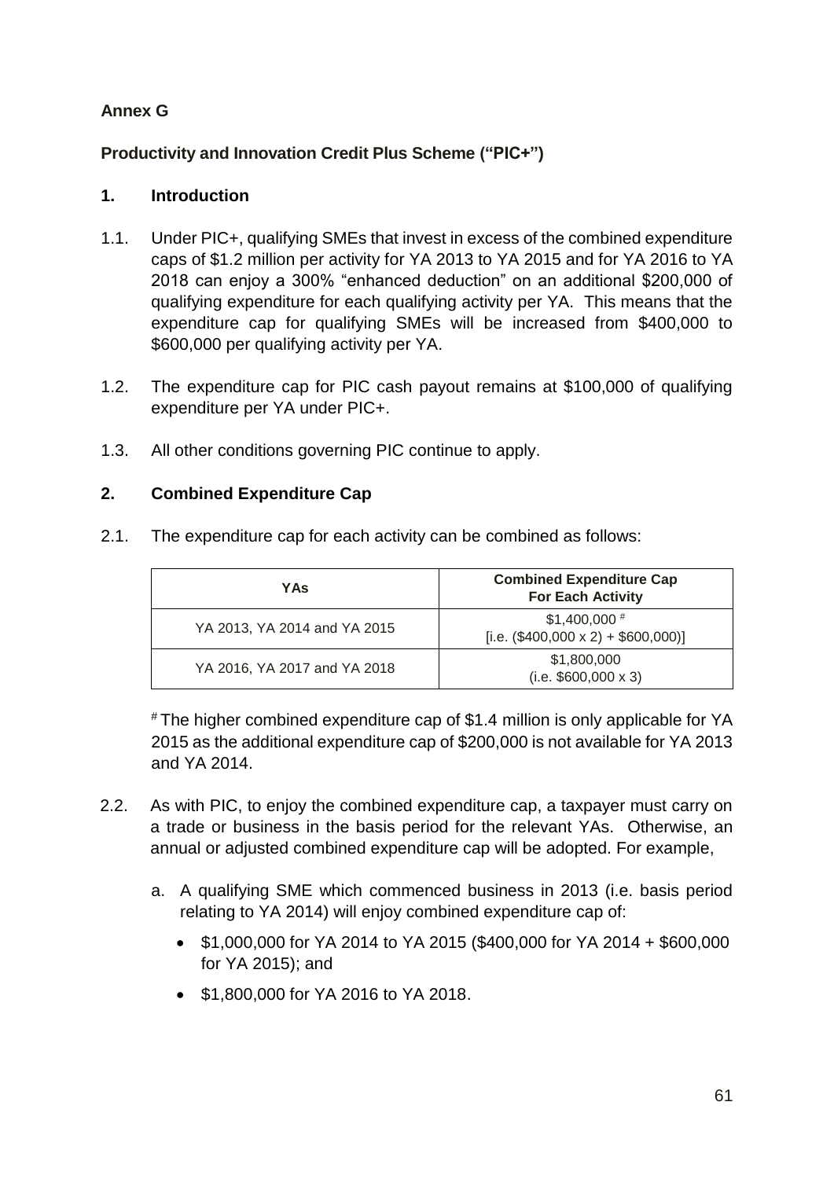**Annex G**

**Productivity and Innovation Credit Plus Scheme ("PIC+")**

## 1. Introduction

1.1. Under PIC+, qualifying SMEs that invest in excess of the combined expenditure caps of $1.2 million per activity for YA 2013 to YA 2015 and for YA 2016 to YA 2018 can enjoy a 300% "enhanced deduction" on an additional $200,000 of qualifying expenditure for each qualifying activity per YA. This means that the expenditure cap for qualifying SMEs will be increased from $400,000 to $600,000 per qualifying activity per YA.

1.2. The expenditure cap for PIC cash payout remains at $100,000 of qualifying expenditure per YA under PIC+.

1.3. All other conditions governing PIC continue to apply.

## 2. Combined Expenditure Cap

2.1. The expenditure cap for each activity can be combined as follows:

| YAs | Combined Expenditure Cap For Each Activity |
|---|---|
| YA 2013, YA 2014 and YA 2015 | $1,400,000 # [i.e. ($400,000 x 2) + $600,000)] |
| YA 2016, YA 2017 and YA 2018 | $1,800,000 (i.e. $600,000 x 3) |

# The higher combined expenditure cap of $1.4 million is only applicable for YA 2015 as the additional expenditure cap of $200,000 is not available for YA 2013 and YA 2014.

2.2. As with PIC, to enjoy the combined expenditure cap, a taxpayer must carry on a trade or business in the basis period for the relevant YAs. Otherwise, an annual or adjusted combined expenditure cap will be adopted. For example,

a. A qualifying SME which commenced business in 2013 (i.e. basis period relating to YA 2014) will enjoy combined expenditure cap of:

- $1,000,000 for YA 2014 to YA 2015 ($400,000 for YA 2014 + $600,000 for YA 2015); and
- $1,800,000 for YA 2016 to YA 2018.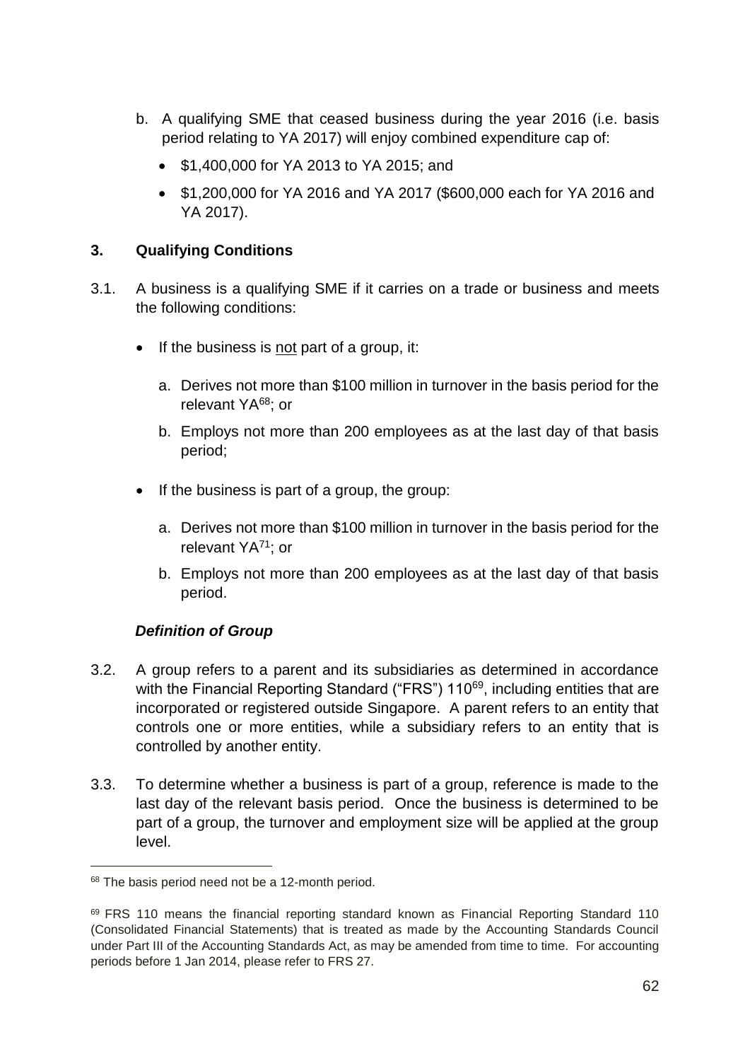b. A qualifying SME that ceased business during the year 2016 (i.e. basis period relating to YA 2017) will enjoy combined expenditure cap of:

   - \$1,400,000 for YA 2013 to YA 2015; and
   - \$1,200,000 for YA 2016 and YA 2017 (\$600,000 each for YA 2016 and YA 2017).

## 3. Qualifying Conditions

3.1. A business is a qualifying SME if it carries on a trade or business and meets the following conditions:

- If the business is <u>not</u> part of a group, it:

  a. Derives not more than \$100 million in turnover in the basis period for the relevant YA[68]; or

  b. Employs not more than 200 employees as at the last day of that basis period;

- If the business is part of a group, the group:

  a. Derives not more than \$100 million in turnover in the basis period for the relevant YA[71]; or

  b. Employs not more than 200 employees as at the last day of that basis period.

***Definition of Group***

3.2. A group refers to a parent and its subsidiaries as determined in accordance with the Financial Reporting Standard ("FRS") 110[69], including entities that are incorporated or registered outside Singapore. A parent refers to an entity that controls one or more entities, while a subsidiary refers to an entity that is controlled by another entity.

3.3. To determine whether a business is part of a group, reference is made to the last day of the relevant basis period. Once the business is determined to be part of a group, the turnover and employment size will be applied at the group level.

---

[68] The basis period need not be a 12-month period.

[69] FRS 110 means the financial reporting standard known as Financial Reporting Standard 110 (Consolidated Financial Statements) that is treated as made by the Accounting Standards Council under Part III of the Accounting Standards Act, as may be amended from time to time. For accounting periods before 1 Jan 2014, please refer to FRS 27.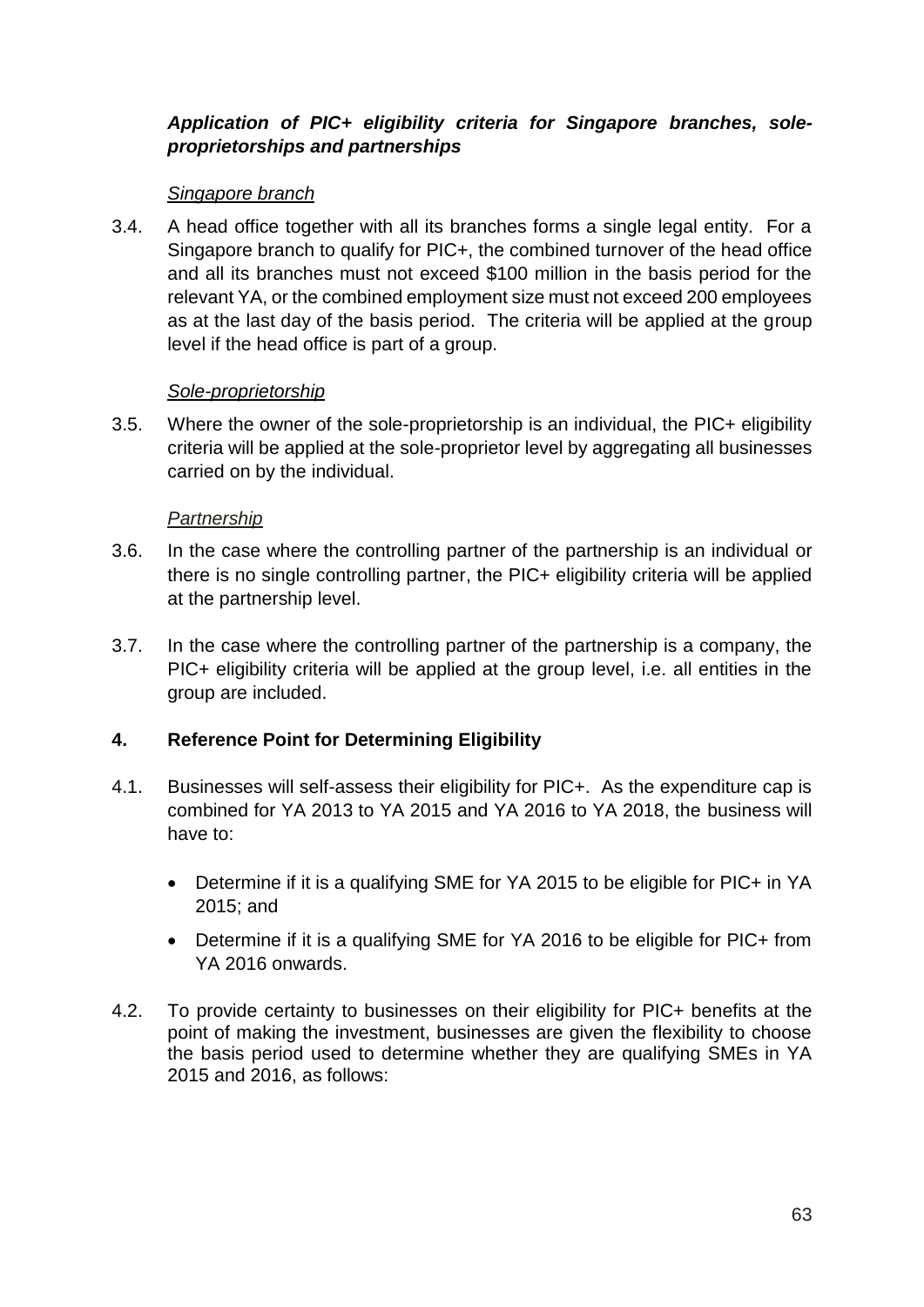***Application of PIC+ eligibility criteria for Singapore branches, sole-proprietorships and partnerships***

*Singapore branch*

3.4. A head office together with all its branches forms a single legal entity. For a Singapore branch to qualify for PIC+, the combined turnover of the head office and all its branches must not exceed $100 million in the basis period for the relevant YA, or the combined employment size must not exceed 200 employees as at the last day of the basis period. The criteria will be applied at the group level if the head office is part of a group.

*Sole-proprietorship*

3.5. Where the owner of the sole-proprietorship is an individual, the PIC+ eligibility criteria will be applied at the sole-proprietor level by aggregating all businesses carried on by the individual.

*Partnership*

3.6. In the case where the controlling partner of the partnership is an individual or there is no single controlling partner, the PIC+ eligibility criteria will be applied at the partnership level.

3.7. In the case where the controlling partner of the partnership is a company, the PIC+ eligibility criteria will be applied at the group level, i.e. all entities in the group are included.

## 4. Reference Point for Determining Eligibility

4.1. Businesses will self-assess their eligibility for PIC+. As the expenditure cap is combined for YA 2013 to YA 2015 and YA 2016 to YA 2018, the business will have to:

- Determine if it is a qualifying SME for YA 2015 to be eligible for PIC+ in YA 2015; and
- Determine if it is a qualifying SME for YA 2016 to be eligible for PIC+ from YA 2016 onwards.

4.2. To provide certainty to businesses on their eligibility for PIC+ benefits at the point of making the investment, businesses are given the flexibility to choose the basis period used to determine whether they are qualifying SMEs in YA 2015 and 2016, as follows: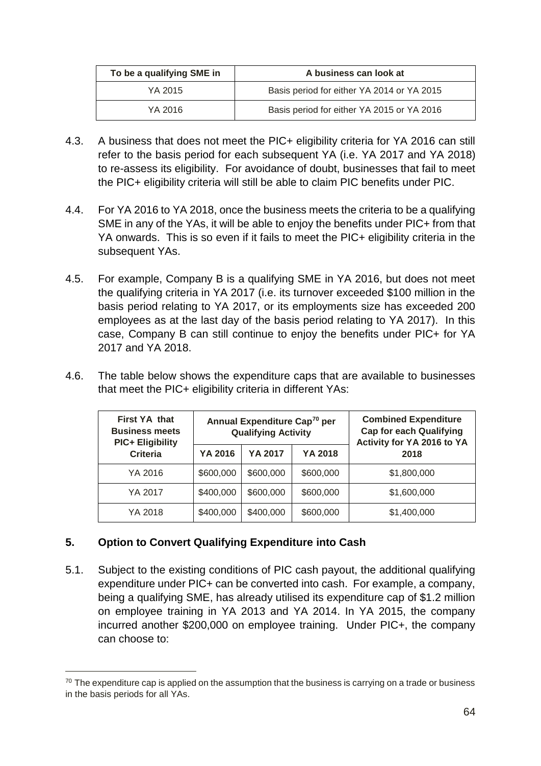| To be a qualifying SME in | A business can look at |
| --- | --- |
| YA 2015 | Basis period for either YA 2014 or YA 2015 |
| YA 2016 | Basis period for either YA 2015 or YA 2016 |

4.3. A business that does not meet the PIC+ eligibility criteria for YA 2016 can still refer to the basis period for each subsequent YA (i.e. YA 2017 and YA 2018) to re-assess its eligibility. For avoidance of doubt, businesses that fail to meet the PIC+ eligibility criteria will still be able to claim PIC benefits under PIC.

4.4. For YA 2016 to YA 2018, once the business meets the criteria to be a qualifying SME in any of the YAs, it will be able to enjoy the benefits under PIC+ from that YA onwards. This is so even if it fails to meet the PIC+ eligibility criteria in the subsequent YAs.

4.5. For example, Company B is a qualifying SME in YA 2016, but does not meet the qualifying criteria in YA 2017 (i.e. its turnover exceeded $100 million in the basis period relating to YA 2017, or its employments size has exceeded 200 employees as at the last day of the basis period relating to YA 2017). In this case, Company B can still continue to enjoy the benefits under PIC+ for YA 2017 and YA 2018.

4.6. The table below shows the expenditure caps that are available to businesses that meet the PIC+ eligibility criteria in different YAs:

| First YA that Business meets PIC+ Eligibility Criteria | Annual Expenditure Cap[70] per Qualifying Activity | | | Combined Expenditure Cap for each Qualifying Activity for YA 2016 to YA 2018 |
| --- | --- | --- | --- | --- |
| | YA 2016 | YA 2017 | YA 2018 | |
| YA 2016 | $600,000 | $600,000 | $600,000 | $1,800,000 |
| YA 2017 | $400,000 | $600,000 | $600,000 | $1,600,000 |
| YA 2018 | $400,000 | $400,000 | $600,000 | $1,400,000 |

## 5. Option to Convert Qualifying Expenditure into Cash

5.1. Subject to the existing conditions of PIC cash payout, the additional qualifying expenditure under PIC+ can be converted into cash. For example, a company, being a qualifying SME, has already utilised its expenditure cap of $1.2 million on employee training in YA 2013 and YA 2014. In YA 2015, the company incurred another $200,000 on employee training. Under PIC+, the company can choose to:

[70] The expenditure cap is applied on the assumption that the business is carrying on a trade or business in the basis periods for all YAs.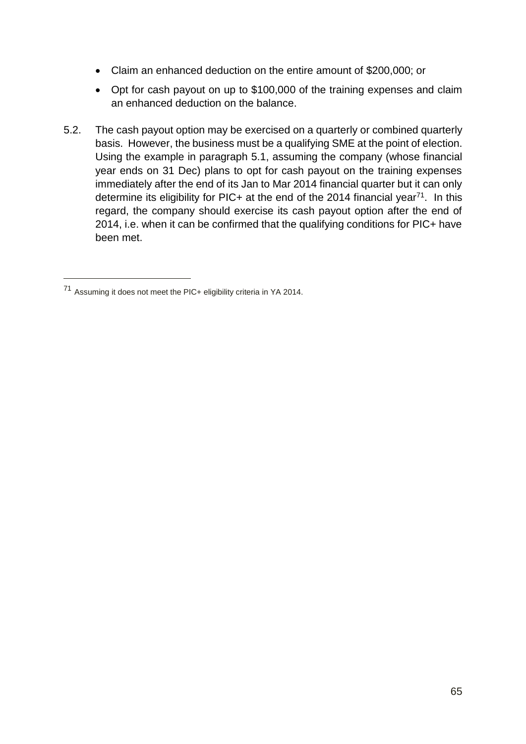- Claim an enhanced deduction on the entire amount of $200,000; or
- Opt for cash payout on up to $100,000 of the training expenses and claim an enhanced deduction on the balance.

5.2. The cash payout option may be exercised on a quarterly or combined quarterly basis. However, the business must be a qualifying SME at the point of election. Using the example in paragraph 5.1, assuming the company (whose financial year ends on 31 Dec) plans to opt for cash payout on the training expenses immediately after the end of its Jan to Mar 2014 financial quarter but it can only determine its eligibility for PIC+ at the end of the 2014 financial year[71]. In this regard, the company should exercise its cash payout option after the end of 2014, i.e. when it can be confirmed that the qualifying conditions for PIC+ have been met.

[71] Assuming it does not meet the PIC+ eligibility criteria in YA 2014.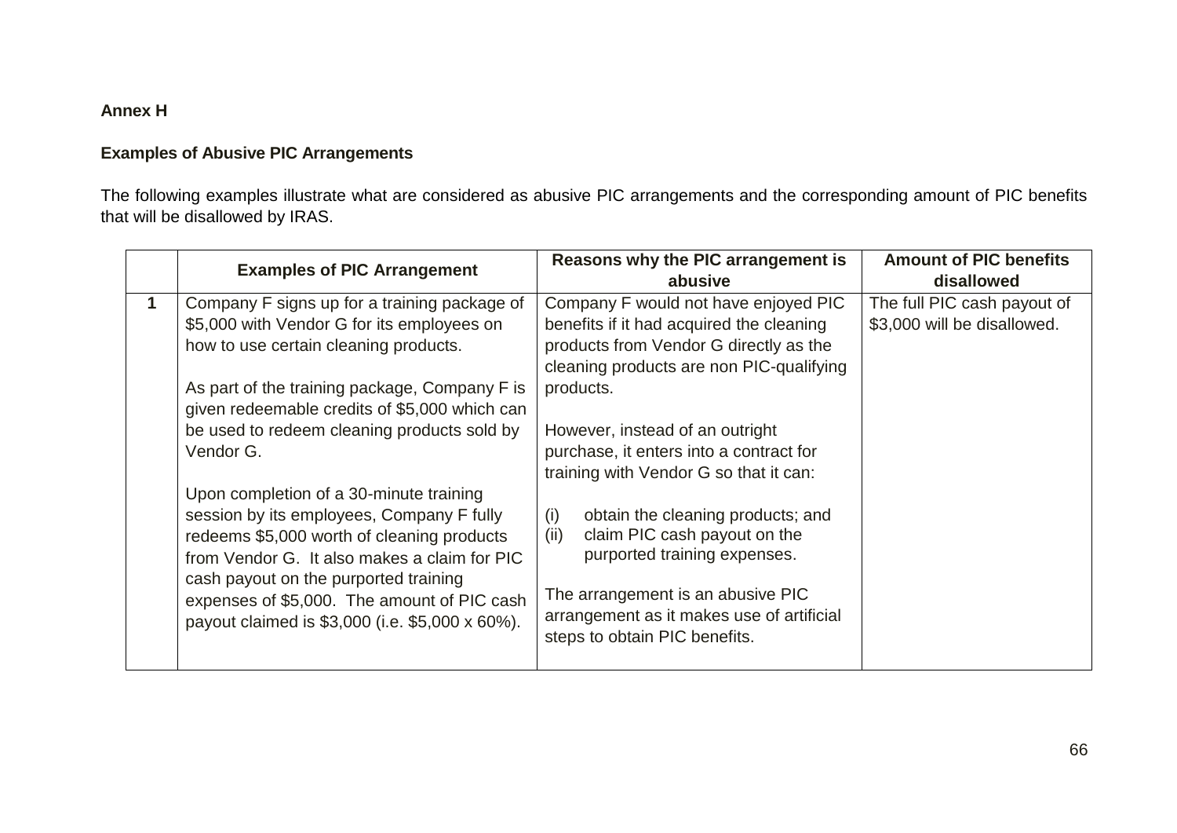**Annex H**

**Examples of Abusive PIC Arrangements**

The following examples illustrate what are considered as abusive PIC arrangements and the corresponding amount of PIC benefits that will be disallowed by IRAS.

| | **Examples of PIC Arrangement** | **Reasons why the PIC arrangement is abusive** | **Amount of PIC benefits disallowed** |
|---|---|---|---|
| **1** | Company F signs up for a training package of $5,000 with Vendor G for its employees on how to use certain cleaning products.<br><br>As part of the training package, Company F is given redeemable credits of $5,000 which can be used to redeem cleaning products sold by Vendor G.<br><br>Upon completion of a 30-minute training session by its employees, Company F fully redeems $5,000 worth of cleaning products from Vendor G. It also makes a claim for PIC cash payout on the purported training expenses of $5,000. The amount of PIC cash payout claimed is $3,000 (i.e. $5,000 x 60%). | Company F would not have enjoyed PIC benefits if it had acquired the cleaning products from Vendor G directly as the cleaning products are non PIC-qualifying products.<br><br>However, instead of an outright purchase, it enters into a contract for training with Vendor G so that it can:<br><br>(i) obtain the cleaning products; and<br>(ii) claim PIC cash payout on the purported training expenses.<br><br>The arrangement is an abusive PIC arrangement as it makes use of artificial steps to obtain PIC benefits. | The full PIC cash payout of $3,000 will be disallowed. |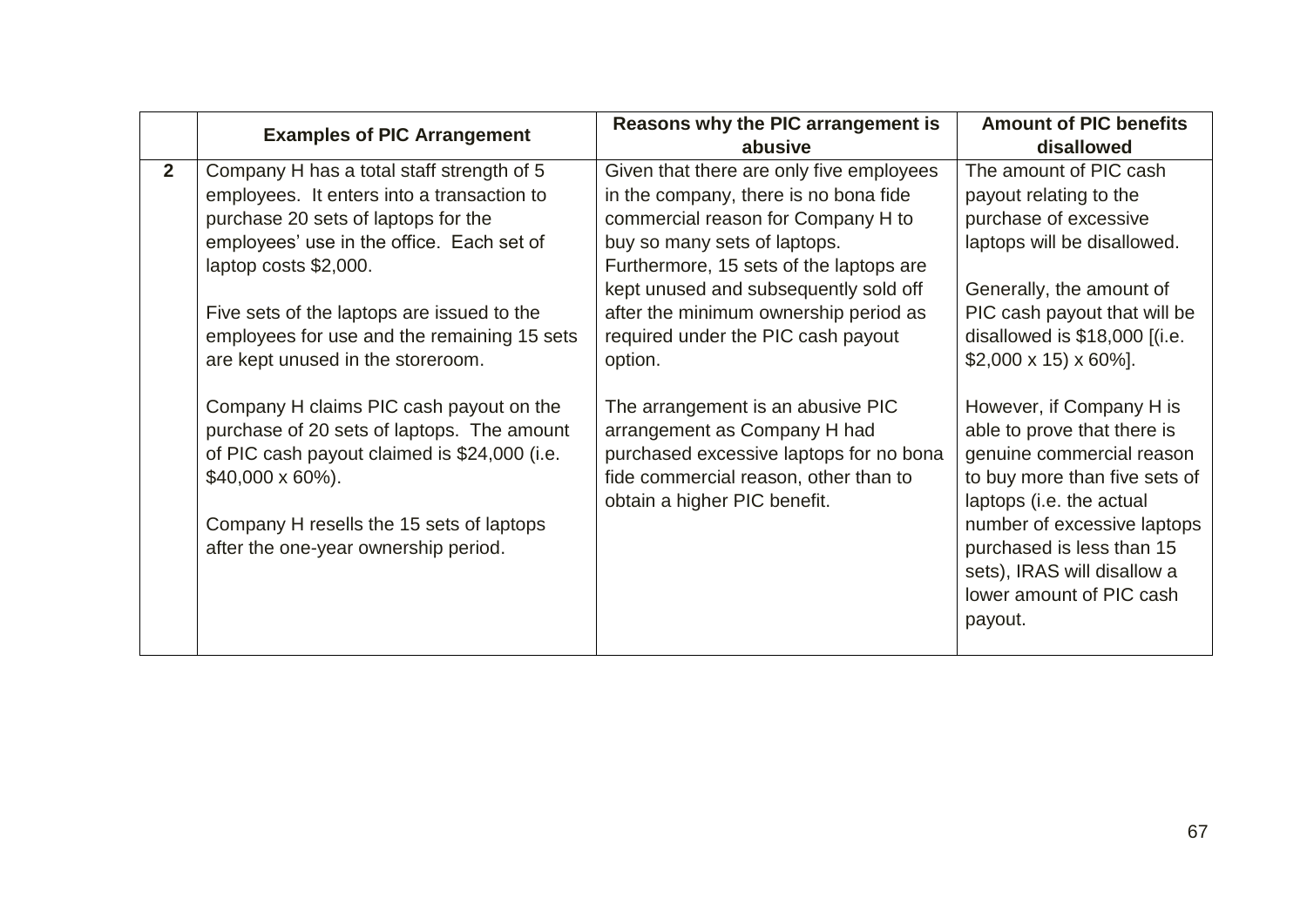|  | **Examples of PIC Arrangement** | **Reasons why the PIC arrangement is abusive** | **Amount of PIC benefits disallowed** |
|---|---|---|---|
| **2** | Company H has a total staff strength of 5 employees. It enters into a transaction to purchase 20 sets of laptops for the employees' use in the office. Each set of laptop costs $2,000.<br><br>Five sets of the laptops are issued to the employees for use and the remaining 15 sets are kept unused in the storeroom.<br><br>Company H claims PIC cash payout on the purchase of 20 sets of laptops. The amount of PIC cash payout claimed is $24,000 (i.e. $40,000 x 60%).<br><br>Company H resells the 15 sets of laptops after the one-year ownership period. | Given that there are only five employees in the company, there is no bona fide commercial reason for Company H to buy so many sets of laptops. Furthermore, 15 sets of the laptops are kept unused and subsequently sold off after the minimum ownership period as required under the PIC cash payout option.<br><br>The arrangement is an abusive PIC arrangement as Company H had purchased excessive laptops for no bona fide commercial reason, other than to obtain a higher PIC benefit. | The amount of PIC cash payout relating to the purchase of excessive laptops will be disallowed.<br><br>Generally, the amount of PIC cash payout that will be disallowed is $18,000 [(i.e. $2,000 x 15) x 60%].<br><br>However, if Company H is able to prove that there is genuine commercial reason to buy more than five sets of laptops (i.e. the actual number of excessive laptops purchased is less than 15 sets), IRAS will disallow a lower amount of PIC cash payout. |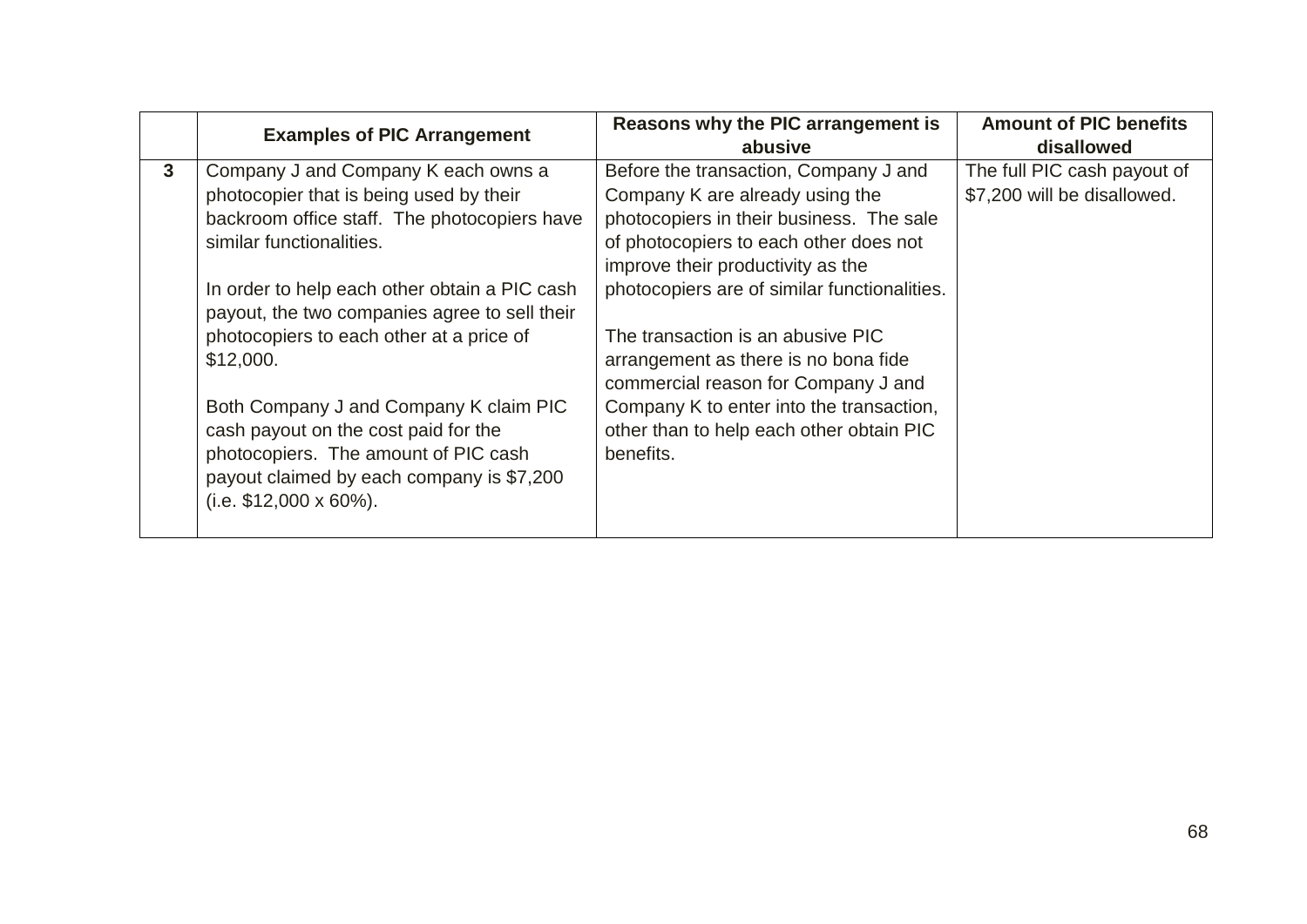| | Examples of PIC Arrangement | Reasons why the PIC arrangement is abusive | Amount of PIC benefits disallowed |
|---|---|---|---|
| **3** | Company J and Company K each owns a photocopier that is being used by their backroom office staff. The photocopiers have similar functionalities.<br><br>In order to help each other obtain a PIC cash payout, the two companies agree to sell their photocopiers to each other at a price of $12,000.<br><br>Both Company J and Company K claim PIC cash payout on the cost paid for the photocopiers. The amount of PIC cash payout claimed by each company is $7,200 (i.e. $12,000 x 60%). | Before the transaction, Company J and Company K are already using the photocopiers in their business. The sale of photocopiers to each other does not improve their productivity as the photocopiers are of similar functionalities.<br><br>The transaction is an abusive PIC arrangement as there is no bona fide commercial reason for Company J and Company K to enter into the transaction, other than to help each other obtain PIC benefits. | The full PIC cash payout of $7,200 will be disallowed. |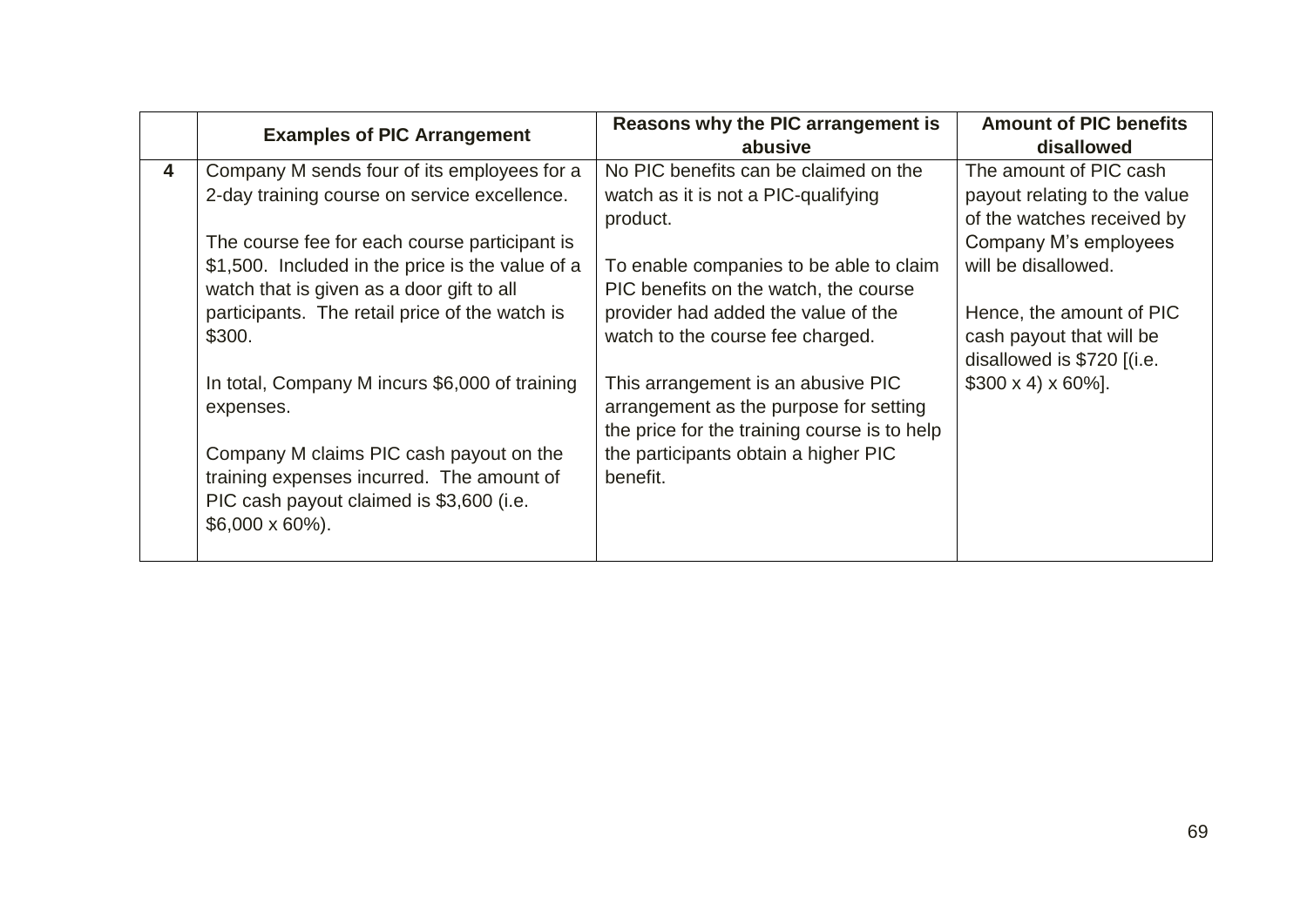| | Examples of PIC Arrangement | Reasons why the PIC arrangement is abusive | Amount of PIC benefits disallowed |
|---|---|---|---|
| 4 | Company M sends four of its employees for a 2-day training course on service excellence.<br><br>The course fee for each course participant is \$1,500. Included in the price is the value of a watch that is given as a door gift to all participants. The retail price of the watch is \$300.<br><br>In total, Company M incurs \$6,000 of training expenses.<br><br>Company M claims PIC cash payout on the training expenses incurred. The amount of PIC cash payout claimed is \$3,600 (i.e. \$6,000 x 60%). | No PIC benefits can be claimed on the watch as it is not a PIC-qualifying product.<br><br>To enable companies to be able to claim PIC benefits on the watch, the course provider had added the value of the watch to the course fee charged.<br><br>This arrangement is an abusive PIC arrangement as the purpose for setting the price for the training course is to help the participants obtain a higher PIC benefit. | The amount of PIC cash payout relating to the value of the watches received by Company M's employees will be disallowed.<br><br>Hence, the amount of PIC cash payout that will be disallowed is \$720 [(i.e. \$300 x 4) x 60%]. |